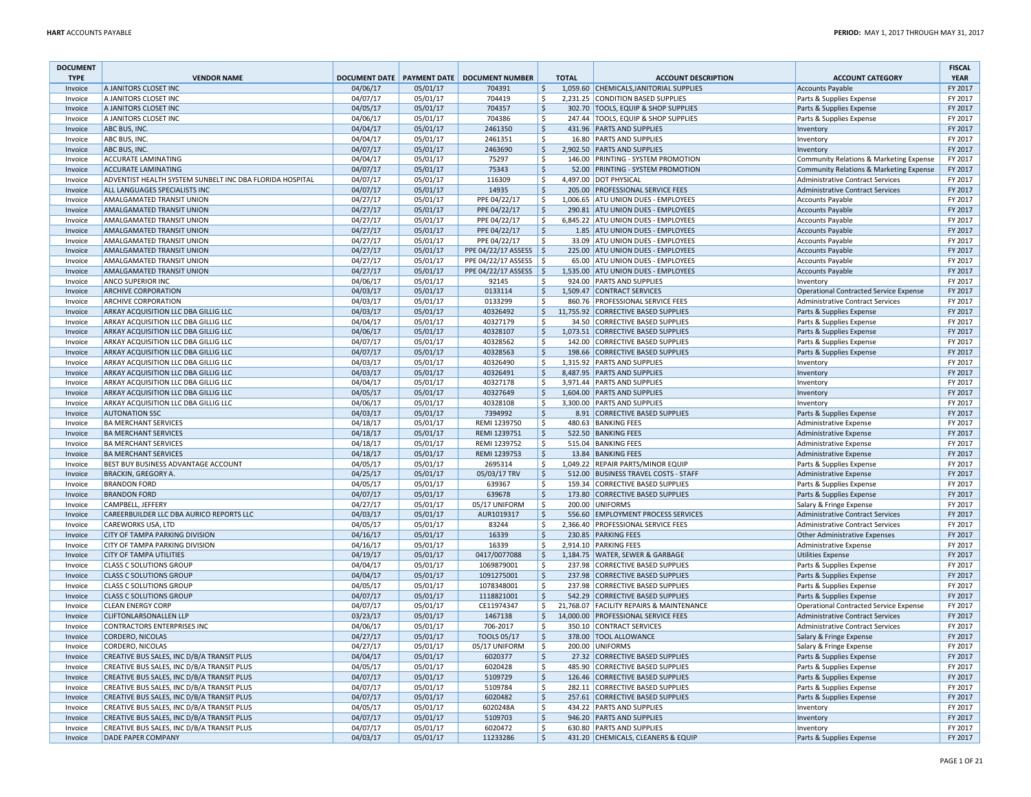| DOCUMENT TYPE | VENDOR NAME | DOCUMENT DATE | PAYMENT DATE | DOCUMENT NUMBER | TOTAL | ACCOUNT DESCRIPTION | ACCOUNT CATEGORY | FISCAL YEAR |
|---|---|---|---|---|---|---|---|---|
| Invoice | A JANITORS CLOSET INC | 04/06/17 | 05/01/17 | 704391 | $ 1,059.60 | CHEMICALS,JANITORIAL SUPPLIES | Accounts Payable | FY 2017 |
| Invoice | A JANITORS CLOSET INC | 04/07/17 | 05/01/17 | 704419 | $ 2,231.25 | CONDITION BASED SUPPLIES | Parts & Supplies Expense | FY 2017 |
| Invoice | A JANITORS CLOSET INC | 04/05/17 | 05/01/17 | 704357 | $ 302.70 | TOOLS, EQUIP & SHOP SUPPLIES | Parts & Supplies Expense | FY 2017 |
| Invoice | A JANITORS CLOSET INC | 04/06/17 | 05/01/17 | 704386 | $ 247.44 | TOOLS, EQUIP & SHOP SUPPLIES | Parts & Supplies Expense | FY 2017 |
| Invoice | ABC BUS, INC. | 04/04/17 | 05/01/17 | 2461350 | $ 431.96 | PARTS AND SUPPLIES | Inventory | FY 2017 |
| Invoice | ABC BUS, INC. | 04/04/17 | 05/01/17 | 2461351 | $ 16.80 | PARTS AND SUPPLIES | Inventory | FY 2017 |
| Invoice | ABC BUS, INC. | 04/07/17 | 05/01/17 | 2463690 | $ 2,902.50 | PARTS AND SUPPLIES | Inventory | FY 2017 |
| Invoice | ACCURATE LAMINATING | 04/04/17 | 05/01/17 | 75297 | $ 146.00 | PRINTING - SYSTEM PROMOTION | Community Relations & Marketing Expense | FY 2017 |
| Invoice | ACCURATE LAMINATING | 04/07/17 | 05/01/17 | 75343 | $ 52.00 | PRINTING - SYSTEM PROMOTION | Community Relations & Marketing Expense | FY 2017 |
| Invoice | ADVENTIST HEALTH SYSTEM SUNBELT INC DBA FLORIDA HOSPITAL | 04/07/17 | 05/01/17 | 116309 | $ 4,497.00 | DOT PHYSICAL | Administrative Contract Services | FY 2017 |
| Invoice | ALL LANGUAGES SPECIALISTS INC | 04/07/17 | 05/01/17 | 14935 | $ 205.00 | PROFESSIONAL SERVICE FEES | Administrative Contract Services | FY 2017 |
| Invoice | AMALGAMATED TRANSIT UNION | 04/27/17 | 05/01/17 | PPE 04/22/17 | $ 1,006.65 | ATU UNION DUES - EMPLOYEES | Accounts Payable | FY 2017 |
| Invoice | AMALGAMATED TRANSIT UNION | 04/27/17 | 05/01/17 | PPE 04/22/17 | $ 290.81 | ATU UNION DUES - EMPLOYEES | Accounts Payable | FY 2017 |
| Invoice | AMALGAMATED TRANSIT UNION | 04/27/17 | 05/01/17 | PPE 04/22/17 | $ 6,845.22 | ATU UNION DUES - EMPLOYEES | Accounts Payable | FY 2017 |
| Invoice | AMALGAMATED TRANSIT UNION | 04/27/17 | 05/01/17 | PPE 04/22/17 | $ 1.85 | ATU UNION DUES - EMPLOYEES | Accounts Payable | FY 2017 |
| Invoice | AMALGAMATED TRANSIT UNION | 04/27/17 | 05/01/17 | PPE 04/22/17 | $ 33.09 | ATU UNION DUES - EMPLOYEES | Accounts Payable | FY 2017 |
| Invoice | AMALGAMATED TRANSIT UNION | 04/27/17 | 05/01/17 | PPE 04/22/17 ASSESS | $ 225.00 | ATU UNION DUES - EMPLOYEES | Accounts Payable | FY 2017 |
| Invoice | AMALGAMATED TRANSIT UNION | 04/27/17 | 05/01/17 | PPE 04/22/17 ASSESS | $ 65.00 | ATU UNION DUES - EMPLOYEES | Accounts Payable | FY 2017 |
| Invoice | AMALGAMATED TRANSIT UNION | 04/27/17 | 05/01/17 | PPE 04/22/17 ASSESS | $ 1,535.00 | ATU UNION DUES - EMPLOYEES | Accounts Payable | FY 2017 |
| Invoice | ANCO SUPERIOR INC | 04/06/17 | 05/01/17 | 92145 | $ 924.00 | PARTS AND SUPPLIES | Inventory | FY 2017 |
| Invoice | ARCHIVE CORPORATION | 04/03/17 | 05/01/17 | 0133114 | $ 1,509.47 | CONTRACT SERVICES | Operational Contracted Service Expense | FY 2017 |
| Invoice | ARCHIVE CORPORATION | 04/03/17 | 05/01/17 | 0133299 | $ 860.76 | PROFESSIONAL SERVICE FEES | Administrative Contract Services | FY 2017 |
| Invoice | ARKAY ACQUISITION LLC DBA GILLIG LLC | 04/03/17 | 05/01/17 | 40326492 | $ 11,755.92 | CORRECTIVE BASED SUPPLIES | Parts & Supplies Expense | FY 2017 |
| Invoice | ARKAY ACQUISITION LLC DBA GILLIG LLC | 04/04/17 | 05/01/17 | 40327179 | $ 34.50 | CORRECTIVE BASED SUPPLIES | Parts & Supplies Expense | FY 2017 |
| Invoice | ARKAY ACQUISITION LLC DBA GILLIG LLC | 04/06/17 | 05/01/17 | 40328107 | $ 1,073.51 | CORRECTIVE BASED SUPPLIES | Parts & Supplies Expense | FY 2017 |
| Invoice | ARKAY ACQUISITION LLC DBA GILLIG LLC | 04/07/17 | 05/01/17 | 40328562 | $ 142.00 | CORRECTIVE BASED SUPPLIES | Parts & Supplies Expense | FY 2017 |
| Invoice | ARKAY ACQUISITION LLC DBA GILLIG LLC | 04/07/17 | 05/01/17 | 40328563 | $ 198.66 | CORRECTIVE BASED SUPPLIES | Parts & Supplies Expense | FY 2017 |
| Invoice | ARKAY ACQUISITION LLC DBA GILLIG LLC | 04/03/17 | 05/01/17 | 40326490 | $ 1,315.92 | PARTS AND SUPPLIES | Inventory | FY 2017 |
| Invoice | ARKAY ACQUISITION LLC DBA GILLIG LLC | 04/03/17 | 05/01/17 | 40326491 | $ 8,487.95 | PARTS AND SUPPLIES | Inventory | FY 2017 |
| Invoice | ARKAY ACQUISITION LLC DBA GILLIG LLC | 04/04/17 | 05/01/17 | 40327178 | $ 3,971.44 | PARTS AND SUPPLIES | Inventory | FY 2017 |
| Invoice | ARKAY ACQUISITION LLC DBA GILLIG LLC | 04/05/17 | 05/01/17 | 40327649 | $ 1,604.00 | PARTS AND SUPPLIES | Inventory | FY 2017 |
| Invoice | ARKAY ACQUISITION LLC DBA GILLIG LLC | 04/06/17 | 05/01/17 | 40328108 | $ 3,300.00 | PARTS AND SUPPLIES | Inventory | FY 2017 |
| Invoice | AUTONATION SSC | 04/03/17 | 05/01/17 | 7394992 | $ 8.91 | CORRECTIVE BASED SUPPLIES | Parts & Supplies Expense | FY 2017 |
| Invoice | BA MERCHANT SERVICES | 04/18/17 | 05/01/17 | REMI 1239750 | $ 480.63 | BANKING FEES | Administrative Expense | FY 2017 |
| Invoice | BA MERCHANT SERVICES | 04/18/17 | 05/01/17 | REMI 1239751 | $ 522.50 | BANKING FEES | Administrative Expense | FY 2017 |
| Invoice | BA MERCHANT SERVICES | 04/18/17 | 05/01/17 | REMI 1239752 | $ 515.04 | BANKING FEES | Administrative Expense | FY 2017 |
| Invoice | BA MERCHANT SERVICES | 04/18/17 | 05/01/17 | REMI 1239753 | $ 13.84 | BANKING FEES | Administrative Expense | FY 2017 |
| Invoice | BEST BUY BUSINESS ADVANTAGE ACCOUNT | 04/05/17 | 05/01/17 | 2695314 | $ 1,049.22 | REPAIR PARTS/MINOR EQUIP | Parts & Supplies Expense | FY 2017 |
| Invoice | BRACKIN, GREGORY A. | 04/25/17 | 05/01/17 | 05/03/17 TRV | $ 512.00 | BUSINESS TRAVEL COSTS - STAFF | Administrative Expense | FY 2017 |
| Invoice | BRANDON FORD | 04/05/17 | 05/01/17 | 639367 | $ 159.34 | CORRECTIVE BASED SUPPLIES | Parts & Supplies Expense | FY 2017 |
| Invoice | BRANDON FORD | 04/07/17 | 05/01/17 | 639678 | $ 173.80 | CORRECTIVE BASED SUPPLIES | Parts & Supplies Expense | FY 2017 |
| Invoice | CAMPBELL, JEFFERY | 04/27/17 | 05/01/17 | 05/17 UNIFORM | $ 200.00 | UNIFORMS | Salary & Fringe Expense | FY 2017 |
| Invoice | CAREERBUILDER LLC DBA AURICO REPORTS LLC | 04/03/17 | 05/01/17 | AUR1019317 | $ 556.60 | EMPLOYMENT PROCESS SERVICES | Administrative Contract Services | FY 2017 |
| Invoice | CAREWORKS USA, LTD | 04/05/17 | 05/01/17 | 83244 | $ 2,366.40 | PROFESSIONAL SERVICE FEES | Administrative Contract Services | FY 2017 |
| Invoice | CITY OF TAMPA PARKING DIVISION | 04/16/17 | 05/01/17 | 16339 | $ 230.85 | PARKING FEES | Other Administrative Expenses | FY 2017 |
| Invoice | CITY OF TAMPA PARKING DIVISION | 04/16/17 | 05/01/17 | 16339 | $ 2,914.10 | PARKING FEES | Administrative Expense | FY 2017 |
| Invoice | CITY OF TAMPA UTILITIES | 04/19/17 | 05/01/17 | 0417/0077088 | $ 1,184.75 | WATER, SEWER & GARBAGE | Utilities Expense | FY 2017 |
| Invoice | CLASS C SOLUTIONS GROUP | 04/04/17 | 05/01/17 | 1069879001 | $ 237.98 | CORRECTIVE BASED SUPPLIES | Parts & Supplies Expense | FY 2017 |
| Invoice | CLASS C SOLUTIONS GROUP | 04/04/17 | 05/01/17 | 1091275001 | $ 237.98 | CORRECTIVE BASED SUPPLIES | Parts & Supplies Expense | FY 2017 |
| Invoice | CLASS C SOLUTIONS GROUP | 04/05/17 | 05/01/17 | 1078348001 | $ 237.98 | CORRECTIVE BASED SUPPLIES | Parts & Supplies Expense | FY 2017 |
| Invoice | CLASS C SOLUTIONS GROUP | 04/07/17 | 05/01/17 | 1118821001 | $ 542.29 | CORRECTIVE BASED SUPPLIES | Parts & Supplies Expense | FY 2017 |
| Invoice | CLEAN ENERGY CORP | 04/07/17 | 05/01/17 | CE11974347 | $ 21,768.07 | FACILITY REPAIRS & MAINTENANCE | Operational Contracted Service Expense | FY 2017 |
| Invoice | CLIFTONLARSONALLEN LLP | 03/23/17 | 05/01/17 | 1467138 | $ 14,000.00 | PROFESSIONAL SERVICE FEES | Administrative Contract Services | FY 2017 |
| Invoice | CONTRACTORS ENTERPRISES INC | 04/06/17 | 05/01/17 | 706-2017 | $ 350.10 | CONTRACT SERVICES | Administrative Contract Services | FY 2017 |
| Invoice | CORDERO, NICOLAS | 04/27/17 | 05/01/17 | TOOLS 05/17 | $ 378.00 | TOOL ALLOWANCE | Salary & Fringe Expense | FY 2017 |
| Invoice | CORDERO, NICOLAS | 04/27/17 | 05/01/17 | 05/17 UNIFORM | $ 200.00 | UNIFORMS | Salary & Fringe Expense | FY 2017 |
| Invoice | CREATIVE BUS SALES, INC D/B/A TRANSIT PLUS | 04/04/17 | 05/01/17 | 6020377 | $ 27.32 | CORRECTIVE BASED SUPPLIES | Parts & Supplies Expense | FY 2017 |
| Invoice | CREATIVE BUS SALES, INC D/B/A TRANSIT PLUS | 04/05/17 | 05/01/17 | 6020428 | $ 485.90 | CORRECTIVE BASED SUPPLIES | Parts & Supplies Expense | FY 2017 |
| Invoice | CREATIVE BUS SALES, INC D/B/A TRANSIT PLUS | 04/07/17 | 05/01/17 | 5109729 | $ 126.46 | CORRECTIVE BASED SUPPLIES | Parts & Supplies Expense | FY 2017 |
| Invoice | CREATIVE BUS SALES, INC D/B/A TRANSIT PLUS | 04/07/17 | 05/01/17 | 5109784 | $ 282.11 | CORRECTIVE BASED SUPPLIES | Parts & Supplies Expense | FY 2017 |
| Invoice | CREATIVE BUS SALES, INC D/B/A TRANSIT PLUS | 04/07/17 | 05/01/17 | 6020482 | $ 257.61 | CORRECTIVE BASED SUPPLIES | Parts & Supplies Expense | FY 2017 |
| Invoice | CREATIVE BUS SALES, INC D/B/A TRANSIT PLUS | 04/05/17 | 05/01/17 | 6020248A | $ 434.22 | PARTS AND SUPPLIES | Inventory | FY 2017 |
| Invoice | CREATIVE BUS SALES, INC D/B/A TRANSIT PLUS | 04/07/17 | 05/01/17 | 5109703 | $ 946.20 | PARTS AND SUPPLIES | Inventory | FY 2017 |
| Invoice | CREATIVE BUS SALES, INC D/B/A TRANSIT PLUS | 04/07/17 | 05/01/17 | 6020472 | $ 630.80 | PARTS AND SUPPLIES | Inventory | FY 2017 |
| Invoice | DADE PAPER COMPANY | 04/03/17 | 05/01/17 | 11233286 | $ 431.20 | CHEMICALS, CLEANERS & EQUIP | Parts & Supplies Expense | FY 2017 |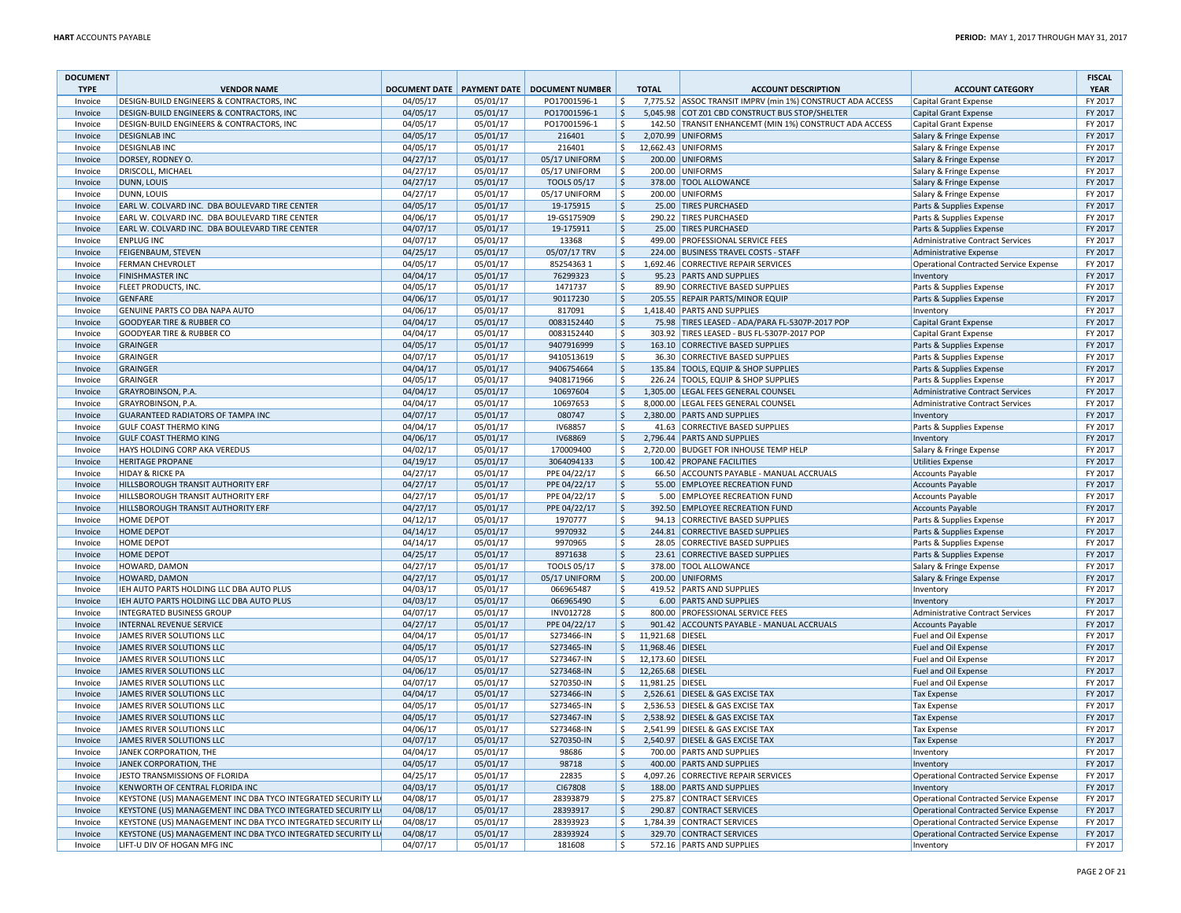| DOCUMENT TYPE | VENDOR NAME | DOCUMENT DATE | PAYMENT DATE | DOCUMENT NUMBER | TOTAL | ACCOUNT DESCRIPTION | ACCOUNT CATEGORY | FISCAL YEAR |
|---|---|---|---|---|---|---|---|---|
| Invoice | DESIGN-BUILD ENGINEERS & CONTRACTORS, INC | 04/05/17 | 05/01/17 | PO17001596-1 | $ 7,775.52 | ASSOC TRANSIT IMPRV (min 1%) CONSTRUCT ADA ACCESS | Capital Grant Expense | FY 2017 |
| Invoice | DESIGN-BUILD ENGINEERS & CONTRACTORS, INC | 04/05/17 | 05/01/17 | PO17001596-1 | $ 5,045.98 | COT Z01 CBD CONSTRUCT BUS STOP/SHELTER | Capital Grant Expense | FY 2017 |
| Invoice | DESIGN-BUILD ENGINEERS & CONTRACTORS, INC | 04/05/17 | 05/01/17 | PO17001596-1 | $ 142.50 | TRANSIT ENHANCEMT (MIN 1%) CONSTRUCT ADA ACCESS | Capital Grant Expense | FY 2017 |
| Invoice | DESIGNLAB INC | 04/05/17 | 05/01/17 | 216401 | $ 2,070.99 | UNIFORMS | Salary & Fringe Expense | FY 2017 |
| Invoice | DESIGNLAB INC | 04/05/17 | 05/01/17 | 216401 | $ 12,662.43 | UNIFORMS | Salary & Fringe Expense | FY 2017 |
| Invoice | DORSEY, RODNEY O. | 04/27/17 | 05/01/17 | 05/17 UNIFORM | $ 200.00 | UNIFORMS | Salary & Fringe Expense | FY 2017 |
| Invoice | DRISCOLL, MICHAEL | 04/27/17 | 05/01/17 | 05/17 UNIFORM | $ 200.00 | UNIFORMS | Salary & Fringe Expense | FY 2017 |
| Invoice | DUNN, LOUIS | 04/27/17 | 05/01/17 | TOOLS 05/17 | $ 378.00 | TOOL ALLOWANCE | Salary & Fringe Expense | FY 2017 |
| Invoice | DUNN, LOUIS | 04/27/17 | 05/01/17 | 05/17 UNIFORM | $ 200.00 | UNIFORMS | Salary & Fringe Expense | FY 2017 |
| Invoice | EARL W. COLVARD INC. DBA BOULEVARD TIRE CENTER | 04/05/17 | 05/01/17 | 19-175915 | $ 25.00 | TIRES PURCHASED | Parts & Supplies Expense | FY 2017 |
| Invoice | EARL W. COLVARD INC. DBA BOULEVARD TIRE CENTER | 04/06/17 | 05/01/17 | 19-GS175909 | $ 290.22 | TIRES PURCHASED | Parts & Supplies Expense | FY 2017 |
| Invoice | EARL W. COLVARD INC. DBA BOULEVARD TIRE CENTER | 04/07/17 | 05/01/17 | 19-175911 | $ 25.00 | TIRES PURCHASED | Parts & Supplies Expense | FY 2017 |
| Invoice | ENPLUG INC | 04/07/17 | 05/01/17 | 13368 | $ 499.00 | PROFESSIONAL SERVICE FEES | Administrative Contract Services | FY 2017 |
| Invoice | FEIGENBAUM, STEVEN | 04/25/17 | 05/01/17 | 05/07/17 TRV | $ 224.00 | BUSINESS TRAVEL COSTS - STAFF | Administrative Expense | FY 2017 |
| Invoice | FERMAN CHEVROLET | 04/05/17 | 05/01/17 | 85254363 1 | $ 1,692.46 | CORRECTIVE REPAIR SERVICES | Operational Contracted Service Expense | FY 2017 |
| Invoice | FINISHMASTER INC | 04/04/17 | 05/01/17 | 76299323 | $ 95.23 | PARTS AND SUPPLIES | Inventory | FY 2017 |
| Invoice | FLEET PRODUCTS, INC. | 04/05/17 | 05/01/17 | 1471737 | $ 89.90 | CORRECTIVE BASED SUPPLIES | Parts & Supplies Expense | FY 2017 |
| Invoice | GENFARE | 04/06/17 | 05/01/17 | 90117230 | $ 205.55 | REPAIR PARTS/MINOR EQUIP | Parts & Supplies Expense | FY 2017 |
| Invoice | GENUINE PARTS CO DBA NAPA AUTO | 04/06/17 | 05/01/17 | 817091 | $ 1,418.40 | PARTS AND SUPPLIES | Inventory | FY 2017 |
| Invoice | GOODYEAR TIRE & RUBBER CO | 04/04/17 | 05/01/17 | 0083152440 | $ 75.98 | TIRES LEASED - ADA/PARA FL-5307P-2017 POP | Capital Grant Expense | FY 2017 |
| Invoice | GOODYEAR TIRE & RUBBER CO | 04/04/17 | 05/01/17 | 0083152440 | $ 303.92 | TIRES LEASED - BUS FL-5307P-2017 POP | Capital Grant Expense | FY 2017 |
| Invoice | GRAINGER | 04/05/17 | 05/01/17 | 9407916999 | $ 163.10 | CORRECTIVE BASED SUPPLIES | Parts & Supplies Expense | FY 2017 |
| Invoice | GRAINGER | 04/07/17 | 05/01/17 | 9410513619 | $ 36.30 | CORRECTIVE BASED SUPPLIES | Parts & Supplies Expense | FY 2017 |
| Invoice | GRAINGER | 04/04/17 | 05/01/17 | 9406754664 | $ 135.84 | TOOLS, EQUIP & SHOP SUPPLIES | Parts & Supplies Expense | FY 2017 |
| Invoice | GRAINGER | 04/05/17 | 05/01/17 | 9408171966 | $ 226.24 | TOOLS, EQUIP & SHOP SUPPLIES | Parts & Supplies Expense | FY 2017 |
| Invoice | GRAYROBINSON, P.A. | 04/04/17 | 05/01/17 | 10697604 | $ 1,305.00 | LEGAL FEES GENERAL COUNSEL | Administrative Contract Services | FY 2017 |
| Invoice | GRAYROBINSON, P.A. | 04/04/17 | 05/01/17 | 10697653 | $ 8,000.00 | LEGAL FEES GENERAL COUNSEL | Administrative Contract Services | FY 2017 |
| Invoice | GUARANTEED RADIATORS OF TAMPA INC | 04/07/17 | 05/01/17 | 080747 | $ 2,380.00 | PARTS AND SUPPLIES | Inventory | FY 2017 |
| Invoice | GULF COAST THERMO KING | 04/04/17 | 05/01/17 | IV68857 | $ 41.63 | CORRECTIVE BASED SUPPLIES | Parts & Supplies Expense | FY 2017 |
| Invoice | GULF COAST THERMO KING | 04/06/17 | 05/01/17 | IV68869 | $ 2,796.44 | PARTS AND SUPPLIES | Inventory | FY 2017 |
| Invoice | HAYS HOLDING CORP AKA VEREDUS | 04/02/17 | 05/01/17 | 170009400 | $ 2,720.00 | BUDGET FOR INHOUSE TEMP HELP | Salary & Fringe Expense | FY 2017 |
| Invoice | HERITAGE PROPANE | 04/19/17 | 05/01/17 | 3064094133 | $ 100.42 | PROPANE FACILITIES | Utilities Expense | FY 2017 |
| Invoice | HIDAY & RICKE PA | 04/27/17 | 05/01/17 | PPE 04/22/17 | $ 66.50 | ACCOUNTS PAYABLE - MANUAL ACCRUALS | Accounts Payable | FY 2017 |
| Invoice | HILLSBOROUGH TRANSIT AUTHORITY ERF | 04/27/17 | 05/01/17 | PPE 04/22/17 | $ 55.00 | EMPLOYEE RECREATION FUND | Accounts Payable | FY 2017 |
| Invoice | HILLSBOROUGH TRANSIT AUTHORITY ERF | 04/27/17 | 05/01/17 | PPE 04/22/17 | $ 5.00 | EMPLOYEE RECREATION FUND | Accounts Payable | FY 2017 |
| Invoice | HILLSBOROUGH TRANSIT AUTHORITY ERF | 04/27/17 | 05/01/17 | PPE 04/22/17 | $ 392.50 | EMPLOYEE RECREATION FUND | Accounts Payable | FY 2017 |
| Invoice | HOME DEPOT | 04/12/17 | 05/01/17 | 1970777 | $ 94.13 | CORRECTIVE BASED SUPPLIES | Parts & Supplies Expense | FY 2017 |
| Invoice | HOME DEPOT | 04/14/17 | 05/01/17 | 9970932 | $ 244.81 | CORRECTIVE BASED SUPPLIES | Parts & Supplies Expense | FY 2017 |
| Invoice | HOME DEPOT | 04/14/17 | 05/01/17 | 9970965 | $ 28.05 | CORRECTIVE BASED SUPPLIES | Parts & Supplies Expense | FY 2017 |
| Invoice | HOME DEPOT | 04/25/17 | 05/01/17 | 8971638 | $ 23.61 | CORRECTIVE BASED SUPPLIES | Parts & Supplies Expense | FY 2017 |
| Invoice | HOWARD, DAMON | 04/27/17 | 05/01/17 | TOOLS 05/17 | $ 378.00 | TOOL ALLOWANCE | Salary & Fringe Expense | FY 2017 |
| Invoice | HOWARD, DAMON | 04/27/17 | 05/01/17 | 05/17 UNIFORM | $ 200.00 | UNIFORMS | Salary & Fringe Expense | FY 2017 |
| Invoice | IEH AUTO PARTS HOLDING LLC DBA AUTO PLUS | 04/03/17 | 05/01/17 | 066965487 | $ 419.52 | PARTS AND SUPPLIES | Inventory | FY 2017 |
| Invoice | IEH AUTO PARTS HOLDING LLC DBA AUTO PLUS | 04/03/17 | 05/01/17 | 066965490 | $ 6.00 | PARTS AND SUPPLIES | Inventory | FY 2017 |
| Invoice | INTEGRATED BUSINESS GROUP | 04/07/17 | 05/01/17 | INV012728 | $ 800.00 | PROFESSIONAL SERVICE FEES | Administrative Contract Services | FY 2017 |
| Invoice | INTERNAL REVENUE SERVICE | 04/27/17 | 05/01/17 | PPE 04/22/17 | $ 901.42 | ACCOUNTS PAYABLE - MANUAL ACCRUALS | Accounts Payable | FY 2017 |
| Invoice | JAMES RIVER SOLUTIONS LLC | 04/04/17 | 05/01/17 | S273466-IN | $ 11,921.68 | DIESEL | Fuel and Oil Expense | FY 2017 |
| Invoice | JAMES RIVER SOLUTIONS LLC | 04/05/17 | 05/01/17 | S273465-IN | $ 11,968.46 | DIESEL | Fuel and Oil Expense | FY 2017 |
| Invoice | JAMES RIVER SOLUTIONS LLC | 04/05/17 | 05/01/17 | S273467-IN | $ 12,173.60 | DIESEL | Fuel and Oil Expense | FY 2017 |
| Invoice | JAMES RIVER SOLUTIONS LLC | 04/06/17 | 05/01/17 | S273468-IN | $ 12,265.68 | DIESEL | Fuel and Oil Expense | FY 2017 |
| Invoice | JAMES RIVER SOLUTIONS LLC | 04/07/17 | 05/01/17 | S270350-IN | $ 11,981.25 | DIESEL | Fuel and Oil Expense | FY 2017 |
| Invoice | JAMES RIVER SOLUTIONS LLC | 04/04/17 | 05/01/17 | S273466-IN | $ 2,526.61 | DIESEL & GAS EXCISE TAX | Tax Expense | FY 2017 |
| Invoice | JAMES RIVER SOLUTIONS LLC | 04/05/17 | 05/01/17 | S273465-IN | $ 2,536.53 | DIESEL & GAS EXCISE TAX | Tax Expense | FY 2017 |
| Invoice | JAMES RIVER SOLUTIONS LLC | 04/05/17 | 05/01/17 | S273467-IN | $ 2,538.92 | DIESEL & GAS EXCISE TAX | Tax Expense | FY 2017 |
| Invoice | JAMES RIVER SOLUTIONS LLC | 04/06/17 | 05/01/17 | S273468-IN | $ 2,541.99 | DIESEL & GAS EXCISE TAX | Tax Expense | FY 2017 |
| Invoice | JAMES RIVER SOLUTIONS LLC | 04/07/17 | 05/01/17 | S270350-IN | $ 2,540.97 | DIESEL & GAS EXCISE TAX | Tax Expense | FY 2017 |
| Invoice | JANEK CORPORATION, THE | 04/04/17 | 05/01/17 | 98686 | $ 700.00 | PARTS AND SUPPLIES | Inventory | FY 2017 |
| Invoice | JANEK CORPORATION, THE | 04/05/17 | 05/01/17 | 98718 | $ 400.00 | PARTS AND SUPPLIES | Inventory | FY 2017 |
| Invoice | JESTO TRANSMISSIONS OF FLORIDA | 04/25/17 | 05/01/17 | 22835 | $ 4,097.26 | CORRECTIVE REPAIR SERVICES | Operational Contracted Service Expense | FY 2017 |
| Invoice | KENWORTH OF CENTRAL FLORIDA INC | 04/03/17 | 05/01/17 | CI67808 | $ 188.00 | PARTS AND SUPPLIES | Inventory | FY 2017 |
| Invoice | KEYSTONE (US) MANAGEMENT INC DBA TYCO INTEGRATED SECURITY LL | 04/08/17 | 05/01/17 | 28393879 | $ 275.87 | CONTRACT SERVICES | Operational Contracted Service Expense | FY 2017 |
| Invoice | KEYSTONE (US) MANAGEMENT INC DBA TYCO INTEGRATED SECURITY LL | 04/08/17 | 05/01/17 | 28393917 | $ 290.87 | CONTRACT SERVICES | Operational Contracted Service Expense | FY 2017 |
| Invoice | KEYSTONE (US) MANAGEMENT INC DBA TYCO INTEGRATED SECURITY LL | 04/08/17 | 05/01/17 | 28393923 | $ 1,784.39 | CONTRACT SERVICES | Operational Contracted Service Expense | FY 2017 |
| Invoice | KEYSTONE (US) MANAGEMENT INC DBA TYCO INTEGRATED SECURITY LL | 04/08/17 | 05/01/17 | 28393924 | $ 329.70 | CONTRACT SERVICES | Operational Contracted Service Expense | FY 2017 |
| Invoice | LIFT-U DIV OF HOGAN MFG INC | 04/07/17 | 05/01/17 | 181608 | $ 572.16 | PARTS AND SUPPLIES | Inventory | FY 2017 |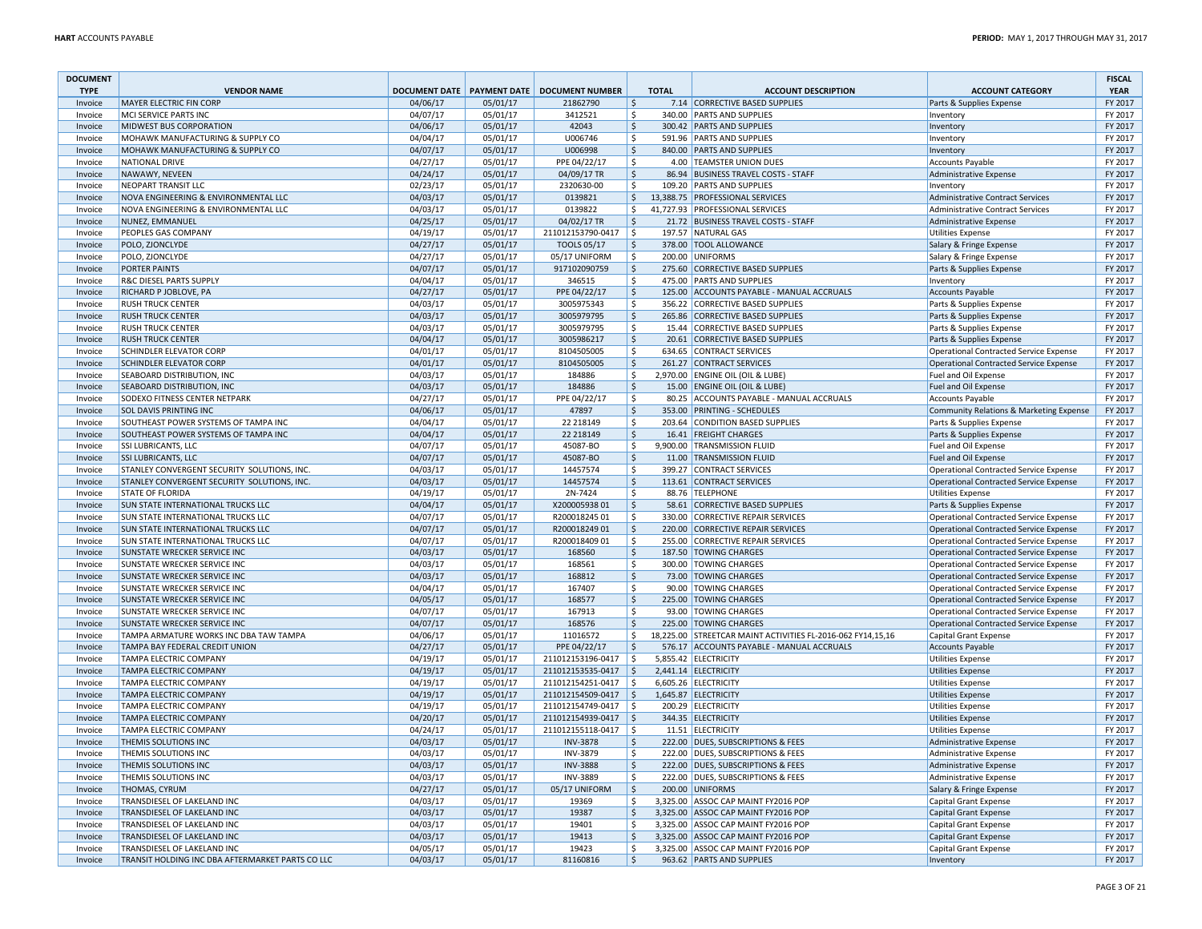| DOCUMENT TYPE | VENDOR NAME | DOCUMENT DATE | PAYMENT DATE | DOCUMENT NUMBER | TOTAL | ACCOUNT DESCRIPTION | ACCOUNT CATEGORY | FISCAL YEAR |
|---|---|---|---|---|---|---|---|---|
| Invoice | MAYER ELECTRIC FIN CORP | 04/06/17 | 05/01/17 | 21862790 | $ 7.14 | CORRECTIVE BASED SUPPLIES | Parts & Supplies Expense | FY 2017 |
| Invoice | MCI SERVICE PARTS INC | 04/07/17 | 05/01/17 | 3412521 | $ 340.00 | PARTS AND SUPPLIES | Inventory | FY 2017 |
| Invoice | MIDWEST BUS CORPORATION | 04/06/17 | 05/01/17 | 42043 | $ 300.42 | PARTS AND SUPPLIES | Inventory | FY 2017 |
| Invoice | MOHAWK MANUFACTURING & SUPPLY CO | 04/04/17 | 05/01/17 | U006746 | $ 591.96 | PARTS AND SUPPLIES | Inventory | FY 2017 |
| Invoice | MOHAWK MANUFACTURING & SUPPLY CO | 04/07/17 | 05/01/17 | U006998 | $ 840.00 | PARTS AND SUPPLIES | Inventory | FY 2017 |
| Invoice | NATIONAL DRIVE | 04/27/17 | 05/01/17 | PPE 04/22/17 | $ 4.00 | TEAMSTER UNION DUES | Accounts Payable | FY 2017 |
| Invoice | NAWAWY, NEVEEN | 04/24/17 | 05/01/17 | 04/09/17 TR | $ 86.94 | BUSINESS TRAVEL COSTS - STAFF | Administrative Expense | FY 2017 |
| Invoice | NEOPART TRANSIT LLC | 02/23/17 | 05/01/17 | 2320630-00 | $ 109.20 | PARTS AND SUPPLIES | Inventory | FY 2017 |
| Invoice | NOVA ENGINEERING & ENVIRONMENTAL LLC | 04/03/17 | 05/01/17 | 0139821 | $ 13,388.75 | PROFESSIONAL SERVICES | Administrative Contract Services | FY 2017 |
| Invoice | NOVA ENGINEERING & ENVIRONMENTAL LLC | 04/03/17 | 05/01/17 | 0139822 | $ 41,727.93 | PROFESSIONAL SERVICES | Administrative Contract Services | FY 2017 |
| Invoice | NUNEZ, EMMANUEL | 04/25/17 | 05/01/17 | 04/02/17 TR | $ 21.72 | BUSINESS TRAVEL COSTS - STAFF | Administrative Expense | FY 2017 |
| Invoice | PEOPLES GAS COMPANY | 04/19/17 | 05/01/17 | 211012153790-0417 | $ 197.57 | NATURAL GAS | Utilities Expense | FY 2017 |
| Invoice | POLO, ZIONCLYDE | 04/27/17 | 05/01/17 | TOOLS 05/17 | $ 378.00 | TOOL ALLOWANCE | Salary & Fringe Expense | FY 2017 |
| Invoice | POLO, ZIONCLYDE | 04/27/17 | 05/01/17 | 05/17 UNIFORM | $ 200.00 | UNIFORMS | Salary & Fringe Expense | FY 2017 |
| Invoice | PORTER PAINTS | 04/07/17 | 05/01/17 | 917102090759 | $ 275.60 | CORRECTIVE BASED SUPPLIES | Parts & Supplies Expense | FY 2017 |
| Invoice | R&C DIESEL PARTS SUPPLY | 04/04/17 | 05/01/17 | 346515 | $ 475.00 | PARTS AND SUPPLIES | Inventory | FY 2017 |
| Invoice | RICHARD P JOBLOVE, PA | 04/27/17 | 05/01/17 | PPE 04/22/17 | $ 125.00 | ACCOUNTS PAYABLE - MANUAL ACCRUALS | Accounts Payable | FY 2017 |
| Invoice | RUSH TRUCK CENTER | 04/03/17 | 05/01/17 | 3005975343 | $ 356.22 | CORRECTIVE BASED SUPPLIES | Parts & Supplies Expense | FY 2017 |
| Invoice | RUSH TRUCK CENTER | 04/03/17 | 05/01/17 | 3005979795 | $ 265.86 | CORRECTIVE BASED SUPPLIES | Parts & Supplies Expense | FY 2017 |
| Invoice | RUSH TRUCK CENTER | 04/03/17 | 05/01/17 | 3005979795 | $ 15.44 | CORRECTIVE BASED SUPPLIES | Parts & Supplies Expense | FY 2017 |
| Invoice | RUSH TRUCK CENTER | 04/04/17 | 05/01/17 | 3005986217 | $ 20.61 | CORRECTIVE BASED SUPPLIES | Parts & Supplies Expense | FY 2017 |
| Invoice | SCHINDLER ELEVATOR CORP | 04/01/17 | 05/01/17 | 8104505005 | $ 634.65 | CONTRACT SERVICES | Operational Contracted Service Expense | FY 2017 |
| Invoice | SCHINDLER ELEVATOR CORP | 04/01/17 | 05/01/17 | 8104505005 | $ 261.27 | CONTRACT SERVICES | Operational Contracted Service Expense | FY 2017 |
| Invoice | SEABOARD DISTRIBUTION, INC | 04/03/17 | 05/01/17 | 184886 | $ 2,970.00 | ENGINE OIL (OIL & LUBE) | Fuel and Oil Expense | FY 2017 |
| Invoice | SEABOARD DISTRIBUTION, INC | 04/03/17 | 05/01/17 | 184886 | $ 15.00 | ENGINE OIL (OIL & LUBE) | Fuel and Oil Expense | FY 2017 |
| Invoice | SODEXO FITNESS CENTER NETPARK | 04/27/17 | 05/01/17 | PPE 04/22/17 | $ 80.25 | ACCOUNTS PAYABLE - MANUAL ACCRUALS | Accounts Payable | FY 2017 |
| Invoice | SOL DAVIS PRINTING INC | 04/06/17 | 05/01/17 | 47897 | $ 353.00 | PRINTING - SCHEDULES | Community Relations & Marketing Expense | FY 2017 |
| Invoice | SOUTHEAST POWER SYSTEMS OF TAMPA INC | 04/04/17 | 05/01/17 | 22 218149 | $ 203.64 | CONDITION BASED SUPPLIES | Parts & Supplies Expense | FY 2017 |
| Invoice | SOUTHEAST POWER SYSTEMS OF TAMPA INC | 04/04/17 | 05/01/17 | 22 218149 | $ 16.41 | FREIGHT CHARGES | Parts & Supplies Expense | FY 2017 |
| Invoice | SSI LUBRICANTS, LLC | 04/07/17 | 05/01/17 | 45087-BO | $ 9,900.00 | TRANSMISSION FLUID | Fuel and Oil Expense | FY 2017 |
| Invoice | SSI LUBRICANTS, LLC | 04/07/17 | 05/01/17 | 45087-BO | $ 11.00 | TRANSMISSION FLUID | Fuel and Oil Expense | FY 2017 |
| Invoice | STANLEY CONVERGENT SECURITY SOLUTIONS, INC. | 04/03/17 | 05/01/17 | 14457574 | $ 399.27 | CONTRACT SERVICES | Operational Contracted Service Expense | FY 2017 |
| Invoice | STANLEY CONVERGENT SECURITY SOLUTIONS, INC. | 04/03/17 | 05/01/17 | 14457574 | $ 113.61 | CONTRACT SERVICES | Operational Contracted Service Expense | FY 2017 |
| Invoice | STATE OF FLORIDA | 04/19/17 | 05/01/17 | 2N-7424 | $ 88.76 | TELEPHONE | Utilities Expense | FY 2017 |
| Invoice | SUN STATE INTERNATIONAL TRUCKS LLC | 04/04/17 | 05/01/17 | X200005938 01 | $ 58.61 | CORRECTIVE BASED SUPPLIES | Parts & Supplies Expense | FY 2017 |
| Invoice | SUN STATE INTERNATIONAL TRUCKS LLC | 04/07/17 | 05/01/17 | R200018245 01 | $ 330.00 | CORRECTIVE REPAIR SERVICES | Operational Contracted Service Expense | FY 2017 |
| Invoice | SUN STATE INTERNATIONAL TRUCKS LLC | 04/07/17 | 05/01/17 | R200018249 01 | $ 220.00 | CORRECTIVE REPAIR SERVICES | Operational Contracted Service Expense | FY 2017 |
| Invoice | SUN STATE INTERNATIONAL TRUCKS LLC | 04/07/17 | 05/01/17 | R200018409 01 | $ 255.00 | CORRECTIVE REPAIR SERVICES | Operational Contracted Service Expense | FY 2017 |
| Invoice | SUNSTATE WRECKER SERVICE INC | 04/03/17 | 05/01/17 | 168560 | $ 187.50 | TOWING CHARGES | Operational Contracted Service Expense | FY 2017 |
| Invoice | SUNSTATE WRECKER SERVICE INC | 04/03/17 | 05/01/17 | 168561 | $ 300.00 | TOWING CHARGES | Operational Contracted Service Expense | FY 2017 |
| Invoice | SUNSTATE WRECKER SERVICE INC | 04/03/17 | 05/01/17 | 168812 | $ 73.00 | TOWING CHARGES | Operational Contracted Service Expense | FY 2017 |
| Invoice | SUNSTATE WRECKER SERVICE INC | 04/04/17 | 05/01/17 | 167407 | $ 90.00 | TOWING CHARGES | Operational Contracted Service Expense | FY 2017 |
| Invoice | SUNSTATE WRECKER SERVICE INC | 04/05/17 | 05/01/17 | 168577 | $ 225.00 | TOWING CHARGES | Operational Contracted Service Expense | FY 2017 |
| Invoice | SUNSTATE WRECKER SERVICE INC | 04/07/17 | 05/01/17 | 167913 | $ 93.00 | TOWING CHARGES | Operational Contracted Service Expense | FY 2017 |
| Invoice | SUNSTATE WRECKER SERVICE INC | 04/07/17 | 05/01/17 | 168576 | $ 225.00 | TOWING CHARGES | Operational Contracted Service Expense | FY 2017 |
| Invoice | TAMPA ARMATURE WORKS INC DBA TAW TAMPA | 04/06/17 | 05/01/17 | 11016572 | $ 18,225.00 | STREETCAR MAINT ACTIVITIES FL-2016-062 FY14,15,16 | Capital Grant Expense | FY 2017 |
| Invoice | TAMPA BAY FEDERAL CREDIT UNION | 04/27/17 | 05/01/17 | PPE 04/22/17 | $ 576.17 | ACCOUNTS PAYABLE - MANUAL ACCRUALS | Accounts Payable | FY 2017 |
| Invoice | TAMPA ELECTRIC COMPANY | 04/19/17 | 05/01/17 | 211012153196-0417 | $ 5,855.42 | ELECTRICITY | Utilities Expense | FY 2017 |
| Invoice | TAMPA ELECTRIC COMPANY | 04/19/17 | 05/01/17 | 211012153535-0417 | $ 2,441.14 | ELECTRICITY | Utilities Expense | FY 2017 |
| Invoice | TAMPA ELECTRIC COMPANY | 04/19/17 | 05/01/17 | 211012154251-0417 | $ 6,605.26 | ELECTRICITY | Utilities Expense | FY 2017 |
| Invoice | TAMPA ELECTRIC COMPANY | 04/19/17 | 05/01/17 | 211012154509-0417 | $ 1,645.87 | ELECTRICITY | Utilities Expense | FY 2017 |
| Invoice | TAMPA ELECTRIC COMPANY | 04/19/17 | 05/01/17 | 211012154749-0417 | $ 200.29 | ELECTRICITY | Utilities Expense | FY 2017 |
| Invoice | TAMPA ELECTRIC COMPANY | 04/20/17 | 05/01/17 | 211012154939-0417 | $ 344.35 | ELECTRICITY | Utilities Expense | FY 2017 |
| Invoice | TAMPA ELECTRIC COMPANY | 04/24/17 | 05/01/17 | 211012155118-0417 | $ 11.51 | ELECTRICITY | Utilities Expense | FY 2017 |
| Invoice | THEMIS SOLUTIONS INC | 04/03/17 | 05/01/17 | INV-3878 | $ 222.00 | DUES, SUBSCRIPTIONS & FEES | Administrative Expense | FY 2017 |
| Invoice | THEMIS SOLUTIONS INC | 04/03/17 | 05/01/17 | INV-3879 | $ 222.00 | DUES, SUBSCRIPTIONS & FEES | Administrative Expense | FY 2017 |
| Invoice | THEMIS SOLUTIONS INC | 04/03/17 | 05/01/17 | INV-3888 | $ 222.00 | DUES, SUBSCRIPTIONS & FEES | Administrative Expense | FY 2017 |
| Invoice | THEMIS SOLUTIONS INC | 04/03/17 | 05/01/17 | INV-3889 | $ 222.00 | DUES, SUBSCRIPTIONS & FEES | Administrative Expense | FY 2017 |
| Invoice | THOMAS, CYRUM | 04/27/17 | 05/01/17 | 05/17 UNIFORM | $ 200.00 | UNIFORMS | Salary & Fringe Expense | FY 2017 |
| Invoice | TRANSDIESEL OF LAKELAND INC | 04/03/17 | 05/01/17 | 19369 | $ 3,325.00 | ASSOC CAP MAINT FY2016 POP | Capital Grant Expense | FY 2017 |
| Invoice | TRANSDIESEL OF LAKELAND INC | 04/03/17 | 05/01/17 | 19387 | $ 3,325.00 | ASSOC CAP MAINT FY2016 POP | Capital Grant Expense | FY 2017 |
| Invoice | TRANSDIESEL OF LAKELAND INC | 04/03/17 | 05/01/17 | 19401 | $ 3,325.00 | ASSOC CAP MAINT FY2016 POP | Capital Grant Expense | FY 2017 |
| Invoice | TRANSDIESEL OF LAKELAND INC | 04/03/17 | 05/01/17 | 19413 | $ 3,325.00 | ASSOC CAP MAINT FY2016 POP | Capital Grant Expense | FY 2017 |
| Invoice | TRANSDIESEL OF LAKELAND INC | 04/05/17 | 05/01/17 | 19423 | $ 3,325.00 | ASSOC CAP MAINT FY2016 POP | Capital Grant Expense | FY 2017 |
| Invoice | TRANSIT HOLDING INC DBA AFTERMARKET PARTS CO LLC | 04/03/17 | 05/01/17 | 81160816 | $ 963.62 | PARTS AND SUPPLIES | Inventory | FY 2017 |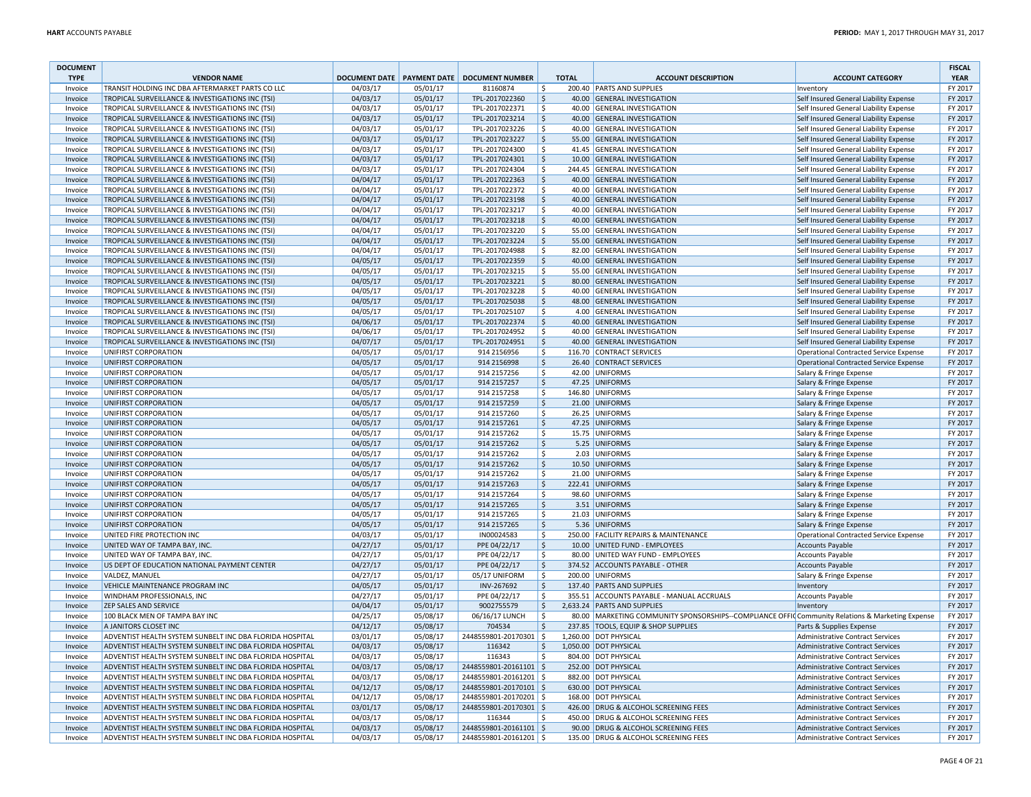| DOCUMENT TYPE | VENDOR NAME | DOCUMENT DATE | PAYMENT DATE | DOCUMENT NUMBER | TOTAL | ACCOUNT DESCRIPTION | ACCOUNT CATEGORY | FISCAL YEAR |
|---|---|---|---|---|---|---|---|---|
| Invoice | TRANSIT HOLDING INC DBA AFTERMARKET PARTS CO LLC | 04/03/17 | 05/01/17 | 81160874 | $ 200.40 | PARTS AND SUPPLIES | Inventory | FY 2017 |
| Invoice | TROPICAL SURVEILLANCE & INVESTIGATIONS INC (TSI) | 04/03/17 | 05/01/17 | TPL-2017022360 | $ 40.00 | GENERAL INVESTIGATION | Self Insured General Liability Expense | FY 2017 |
| Invoice | TROPICAL SURVEILLANCE & INVESTIGATIONS INC (TSI) | 04/03/17 | 05/01/17 | TPL-2017022371 | $ 40.00 | GENERAL INVESTIGATION | Self Insured General Liability Expense | FY 2017 |
| Invoice | TROPICAL SURVEILLANCE & INVESTIGATIONS INC (TSI) | 04/03/17 | 05/01/17 | TPL-2017023214 | $ 40.00 | GENERAL INVESTIGATION | Self Insured General Liability Expense | FY 2017 |
| Invoice | TROPICAL SURVEILLANCE & INVESTIGATIONS INC (TSI) | 04/03/17 | 05/01/17 | TPL-2017023226 | $ 40.00 | GENERAL INVESTIGATION | Self Insured General Liability Expense | FY 2017 |
| Invoice | TROPICAL SURVEILLANCE & INVESTIGATIONS INC (TSI) | 04/03/17 | 05/01/17 | TPL-2017023227 | $ 55.00 | GENERAL INVESTIGATION | Self Insured General Liability Expense | FY 2017 |
| Invoice | TROPICAL SURVEILLANCE & INVESTIGATIONS INC (TSI) | 04/03/17 | 05/01/17 | TPL-2017024300 | $ 41.45 | GENERAL INVESTIGATION | Self Insured General Liability Expense | FY 2017 |
| Invoice | TROPICAL SURVEILLANCE & INVESTIGATIONS INC (TSI) | 04/03/17 | 05/01/17 | TPL-2017024301 | $ 10.00 | GENERAL INVESTIGATION | Self Insured General Liability Expense | FY 2017 |
| Invoice | TROPICAL SURVEILLANCE & INVESTIGATIONS INC (TSI) | 04/03/17 | 05/01/17 | TPL-2017024304 | $ 244.45 | GENERAL INVESTIGATION | Self Insured General Liability Expense | FY 2017 |
| Invoice | TROPICAL SURVEILLANCE & INVESTIGATIONS INC (TSI) | 04/04/17 | 05/01/17 | TPL-2017022363 | $ 40.00 | GENERAL INVESTIGATION | Self Insured General Liability Expense | FY 2017 |
| Invoice | TROPICAL SURVEILLANCE & INVESTIGATIONS INC (TSI) | 04/04/17 | 05/01/17 | TPL-2017022372 | $ 40.00 | GENERAL INVESTIGATION | Self Insured General Liability Expense | FY 2017 |
| Invoice | TROPICAL SURVEILLANCE & INVESTIGATIONS INC (TSI) | 04/04/17 | 05/01/17 | TPL-2017023198 | $ 40.00 | GENERAL INVESTIGATION | Self Insured General Liability Expense | FY 2017 |
| Invoice | TROPICAL SURVEILLANCE & INVESTIGATIONS INC (TSI) | 04/04/17 | 05/01/17 | TPL-2017023217 | $ 40.00 | GENERAL INVESTIGATION | Self Insured General Liability Expense | FY 2017 |
| Invoice | TROPICAL SURVEILLANCE & INVESTIGATIONS INC (TSI) | 04/04/17 | 05/01/17 | TPL-2017023218 | $ 40.00 | GENERAL INVESTIGATION | Self Insured General Liability Expense | FY 2017 |
| Invoice | TROPICAL SURVEILLANCE & INVESTIGATIONS INC (TSI) | 04/04/17 | 05/01/17 | TPL-2017023220 | $ 55.00 | GENERAL INVESTIGATION | Self Insured General Liability Expense | FY 2017 |
| Invoice | TROPICAL SURVEILLANCE & INVESTIGATIONS INC (TSI) | 04/04/17 | 05/01/17 | TPL-2017023224 | $ 55.00 | GENERAL INVESTIGATION | Self Insured General Liability Expense | FY 2017 |
| Invoice | TROPICAL SURVEILLANCE & INVESTIGATIONS INC (TSI) | 04/04/17 | 05/01/17 | TPL-2017024988 | $ 82.00 | GENERAL INVESTIGATION | Self Insured General Liability Expense | FY 2017 |
| Invoice | TROPICAL SURVEILLANCE & INVESTIGATIONS INC (TSI) | 04/05/17 | 05/01/17 | TPL-2017022359 | $ 40.00 | GENERAL INVESTIGATION | Self Insured General Liability Expense | FY 2017 |
| Invoice | TROPICAL SURVEILLANCE & INVESTIGATIONS INC (TSI) | 04/05/17 | 05/01/17 | TPL-2017023215 | $ 55.00 | GENERAL INVESTIGATION | Self Insured General Liability Expense | FY 2017 |
| Invoice | TROPICAL SURVEILLANCE & INVESTIGATIONS INC (TSI) | 04/05/17 | 05/01/17 | TPL-2017023221 | $ 80.00 | GENERAL INVESTIGATION | Self Insured General Liability Expense | FY 2017 |
| Invoice | TROPICAL SURVEILLANCE & INVESTIGATIONS INC (TSI) | 04/05/17 | 05/01/17 | TPL-2017023228 | $ 40.00 | GENERAL INVESTIGATION | Self Insured General Liability Expense | FY 2017 |
| Invoice | TROPICAL SURVEILLANCE & INVESTIGATIONS INC (TSI) | 04/05/17 | 05/01/17 | TPL-2017025038 | $ 48.00 | GENERAL INVESTIGATION | Self Insured General Liability Expense | FY 2017 |
| Invoice | TROPICAL SURVEILLANCE & INVESTIGATIONS INC (TSI) | 04/05/17 | 05/01/17 | TPL-2017025107 | $ 4.00 | GENERAL INVESTIGATION | Self Insured General Liability Expense | FY 2017 |
| Invoice | TROPICAL SURVEILLANCE & INVESTIGATIONS INC (TSI) | 04/06/17 | 05/01/17 | TPL-2017022374 | $ 40.00 | GENERAL INVESTIGATION | Self Insured General Liability Expense | FY 2017 |
| Invoice | TROPICAL SURVEILLANCE & INVESTIGATIONS INC (TSI) | 04/06/17 | 05/01/17 | TPL-2017024952 | $ 40.00 | GENERAL INVESTIGATION | Self Insured General Liability Expense | FY 2017 |
| Invoice | TROPICAL SURVEILLANCE & INVESTIGATIONS INC (TSI) | 04/07/17 | 05/01/17 | TPL-2017024951 | $ 40.00 | GENERAL INVESTIGATION | Self Insured General Liability Expense | FY 2017 |
| Invoice | UNIFIRST CORPORATION | 04/05/17 | 05/01/17 | 914 2156956 | $ 116.70 | CONTRACT SERVICES | Operational Contracted Service Expense | FY 2017 |
| Invoice | UNIFIRST CORPORATION | 04/05/17 | 05/01/17 | 914 2156998 | $ 26.40 | CONTRACT SERVICES | Operational Contracted Service Expense | FY 2017 |
| Invoice | UNIFIRST CORPORATION | 04/05/17 | 05/01/17 | 914 2157256 | $ 42.00 | UNIFORMS | Salary & Fringe Expense | FY 2017 |
| Invoice | UNIFIRST CORPORATION | 04/05/17 | 05/01/17 | 914 2157257 | $ 47.25 | UNIFORMS | Salary & Fringe Expense | FY 2017 |
| Invoice | UNIFIRST CORPORATION | 04/05/17 | 05/01/17 | 914 2157258 | $ 146.80 | UNIFORMS | Salary & Fringe Expense | FY 2017 |
| Invoice | UNIFIRST CORPORATION | 04/05/17 | 05/01/17 | 914 2157259 | $ 21.00 | UNIFORMS | Salary & Fringe Expense | FY 2017 |
| Invoice | UNIFIRST CORPORATION | 04/05/17 | 05/01/17 | 914 2157260 | $ 26.25 | UNIFORMS | Salary & Fringe Expense | FY 2017 |
| Invoice | UNIFIRST CORPORATION | 04/05/17 | 05/01/17 | 914 2157261 | $ 47.25 | UNIFORMS | Salary & Fringe Expense | FY 2017 |
| Invoice | UNIFIRST CORPORATION | 04/05/17 | 05/01/17 | 914 2157262 | $ 15.75 | UNIFORMS | Salary & Fringe Expense | FY 2017 |
| Invoice | UNIFIRST CORPORATION | 04/05/17 | 05/01/17 | 914 2157262 | $ 5.25 | UNIFORMS | Salary & Fringe Expense | FY 2017 |
| Invoice | UNIFIRST CORPORATION | 04/05/17 | 05/01/17 | 914 2157262 | $ 2.03 | UNIFORMS | Salary & Fringe Expense | FY 2017 |
| Invoice | UNIFIRST CORPORATION | 04/05/17 | 05/01/17 | 914 2157262 | $ 10.50 | UNIFORMS | Salary & Fringe Expense | FY 2017 |
| Invoice | UNIFIRST CORPORATION | 04/05/17 | 05/01/17 | 914 2157262 | $ 21.00 | UNIFORMS | Salary & Fringe Expense | FY 2017 |
| Invoice | UNIFIRST CORPORATION | 04/05/17 | 05/01/17 | 914 2157263 | $ 222.41 | UNIFORMS | Salary & Fringe Expense | FY 2017 |
| Invoice | UNIFIRST CORPORATION | 04/05/17 | 05/01/17 | 914 2157264 | $ 98.60 | UNIFORMS | Salary & Fringe Expense | FY 2017 |
| Invoice | UNIFIRST CORPORATION | 04/05/17 | 05/01/17 | 914 2157265 | $ 3.51 | UNIFORMS | Salary & Fringe Expense | FY 2017 |
| Invoice | UNIFIRST CORPORATION | 04/05/17 | 05/01/17 | 914 2157265 | $ 21.03 | UNIFORMS | Salary & Fringe Expense | FY 2017 |
| Invoice | UNIFIRST CORPORATION | 04/05/17 | 05/01/17 | 914 2157265 | $ 5.36 | UNIFORMS | Salary & Fringe Expense | FY 2017 |
| Invoice | UNITED FIRE PROTECTION INC | 04/03/17 | 05/01/17 | IN00024583 | $ 250.00 | FACILITY REPAIRS & MAINTENANCE | Operational Contracted Service Expense | FY 2017 |
| Invoice | UNITED WAY OF TAMPA BAY, INC. | 04/27/17 | 05/01/17 | PPE 04/22/17 | $ 10.00 | UNITED FUND - EMPLOYEES | Accounts Payable | FY 2017 |
| Invoice | UNITED WAY OF TAMPA BAY, INC. | 04/27/17 | 05/01/17 | PPE 04/22/17 | $ 80.00 | UNITED WAY FUND - EMPLOYEES | Accounts Payable | FY 2017 |
| Invoice | US DEPT OF EDUCATION NATIONAL PAYMENT CENTER | 04/27/17 | 05/01/17 | PPE 04/22/17 | $ 374.52 | ACCOUNTS PAYABLE - OTHER | Accounts Payable | FY 2017 |
| Invoice | VALDEZ, MANUEL | 04/27/17 | 05/01/17 | 05/17 UNIFORM | $ 200.00 | UNIFORMS | Salary & Fringe Expense | FY 2017 |
| Invoice | VEHICLE MAINTENANCE PROGRAM INC | 04/05/17 | 05/01/17 | INV-267692 | $ 137.40 | PARTS AND SUPPLIES | Inventory | FY 2017 |
| Invoice | WINDHAM PROFESSIONALS, INC | 04/27/17 | 05/01/17 | PPE 04/22/17 | $ 355.51 | ACCOUNTS PAYABLE - MANUAL ACCRUALS | Accounts Payable | FY 2017 |
| Invoice | ZEP SALES AND SERVICE | 04/04/17 | 05/01/17 | 9002755579 | $ 2,633.24 | PARTS AND SUPPLIES | Inventory | FY 2017 |
| Invoice | 100 BLACK MEN OF TAMPA BAY INC | 04/25/17 | 05/08/17 | 06/16/17 LUNCH | $ 80.00 | MARKETING COMMUNITY SPONSORSHIPS--COMPLIANCE OFFIC | Community Relations & Marketing Expense | FY 2017 |
| Invoice | A JANITORS CLOSET INC | 04/12/17 | 05/08/17 | 704534 | $ 237.85 | TOOLS, EQUIP & SHOP SUPPLIES | Parts & Supplies Expense | FY 2017 |
| Invoice | ADVENTIST HEALTH SYSTEM SUNBELT INC DBA FLORIDA HOSPITAL | 03/01/17 | 05/08/17 | 2448559801-20170301 | $ 1,260.00 | DOT PHYSICAL | Administrative Contract Services | FY 2017 |
| Invoice | ADVENTIST HEALTH SYSTEM SUNBELT INC DBA FLORIDA HOSPITAL | 04/03/17 | 05/08/17 | 116342 | $ 1,050.00 | DOT PHYSICAL | Administrative Contract Services | FY 2017 |
| Invoice | ADVENTIST HEALTH SYSTEM SUNBELT INC DBA FLORIDA HOSPITAL | 04/03/17 | 05/08/17 | 116343 | $ 804.00 | DOT PHYSICAL | Administrative Contract Services | FY 2017 |
| Invoice | ADVENTIST HEALTH SYSTEM SUNBELT INC DBA FLORIDA HOSPITAL | 04/03/17 | 05/08/17 | 2448559801-20161101 | $ 252.00 | DOT PHYSICAL | Administrative Contract Services | FY 2017 |
| Invoice | ADVENTIST HEALTH SYSTEM SUNBELT INC DBA FLORIDA HOSPITAL | 04/03/17 | 05/08/17 | 2448559801-20161201 | $ 882.00 | DOT PHYSICAL | Administrative Contract Services | FY 2017 |
| Invoice | ADVENTIST HEALTH SYSTEM SUNBELT INC DBA FLORIDA HOSPITAL | 04/12/17 | 05/08/17 | 2448559801-20170101 | $ 630.00 | DOT PHYSICAL | Administrative Contract Services | FY 2017 |
| Invoice | ADVENTIST HEALTH SYSTEM SUNBELT INC DBA FLORIDA HOSPITAL | 04/12/17 | 05/08/17 | 2448559801-20170201 | $ 168.00 | DOT PHYSICAL | Administrative Contract Services | FY 2017 |
| Invoice | ADVENTIST HEALTH SYSTEM SUNBELT INC DBA FLORIDA HOSPITAL | 03/01/17 | 05/08/17 | 2448559801-20170301 | $ 426.00 | DRUG & ALCOHOL SCREENING FEES | Administrative Contract Services | FY 2017 |
| Invoice | ADVENTIST HEALTH SYSTEM SUNBELT INC DBA FLORIDA HOSPITAL | 04/03/17 | 05/08/17 | 116344 | $ 450.00 | DRUG & ALCOHOL SCREENING FEES | Administrative Contract Services | FY 2017 |
| Invoice | ADVENTIST HEALTH SYSTEM SUNBELT INC DBA FLORIDA HOSPITAL | 04/03/17 | 05/08/17 | 2448559801-20161101 | $ 90.00 | DRUG & ALCOHOL SCREENING FEES | Administrative Contract Services | FY 2017 |
| Invoice | ADVENTIST HEALTH SYSTEM SUNBELT INC DBA FLORIDA HOSPITAL | 04/03/17 | 05/08/17 | 2448559801-20161201 | $ 135.00 | DRUG & ALCOHOL SCREENING FEES | Administrative Contract Services | FY 2017 |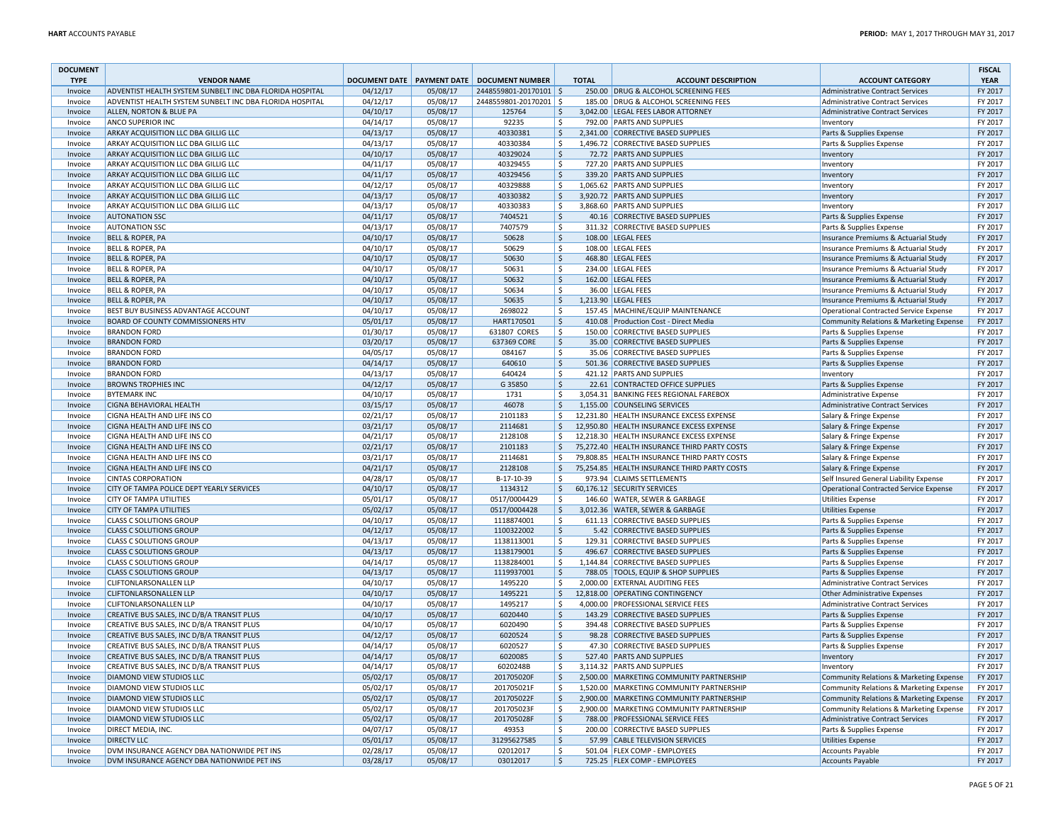| DOCUMENT TYPE | VENDOR NAME | DOCUMENT DATE | PAYMENT DATE | DOCUMENT NUMBER | TOTAL | ACCOUNT DESCRIPTION | ACCOUNT CATEGORY | FISCAL YEAR |
|---|---|---|---|---|---|---|---|---|
| Invoice | ADVENTIST HEALTH SYSTEM SUNBELT INC DBA FLORIDA HOSPITAL | 04/12/17 | 05/08/17 | 2448559801-20170101 | $ 250.00 | DRUG & ALCOHOL SCREENING FEES | Administrative Contract Services | FY 2017 |
| Invoice | ADVENTIST HEALTH SYSTEM SUNBELT INC DBA FLORIDA HOSPITAL | 04/12/17 | 05/08/17 | 2448559801-20170201 | $ 185.00 | DRUG & ALCOHOL SCREENING FEES | Administrative Contract Services | FY 2017 |
| Invoice | ALLEN, NORTON & BLUE PA | 04/10/17 | 05/08/17 | 125764 | $ 3,042.00 | LEGAL FEES LABOR ATTORNEY | Administrative Contract Services | FY 2017 |
| Invoice | ANCO SUPERIOR INC | 04/14/17 | 05/08/17 | 92235 | $ 792.00 | PARTS AND SUPPLIES | Inventory | FY 2017 |
| Invoice | ARKAY ACQUISITION LLC DBA GILLIG LLC | 04/13/17 | 05/08/17 | 40330381 | $ 2,341.00 | CORRECTIVE BASED SUPPLIES | Parts & Supplies Expense | FY 2017 |
| Invoice | ARKAY ACQUISITION LLC DBA GILLIG LLC | 04/13/17 | 05/08/17 | 40330384 | $ 1,496.72 | CORRECTIVE BASED SUPPLIES | Parts & Supplies Expense | FY 2017 |
| Invoice | ARKAY ACQUISITION LLC DBA GILLIG LLC | 04/10/17 | 05/08/17 | 40329024 | $ 72.72 | PARTS AND SUPPLIES | Inventory | FY 2017 |
| Invoice | ARKAY ACQUISITION LLC DBA GILLIG LLC | 04/11/17 | 05/08/17 | 40329455 | $ 727.20 | PARTS AND SUPPLIES | Inventory | FY 2017 |
| Invoice | ARKAY ACQUISITION LLC DBA GILLIG LLC | 04/11/17 | 05/08/17 | 40329456 | $ 339.20 | PARTS AND SUPPLIES | Inventory | FY 2017 |
| Invoice | ARKAY ACQUISITION LLC DBA GILLIG LLC | 04/12/17 | 05/08/17 | 40329888 | $ 1,065.62 | PARTS AND SUPPLIES | Inventory | FY 2017 |
| Invoice | ARKAY ACQUISITION LLC DBA GILLIG LLC | 04/13/17 | 05/08/17 | 40330382 | $ 3,920.72 | PARTS AND SUPPLIES | Inventory | FY 2017 |
| Invoice | ARKAY ACQUISITION LLC DBA GILLIG LLC | 04/13/17 | 05/08/17 | 40330383 | $ 3,868.60 | PARTS AND SUPPLIES | Inventory | FY 2017 |
| Invoice | AUTONATION SSC | 04/11/17 | 05/08/17 | 7404521 | $ 40.16 | CORRECTIVE BASED SUPPLIES | Parts & Supplies Expense | FY 2017 |
| Invoice | AUTONATION SSC | 04/13/17 | 05/08/17 | 7407579 | $ 311.32 | CORRECTIVE BASED SUPPLIES | Parts & Supplies Expense | FY 2017 |
| Invoice | BELL & ROPER, PA | 04/10/17 | 05/08/17 | 50628 | $ 108.00 | LEGAL FEES | Insurance Premiums & Actuarial Study | FY 2017 |
| Invoice | BELL & ROPER, PA | 04/10/17 | 05/08/17 | 50629 | $ 108.00 | LEGAL FEES | Insurance Premiums & Actuarial Study | FY 2017 |
| Invoice | BELL & ROPER, PA | 04/10/17 | 05/08/17 | 50630 | $ 468.80 | LEGAL FEES | Insurance Premiums & Actuarial Study | FY 2017 |
| Invoice | BELL & ROPER, PA | 04/10/17 | 05/08/17 | 50631 | $ 234.00 | LEGAL FEES | Insurance Premiums & Actuarial Study | FY 2017 |
| Invoice | BELL & ROPER, PA | 04/10/17 | 05/08/17 | 50632 | $ 162.00 | LEGAL FEES | Insurance Premiums & Actuarial Study | FY 2017 |
| Invoice | BELL & ROPER, PA | 04/10/17 | 05/08/17 | 50634 | $ 36.00 | LEGAL FEES | Insurance Premiums & Actuarial Study | FY 2017 |
| Invoice | BELL & ROPER, PA | 04/10/17 | 05/08/17 | 50635 | $ 1,213.90 | LEGAL FEES | Insurance Premiums & Actuarial Study | FY 2017 |
| Invoice | BEST BUY BUSINESS ADVANTAGE ACCOUNT | 04/10/17 | 05/08/17 | 2698022 | $ 157.45 | MACHINE/EQUIP MAINTENANCE | Operational Contracted Service Expense | FY 2017 |
| Invoice | BOARD OF COUNTY COMMISSIONERS HTV | 05/01/17 | 05/08/17 | HART170501 | $ 410.08 | Production Cost - Direct Media | Community Relations & Marketing Expense | FY 2017 |
| Invoice | BRANDON FORD | 01/30/17 | 05/08/17 | 631807 CORES | $ 150.00 | CORRECTIVE BASED SUPPLIES | Parts & Supplies Expense | FY 2017 |
| Invoice | BRANDON FORD | 03/20/17 | 05/08/17 | 637369 CORE | $ 35.00 | CORRECTIVE BASED SUPPLIES | Parts & Supplies Expense | FY 2017 |
| Invoice | BRANDON FORD | 04/05/17 | 05/08/17 | 084167 | $ 35.06 | CORRECTIVE BASED SUPPLIES | Parts & Supplies Expense | FY 2017 |
| Invoice | BRANDON FORD | 04/14/17 | 05/08/17 | 640610 | $ 501.36 | CORRECTIVE BASED SUPPLIES | Parts & Supplies Expense | FY 2017 |
| Invoice | BRANDON FORD | 04/13/17 | 05/08/17 | 640424 | $ 421.12 | PARTS AND SUPPLIES | Inventory | FY 2017 |
| Invoice | BROWNS TROPHIES INC | 04/12/17 | 05/08/17 | G 35850 | $ 22.61 | CONTRACTED OFFICE SUPPLIES | Parts & Supplies Expense | FY 2017 |
| Invoice | BYTEMARK INC | 04/10/17 | 05/08/17 | 1731 | $ 3,054.31 | BANKING FEES REGIONAL FAREBOX | Administrative Expense | FY 2017 |
| Invoice | CIGNA BEHAVIORAL HEALTH | 03/15/17 | 05/08/17 | 46078 | $ 1,155.00 | COUNSELING SERVICES | Administrative Contract Services | FY 2017 |
| Invoice | CIGNA HEALTH AND LIFE INS CO | 02/21/17 | 05/08/17 | 2101183 | $ 12,231.80 | HEALTH INSURANCE EXCESS EXPENSE | Salary & Fringe Expense | FY 2017 |
| Invoice | CIGNA HEALTH AND LIFE INS CO | 03/21/17 | 05/08/17 | 2114681 | $ 12,950.80 | HEALTH INSURANCE EXCESS EXPENSE | Salary & Fringe Expense | FY 2017 |
| Invoice | CIGNA HEALTH AND LIFE INS CO | 04/21/17 | 05/08/17 | 2128108 | $ 12,218.30 | HEALTH INSURANCE EXCESS EXPENSE | Salary & Fringe Expense | FY 2017 |
| Invoice | CIGNA HEALTH AND LIFE INS CO | 02/21/17 | 05/08/17 | 2101183 | $ 75,272.40 | HEALTH INSURANCE THIRD PARTY COSTS | Salary & Fringe Expense | FY 2017 |
| Invoice | CIGNA HEALTH AND LIFE INS CO | 03/21/17 | 05/08/17 | 2114681 | $ 79,808.85 | HEALTH INSURANCE THIRD PARTY COSTS | Salary & Fringe Expense | FY 2017 |
| Invoice | CIGNA HEALTH AND LIFE INS CO | 04/21/17 | 05/08/17 | 2128108 | $ 75,254.85 | HEALTH INSURANCE THIRD PARTY COSTS | Salary & Fringe Expense | FY 2017 |
| Invoice | CINTAS CORPORATION | 04/28/17 | 05/08/17 | B-17-10-39 | $ 973.94 | CLAIMS SETTLEMENTS | Self Insured General Liability Expense | FY 2017 |
| Invoice | CITY OF TAMPA POLICE DEPT YEARLY SERVICES | 04/10/17 | 05/08/17 | 1134312 | $ 60,176.12 | SECURITY SERVICES | Operational Contracted Service Expense | FY 2017 |
| Invoice | CITY OF TAMPA UTILITIES | 05/01/17 | 05/08/17 | 0517/0004429 | $ 146.60 | WATER, SEWER & GARBAGE | Utilities Expense | FY 2017 |
| Invoice | CITY OF TAMPA UTILITIES | 05/02/17 | 05/08/17 | 0517/0004428 | $ 3,012.36 | WATER, SEWER & GARBAGE | Utilities Expense | FY 2017 |
| Invoice | CLASS C SOLUTIONS GROUP | 04/10/17 | 05/08/17 | 1118874001 | $ 611.13 | CORRECTIVE BASED SUPPLIES | Parts & Supplies Expense | FY 2017 |
| Invoice | CLASS C SOLUTIONS GROUP | 04/12/17 | 05/08/17 | 1100322002 | $ 5.42 | CORRECTIVE BASED SUPPLIES | Parts & Supplies Expense | FY 2017 |
| Invoice | CLASS C SOLUTIONS GROUP | 04/13/17 | 05/08/17 | 1138113001 | $ 129.31 | CORRECTIVE BASED SUPPLIES | Parts & Supplies Expense | FY 2017 |
| Invoice | CLASS C SOLUTIONS GROUP | 04/13/17 | 05/08/17 | 1138179001 | $ 496.67 | CORRECTIVE BASED SUPPLIES | Parts & Supplies Expense | FY 2017 |
| Invoice | CLASS C SOLUTIONS GROUP | 04/14/17 | 05/08/17 | 1138284001 | $ 1,144.84 | CORRECTIVE BASED SUPPLIES | Parts & Supplies Expense | FY 2017 |
| Invoice | CLASS C SOLUTIONS GROUP | 04/13/17 | 05/08/17 | 1119937001 | $ 788.05 | TOOLS, EQUIP & SHOP SUPPLIES | Parts & Supplies Expense | FY 2017 |
| Invoice | CLIFTONLARSONALLEN LLP | 04/10/17 | 05/08/17 | 1495220 | $ 2,000.00 | EXTERNAL AUDITING FEES | Administrative Contract Services | FY 2017 |
| Invoice | CLIFTONLARSONALLEN LLP | 04/10/17 | 05/08/17 | 1495221 | $ 12,818.00 | OPERATING CONTINGENCY | Other Administrative Expenses | FY 2017 |
| Invoice | CLIFTONLARSONALLEN LLP | 04/10/17 | 05/08/17 | 1495217 | $ 4,000.00 | PROFESSIONAL SERVICE FEES | Administrative Contract Services | FY 2017 |
| Invoice | CREATIVE BUS SALES, INC D/B/A TRANSIT PLUS | 04/10/17 | 05/08/17 | 6020440 | $ 143.29 | CORRECTIVE BASED SUPPLIES | Parts & Supplies Expense | FY 2017 |
| Invoice | CREATIVE BUS SALES, INC D/B/A TRANSIT PLUS | 04/10/17 | 05/08/17 | 6020490 | $ 394.48 | CORRECTIVE BASED SUPPLIES | Parts & Supplies Expense | FY 2017 |
| Invoice | CREATIVE BUS SALES, INC D/B/A TRANSIT PLUS | 04/12/17 | 05/08/17 | 6020524 | $ 98.28 | CORRECTIVE BASED SUPPLIES | Parts & Supplies Expense | FY 2017 |
| Invoice | CREATIVE BUS SALES, INC D/B/A TRANSIT PLUS | 04/14/17 | 05/08/17 | 6020527 | $ 47.30 | CORRECTIVE BASED SUPPLIES | Parts & Supplies Expense | FY 2017 |
| Invoice | CREATIVE BUS SALES, INC D/B/A TRANSIT PLUS | 04/14/17 | 05/08/17 | 6020085 | $ 527.40 | PARTS AND SUPPLIES | Inventory | FY 2017 |
| Invoice | CREATIVE BUS SALES, INC D/B/A TRANSIT PLUS | 04/14/17 | 05/08/17 | 6020248B | $ 3,114.32 | PARTS AND SUPPLIES | Inventory | FY 2017 |
| Invoice | DIAMOND VIEW STUDIOS LLC | 05/02/17 | 05/08/17 | 201705020F | $ 2,500.00 | MARKETING COMMUNITY PARTNERSHIP | Community Relations & Marketing Expense | FY 2017 |
| Invoice | DIAMOND VIEW STUDIOS LLC | 05/02/17 | 05/08/17 | 201705021F | $ 1,520.00 | MARKETING COMMUNITY PARTNERSHIP | Community Relations & Marketing Expense | FY 2017 |
| Invoice | DIAMOND VIEW STUDIOS LLC | 05/02/17 | 05/08/17 | 201705022F | $ 2,900.00 | MARKETING COMMUNITY PARTNERSHIP | Community Relations & Marketing Expense | FY 2017 |
| Invoice | DIAMOND VIEW STUDIOS LLC | 05/02/17 | 05/08/17 | 201705023F | $ 2,900.00 | MARKETING COMMUNITY PARTNERSHIP | Community Relations & Marketing Expense | FY 2017 |
| Invoice | DIAMOND VIEW STUDIOS LLC | 05/02/17 | 05/08/17 | 201705028F | $ 788.00 | PROFESSIONAL SERVICE FEES | Administrative Contract Services | FY 2017 |
| Invoice | DIRECT MEDIA, INC. | 04/07/17 | 05/08/17 | 49353 | $ 200.00 | CORRECTIVE BASED SUPPLIES | Parts & Supplies Expense | FY 2017 |
| Invoice | DIRECTV LLC | 05/01/17 | 05/08/17 | 31295627585 | $ 57.99 | CABLE TELEVISION SERVICES | Utilities Expense | FY 2017 |
| Invoice | DVM INSURANCE AGENCY DBA NATIONWIDE PET INS | 02/28/17 | 05/08/17 | 02012017 | $ 501.04 | FLEX COMP - EMPLOYEES | Accounts Payable | FY 2017 |
| Invoice | DVM INSURANCE AGENCY DBA NATIONWIDE PET INS | 03/28/17 | 05/08/17 | 03012017 | $ 725.25 | FLEX COMP - EMPLOYEES | Accounts Payable | FY 2017 |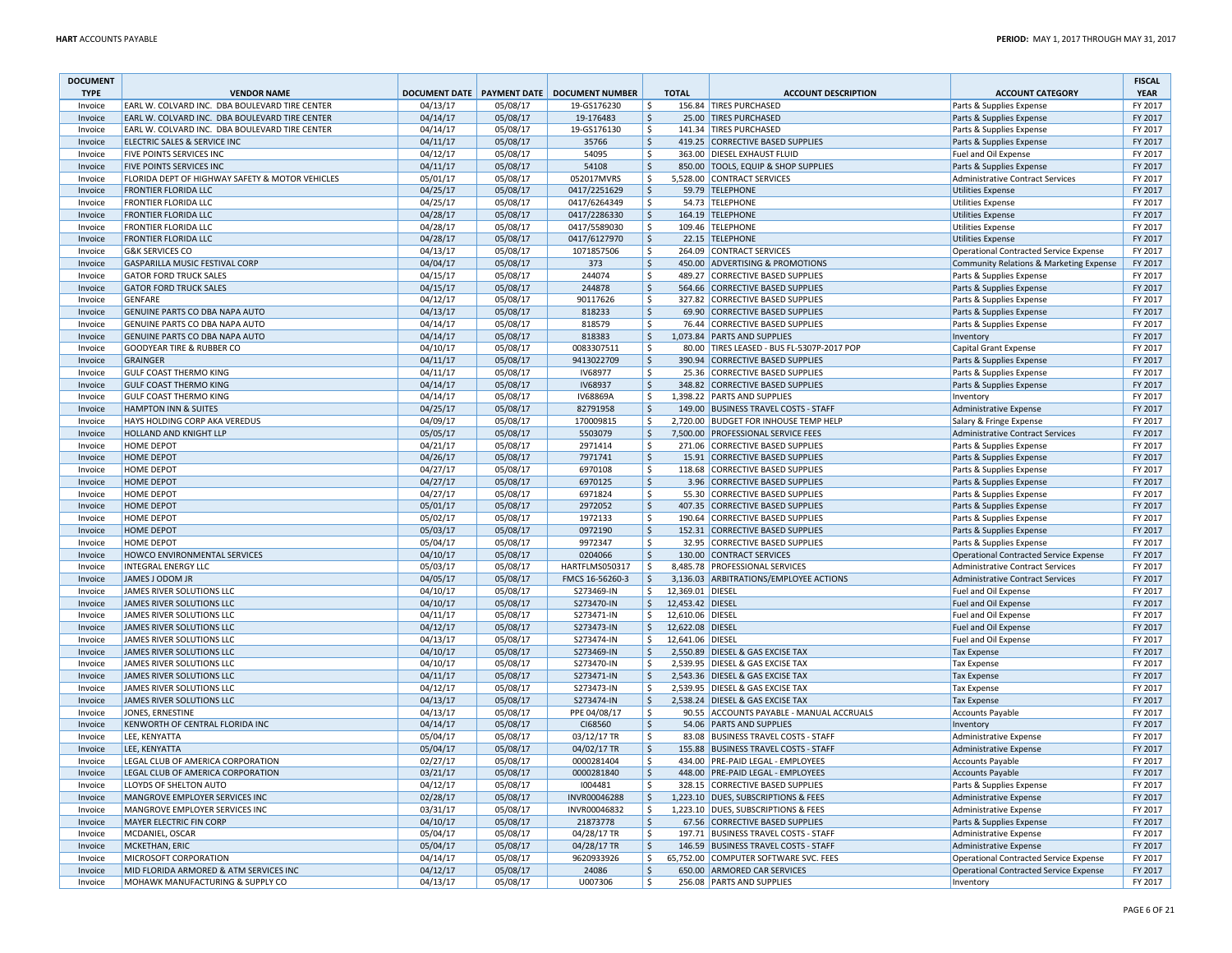| DOCUMENT TYPE | VENDOR NAME | DOCUMENT DATE | PAYMENT DATE | DOCUMENT NUMBER | TOTAL | ACCOUNT DESCRIPTION | ACCOUNT CATEGORY | FISCAL YEAR |
|---|---|---|---|---|---|---|---|---|
| Invoice | EARL W. COLVARD INC. DBA BOULEVARD TIRE CENTER | 04/13/17 | 05/08/17 | 19-GS176230 | $ 156.84 | TIRES PURCHASED | Parts & Supplies Expense | FY 2017 |
| Invoice | EARL W. COLVARD INC. DBA BOULEVARD TIRE CENTER | 04/14/17 | 05/08/17 | 19-176483 | $ 25.00 | TIRES PURCHASED | Parts & Supplies Expense | FY 2017 |
| Invoice | EARL W. COLVARD INC. DBA BOULEVARD TIRE CENTER | 04/14/17 | 05/08/17 | 19-GS176130 | $ 141.34 | TIRES PURCHASED | Parts & Supplies Expense | FY 2017 |
| Invoice | ELECTRIC SALES & SERVICE INC | 04/11/17 | 05/08/17 | 35766 | $ 419.25 | CORRECTIVE BASED SUPPLIES | Parts & Supplies Expense | FY 2017 |
| Invoice | FIVE POINTS SERVICES INC | 04/12/17 | 05/08/17 | 54095 | $ 363.00 | DIESEL EXHAUST FLUID | Fuel and Oil Expense | FY 2017 |
| Invoice | FIVE POINTS SERVICES INC | 04/11/17 | 05/08/17 | 54108 | $ 850.00 | TOOLS, EQUIP & SHOP SUPPLIES | Parts & Supplies Expense | FY 2017 |
| Invoice | FLORIDA DEPT OF HIGHWAY SAFETY & MOTOR VEHICLES | 05/01/17 | 05/08/17 | 052017MVRS | $ 5,528.00 | CONTRACT SERVICES | Administrative Contract Services | FY 2017 |
| Invoice | FRONTIER FLORIDA LLC | 04/25/17 | 05/08/17 | 0417/2251629 | $ 59.79 | TELEPHONE | Utilities Expense | FY 2017 |
| Invoice | FRONTIER FLORIDA LLC | 04/25/17 | 05/08/17 | 0417/6264349 | $ 54.73 | TELEPHONE | Utilities Expense | FY 2017 |
| Invoice | FRONTIER FLORIDA LLC | 04/28/17 | 05/08/17 | 0417/2286330 | $ 164.19 | TELEPHONE | Utilities Expense | FY 2017 |
| Invoice | FRONTIER FLORIDA LLC | 04/28/17 | 05/08/17 | 0417/5589030 | $ 109.46 | TELEPHONE | Utilities Expense | FY 2017 |
| Invoice | FRONTIER FLORIDA LLC | 04/28/17 | 05/08/17 | 0417/6127970 | $ 22.15 | TELEPHONE | Utilities Expense | FY 2017 |
| Invoice | G&K SERVICES CO | 04/13/17 | 05/08/17 | 1071857506 | $ 264.09 | CONTRACT SERVICES | Operational Contracted Service Expense | FY 2017 |
| Invoice | GASPARILLA MUSIC FESTIVAL CORP | 04/04/17 | 05/08/17 | 373 | $ 450.00 | ADVERTISING & PROMOTIONS | Community Relations & Marketing Expense | FY 2017 |
| Invoice | GATOR FORD TRUCK SALES | 04/15/17 | 05/08/17 | 244074 | $ 489.27 | CORRECTIVE BASED SUPPLIES | Parts & Supplies Expense | FY 2017 |
| Invoice | GATOR FORD TRUCK SALES | 04/15/17 | 05/08/17 | 244878 | $ 564.66 | CORRECTIVE BASED SUPPLIES | Parts & Supplies Expense | FY 2017 |
| Invoice | GENFARE | 04/12/17 | 05/08/17 | 90117626 | $ 327.82 | CORRECTIVE BASED SUPPLIES | Parts & Supplies Expense | FY 2017 |
| Invoice | GENUINE PARTS CO DBA NAPA AUTO | 04/13/17 | 05/08/17 | 818233 | $ 69.90 | CORRECTIVE BASED SUPPLIES | Parts & Supplies Expense | FY 2017 |
| Invoice | GENUINE PARTS CO DBA NAPA AUTO | 04/14/17 | 05/08/17 | 818579 | $ 76.44 | CORRECTIVE BASED SUPPLIES | Parts & Supplies Expense | FY 2017 |
| Invoice | GENUINE PARTS CO DBA NAPA AUTO | 04/14/17 | 05/08/17 | 818383 | $ 1,073.84 | PARTS AND SUPPLIES | Inventory | FY 2017 |
| Invoice | GOODYEAR TIRE & RUBBER CO | 04/10/17 | 05/08/17 | 0083307511 | $ 80.00 | TIRES LEASED - BUS FL-5307P-2017 POP | Capital Grant Expense | FY 2017 |
| Invoice | GRAINGER | 04/11/17 | 05/08/17 | 9413022709 | $ 390.94 | CORRECTIVE BASED SUPPLIES | Parts & Supplies Expense | FY 2017 |
| Invoice | GULF COAST THERMO KING | 04/11/17 | 05/08/17 | IV68977 | $ 25.36 | CORRECTIVE BASED SUPPLIES | Parts & Supplies Expense | FY 2017 |
| Invoice | GULF COAST THERMO KING | 04/14/17 | 05/08/17 | IV68937 | $ 348.82 | CORRECTIVE BASED SUPPLIES | Parts & Supplies Expense | FY 2017 |
| Invoice | GULF COAST THERMO KING | 04/14/17 | 05/08/17 | IV68869A | $ 1,398.22 | PARTS AND SUPPLIES | Inventory | FY 2017 |
| Invoice | HAMPTON INN & SUITES | 04/25/17 | 05/08/17 | 82791958 | $ 149.00 | BUSINESS TRAVEL COSTS - STAFF | Administrative Expense | FY 2017 |
| Invoice | HAYS HOLDING CORP AKA VEREDUS | 04/09/17 | 05/08/17 | 170009815 | $ 2,720.00 | BUDGET FOR INHOUSE TEMP HELP | Salary & Fringe Expense | FY 2017 |
| Invoice | HOLLAND AND KNIGHT LLP | 05/05/17 | 05/08/17 | 5503079 | $ 7,500.00 | PROFESSIONAL SERVICE FEES | Administrative Contract Services | FY 2017 |
| Invoice | HOME DEPOT | 04/21/17 | 05/08/17 | 2971414 | $ 271.06 | CORRECTIVE BASED SUPPLIES | Parts & Supplies Expense | FY 2017 |
| Invoice | HOME DEPOT | 04/26/17 | 05/08/17 | 7971741 | $ 15.91 | CORRECTIVE BASED SUPPLIES | Parts & Supplies Expense | FY 2017 |
| Invoice | HOME DEPOT | 04/27/17 | 05/08/17 | 6970108 | $ 118.68 | CORRECTIVE BASED SUPPLIES | Parts & Supplies Expense | FY 2017 |
| Invoice | HOME DEPOT | 04/27/17 | 05/08/17 | 6970125 | $ 3.96 | CORRECTIVE BASED SUPPLIES | Parts & Supplies Expense | FY 2017 |
| Invoice | HOME DEPOT | 04/27/17 | 05/08/17 | 6971824 | $ 55.30 | CORRECTIVE BASED SUPPLIES | Parts & Supplies Expense | FY 2017 |
| Invoice | HOME DEPOT | 05/01/17 | 05/08/17 | 2972052 | $ 407.35 | CORRECTIVE BASED SUPPLIES | Parts & Supplies Expense | FY 2017 |
| Invoice | HOME DEPOT | 05/02/17 | 05/08/17 | 1972133 | $ 190.64 | CORRECTIVE BASED SUPPLIES | Parts & Supplies Expense | FY 2017 |
| Invoice | HOME DEPOT | 05/03/17 | 05/08/17 | 0972190 | $ 152.31 | CORRECTIVE BASED SUPPLIES | Parts & Supplies Expense | FY 2017 |
| Invoice | HOME DEPOT | 05/04/17 | 05/08/17 | 9972347 | $ 32.95 | CORRECTIVE BASED SUPPLIES | Parts & Supplies Expense | FY 2017 |
| Invoice | HOWCO ENVIRONMENTAL SERVICES | 04/10/17 | 05/08/17 | 0204066 | $ 130.00 | CONTRACT SERVICES | Operational Contracted Service Expense | FY 2017 |
| Invoice | INTEGRAL ENERGY LLC | 05/03/17 | 05/08/17 | HARTFLMS050317 | $ 8,485.78 | PROFESSIONAL SERVICES | Administrative Contract Services | FY 2017 |
| Invoice | JAMES J ODOM JR | 04/05/17 | 05/08/17 | FMCS 16-56260-3 | $ 3,136.03 | ARBITRATIONS/EMPLOYEE ACTIONS | Administrative Contract Services | FY 2017 |
| Invoice | JAMES RIVER SOLUTIONS LLC | 04/10/17 | 05/08/17 | S273469-IN | $ 12,369.01 | DIESEL | Fuel and Oil Expense | FY 2017 |
| Invoice | JAMES RIVER SOLUTIONS LLC | 04/10/17 | 05/08/17 | S273470-IN | $ 12,453.42 | DIESEL | Fuel and Oil Expense | FY 2017 |
| Invoice | JAMES RIVER SOLUTIONS LLC | 04/11/17 | 05/08/17 | S273471-IN | $ 12,610.06 | DIESEL | Fuel and Oil Expense | FY 2017 |
| Invoice | JAMES RIVER SOLUTIONS LLC | 04/12/17 | 05/08/17 | S273473-IN | $ 12,622.08 | DIESEL | Fuel and Oil Expense | FY 2017 |
| Invoice | JAMES RIVER SOLUTIONS LLC | 04/13/17 | 05/08/17 | S273474-IN | $ 12,641.06 | DIESEL | Fuel and Oil Expense | FY 2017 |
| Invoice | JAMES RIVER SOLUTIONS LLC | 04/10/17 | 05/08/17 | S273469-IN | $ 2,550.89 | DIESEL & GAS EXCISE TAX | Tax Expense | FY 2017 |
| Invoice | JAMES RIVER SOLUTIONS LLC | 04/10/17 | 05/08/17 | S273470-IN | $ 2,539.95 | DIESEL & GAS EXCISE TAX | Tax Expense | FY 2017 |
| Invoice | JAMES RIVER SOLUTIONS LLC | 04/11/17 | 05/08/17 | S273471-IN | $ 2,543.36 | DIESEL & GAS EXCISE TAX | Tax Expense | FY 2017 |
| Invoice | JAMES RIVER SOLUTIONS LLC | 04/12/17 | 05/08/17 | S273473-IN | $ 2,539.95 | DIESEL & GAS EXCISE TAX | Tax Expense | FY 2017 |
| Invoice | JAMES RIVER SOLUTIONS LLC | 04/13/17 | 05/08/17 | S273474-IN | $ 2,538.24 | DIESEL & GAS EXCISE TAX | Tax Expense | FY 2017 |
| Invoice | JONES, ERNESTINE | 04/13/17 | 05/08/17 | PPE 04/08/17 | $ 90.55 | ACCOUNTS PAYABLE - MANUAL ACCRUALS | Accounts Payable | FY 2017 |
| Invoice | KENWORTH OF CENTRAL FLORIDA INC | 04/14/17 | 05/08/17 | CI68560 | $ 54.06 | PARTS AND SUPPLIES | Inventory | FY 2017 |
| Invoice | LEE, KENYATTA | 05/04/17 | 05/08/17 | 03/12/17 TR | $ 83.08 | BUSINESS TRAVEL COSTS - STAFF | Administrative Expense | FY 2017 |
| Invoice | LEE, KENYATTA | 05/04/17 | 05/08/17 | 04/02/17 TR | $ 155.88 | BUSINESS TRAVEL COSTS - STAFF | Administrative Expense | FY 2017 |
| Invoice | LEGAL CLUB OF AMERICA CORPORATION | 02/27/17 | 05/08/17 | 0000281404 | $ 434.00 | PRE-PAID LEGAL - EMPLOYEES | Accounts Payable | FY 2017 |
| Invoice | LEGAL CLUB OF AMERICA CORPORATION | 03/21/17 | 05/08/17 | 0000281840 | $ 448.00 | PRE-PAID LEGAL - EMPLOYEES | Accounts Payable | FY 2017 |
| Invoice | LLOYDS OF SHELTON AUTO | 04/12/17 | 05/08/17 | I004481 | $ 328.15 | CORRECTIVE BASED SUPPLIES | Parts & Supplies Expense | FY 2017 |
| Invoice | MANGROVE EMPLOYER SERVICES INC | 02/28/17 | 05/08/17 | INVR00046288 | $ 1,223.10 | DUES, SUBSCRIPTIONS & FEES | Administrative Expense | FY 2017 |
| Invoice | MANGROVE EMPLOYER SERVICES INC | 03/31/17 | 05/08/17 | INVR00046832 | $ 1,223.10 | DUES, SUBSCRIPTIONS & FEES | Administrative Expense | FY 2017 |
| Invoice | MAYER ELECTRIC FIN CORP | 04/10/17 | 05/08/17 | 21873778 | $ 67.56 | CORRECTIVE BASED SUPPLIES | Parts & Supplies Expense | FY 2017 |
| Invoice | MCDANIEL, OSCAR | 05/04/17 | 05/08/17 | 04/28/17 TR | $ 197.71 | BUSINESS TRAVEL COSTS - STAFF | Administrative Expense | FY 2017 |
| Invoice | MCKETHAN, ERIC | 05/04/17 | 05/08/17 | 04/28/17 TR | $ 146.59 | BUSINESS TRAVEL COSTS - STAFF | Administrative Expense | FY 2017 |
| Invoice | MICROSOFT CORPORATION | 04/14/17 | 05/08/17 | 9620933926 | $ 65,752.00 | COMPUTER SOFTWARE SVC. FEES | Operational Contracted Service Expense | FY 2017 |
| Invoice | MID FLORIDA ARMORED & ATM SERVICES INC | 04/12/17 | 05/08/17 | 24086 | $ 650.00 | ARMORED CAR SERVICES | Operational Contracted Service Expense | FY 2017 |
| Invoice | MOHAWK MANUFACTURING & SUPPLY CO | 04/13/17 | 05/08/17 | U007306 | $ 256.08 | PARTS AND SUPPLIES | Inventory | FY 2017 |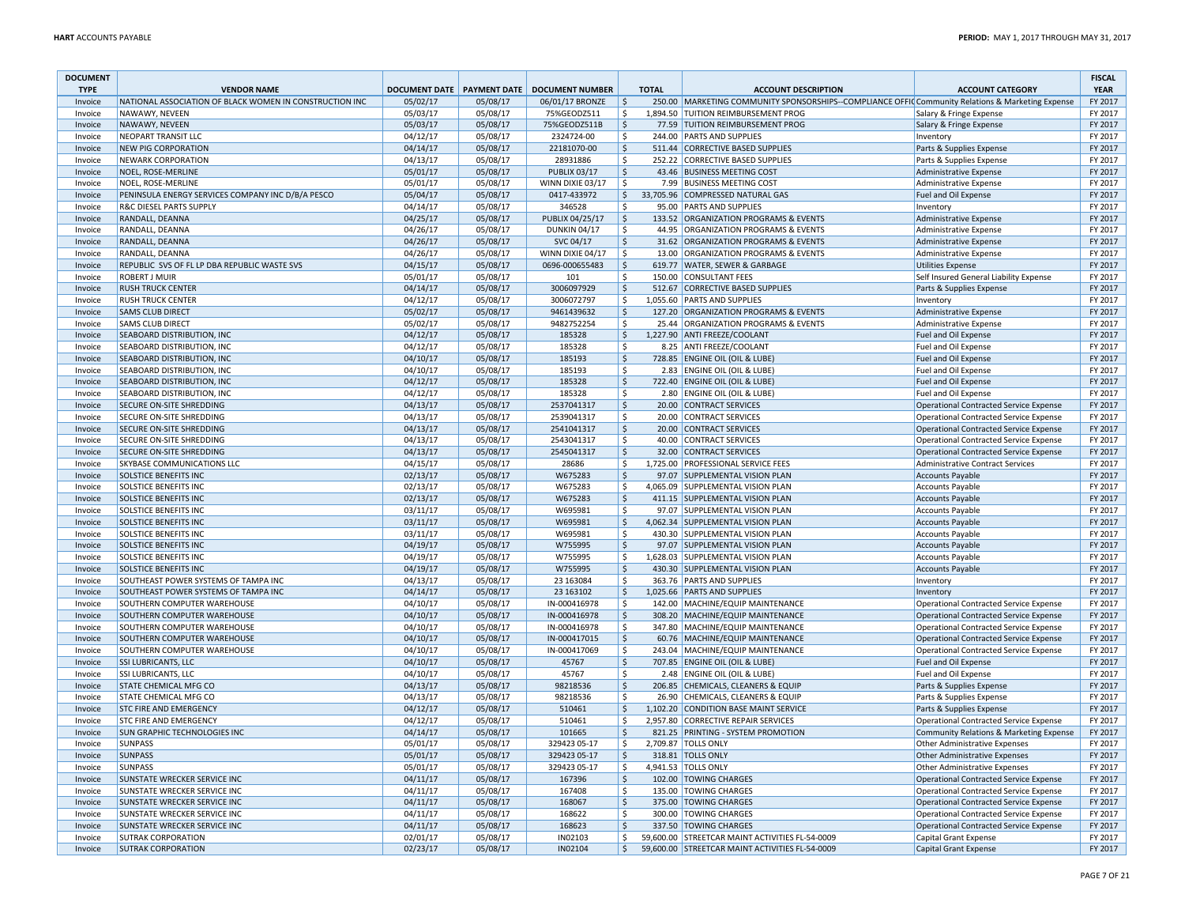**HART** ACCOUNTS PAYABLE

**PERIOD:** MAY 1, 2017 THROUGH MAY 31, 2017

| DOCUMENT TYPE | VENDOR NAME | DOCUMENT DATE | PAYMENT DATE | DOCUMENT NUMBER | TOTAL | ACCOUNT DESCRIPTION | ACCOUNT CATEGORY | FISCAL YEAR |
|---|---|---|---|---|---|---|---|---|
| Invoice | NATIONAL ASSOCIATION OF BLACK WOMEN IN CONSTRUCTION INC | 05/02/17 | 05/08/17 | 06/01/17 BRONZE | $ 250.00 | MARKETING COMMUNITY SPONSORSHIPS--COMPLIANCE OFFIC | Community Relations & Marketing Expense | FY 2017 |
| Invoice | NAWAWY, NEVEEN | 05/03/17 | 05/08/17 | 75%GEODZ511 | $ 1,894.50 | TUITION REIMBURSEMENT PROG | Salary & Fringe Expense | FY 2017 |
| Invoice | NAWAWY, NEVEEN | 05/03/17 | 05/08/17 | 75%GEODZ511B | $ 77.59 | TUITION REIMBURSEMENT PROG | Salary & Fringe Expense | FY 2017 |
| Invoice | NEOPART TRANSIT LLC | 04/12/17 | 05/08/17 | 2324724-00 | $ 244.00 | PARTS AND SUPPLIES | Inventory | FY 2017 |
| Invoice | NEW PIG CORPORATION | 04/14/17 | 05/08/17 | 22181070-00 | $ 511.44 | CORRECTIVE BASED SUPPLIES | Parts & Supplies Expense | FY 2017 |
| Invoice | NEWARK CORPORATION | 04/13/17 | 05/08/17 | 28931886 | $ 252.22 | CORRECTIVE BASED SUPPLIES | Parts & Supplies Expense | FY 2017 |
| Invoice | NOEL, ROSE-MERLINE | 05/01/17 | 05/08/17 | PUBLIX 03/17 | $ 43.46 | BUSINESS MEETING COST | Administrative Expense | FY 2017 |
| Invoice | NOEL, ROSE-MERLINE | 05/01/17 | 05/08/17 | WINN DIXIE 03/17 | $ 7.99 | BUSINESS MEETING COST | Administrative Expense | FY 2017 |
| Invoice | PENINSULA ENERGY SERVICES COMPANY INC D/B/A PESCO | 05/04/17 | 05/08/17 | 0417-433972 | $ 33,705.96 | COMPRESSED NATURAL GAS | Fuel and Oil Expense | FY 2017 |
| Invoice | R&C DIESEL PARTS SUPPLY | 04/14/17 | 05/08/17 | 346528 | $ 95.00 | PARTS AND SUPPLIES | Inventory | FY 2017 |
| Invoice | RANDALL, DEANNA | 04/25/17 | 05/08/17 | PUBLIX 04/25/17 | $ 133.52 | ORGANIZATION PROGRAMS & EVENTS | Administrative Expense | FY 2017 |
| Invoice | RANDALL, DEANNA | 04/26/17 | 05/08/17 | DUNKIN 04/17 | $ 44.95 | ORGANIZATION PROGRAMS & EVENTS | Administrative Expense | FY 2017 |
| Invoice | RANDALL, DEANNA | 04/26/17 | 05/08/17 | SVC 04/17 | $ 31.62 | ORGANIZATION PROGRAMS & EVENTS | Administrative Expense | FY 2017 |
| Invoice | RANDALL, DEANNA | 04/26/17 | 05/08/17 | WINN DIXIE 04/17 | $ 13.00 | ORGANIZATION PROGRAMS & EVENTS | Administrative Expense | FY 2017 |
| Invoice | REPUBLIC SVS OF FL LP DBA REPUBLIC WASTE SVS | 04/15/17 | 05/08/17 | 0696-000655483 | $ 619.77 | WATER, SEWER & GARBAGE | Utilities Expense | FY 2017 |
| Invoice | ROBERT J MUIR | 05/01/17 | 05/08/17 | 101 | $ 150.00 | CONSULTANT FEES | Self Insured General Liability Expense | FY 2017 |
| Invoice | RUSH TRUCK CENTER | 04/14/17 | 05/08/17 | 3006097929 | $ 512.67 | CORRECTIVE BASED SUPPLIES | Parts & Supplies Expense | FY 2017 |
| Invoice | RUSH TRUCK CENTER | 04/12/17 | 05/08/17 | 3006072797 | $ 1,055.60 | PARTS AND SUPPLIES | Inventory | FY 2017 |
| Invoice | SAMS CLUB DIRECT | 05/02/17 | 05/08/17 | 9461439632 | $ 127.20 | ORGANIZATION PROGRAMS & EVENTS | Administrative Expense | FY 2017 |
| Invoice | SAMS CLUB DIRECT | 05/02/17 | 05/08/17 | 9482752254 | $ 25.44 | ORGANIZATION PROGRAMS & EVENTS | Administrative Expense | FY 2017 |
| Invoice | SEABOARD DISTRIBUTION, INC | 04/12/17 | 05/08/17 | 185328 | $ 1,227.90 | ANTI FREEZE/COOLANT | Fuel and Oil Expense | FY 2017 |
| Invoice | SEABOARD DISTRIBUTION, INC | 04/12/17 | 05/08/17 | 185328 | $ 8.25 | ANTI FREEZE/COOLANT | Fuel and Oil Expense | FY 2017 |
| Invoice | SEABOARD DISTRIBUTION, INC | 04/10/17 | 05/08/17 | 185193 | $ 728.85 | ENGINE OIL (OIL & LUBE) | Fuel and Oil Expense | FY 2017 |
| Invoice | SEABOARD DISTRIBUTION, INC | 04/10/17 | 05/08/17 | 185193 | $ 2.83 | ENGINE OIL (OIL & LUBE) | Fuel and Oil Expense | FY 2017 |
| Invoice | SEABOARD DISTRIBUTION, INC | 04/12/17 | 05/08/17 | 185328 | $ 722.40 | ENGINE OIL (OIL & LUBE) | Fuel and Oil Expense | FY 2017 |
| Invoice | SEABOARD DISTRIBUTION, INC | 04/12/17 | 05/08/17 | 185328 | $ 2.80 | ENGINE OIL (OIL & LUBE) | Fuel and Oil Expense | FY 2017 |
| Invoice | SECURE ON-SITE SHREDDING | 04/13/17 | 05/08/17 | 2537041317 | $ 20.00 | CONTRACT SERVICES | Operational Contracted Service Expense | FY 2017 |
| Invoice | SECURE ON-SITE SHREDDING | 04/13/17 | 05/08/17 | 2539041317 | $ 20.00 | CONTRACT SERVICES | Operational Contracted Service Expense | FY 2017 |
| Invoice | SECURE ON-SITE SHREDDING | 04/13/17 | 05/08/17 | 2541041317 | $ 20.00 | CONTRACT SERVICES | Operational Contracted Service Expense | FY 2017 |
| Invoice | SECURE ON-SITE SHREDDING | 04/13/17 | 05/08/17 | 2543041317 | $ 40.00 | CONTRACT SERVICES | Operational Contracted Service Expense | FY 2017 |
| Invoice | SECURE ON-SITE SHREDDING | 04/13/17 | 05/08/17 | 2545041317 | $ 32.00 | CONTRACT SERVICES | Operational Contracted Service Expense | FY 2017 |
| Invoice | SKYBASE COMMUNICATIONS LLC | 04/15/17 | 05/08/17 | 28686 | $ 1,725.00 | PROFESSIONAL SERVICE FEES | Administrative Contract Services | FY 2017 |
| Invoice | SOLSTICE BENEFITS INC | 02/13/17 | 05/08/17 | W675283 | $ 97.07 | SUPPLEMENTAL VISION PLAN | Accounts Payable | FY 2017 |
| Invoice | SOLSTICE BENEFITS INC | 02/13/17 | 05/08/17 | W675283 | $ 4,065.09 | SUPPLEMENTAL VISION PLAN | Accounts Payable | FY 2017 |
| Invoice | SOLSTICE BENEFITS INC | 02/13/17 | 05/08/17 | W675283 | $ 411.15 | SUPPLEMENTAL VISION PLAN | Accounts Payable | FY 2017 |
| Invoice | SOLSTICE BENEFITS INC | 03/11/17 | 05/08/17 | W695981 | $ 97.07 | SUPPLEMENTAL VISION PLAN | Accounts Payable | FY 2017 |
| Invoice | SOLSTICE BENEFITS INC | 03/11/17 | 05/08/17 | W695981 | $ 4,062.34 | SUPPLEMENTAL VISION PLAN | Accounts Payable | FY 2017 |
| Invoice | SOLSTICE BENEFITS INC | 03/11/17 | 05/08/17 | W695981 | $ 430.30 | SUPPLEMENTAL VISION PLAN | Accounts Payable | FY 2017 |
| Invoice | SOLSTICE BENEFITS INC | 04/19/17 | 05/08/17 | W755995 | $ 97.07 | SUPPLEMENTAL VISION PLAN | Accounts Payable | FY 2017 |
| Invoice | SOLSTICE BENEFITS INC | 04/19/17 | 05/08/17 | W755995 | $ 1,628.03 | SUPPLEMENTAL VISION PLAN | Accounts Payable | FY 2017 |
| Invoice | SOLSTICE BENEFITS INC | 04/19/17 | 05/08/17 | W755995 | $ 430.30 | SUPPLEMENTAL VISION PLAN | Accounts Payable | FY 2017 |
| Invoice | SOUTHEAST POWER SYSTEMS OF TAMPA INC | 04/13/17 | 05/08/17 | 23 163084 | $ 363.76 | PARTS AND SUPPLIES | Inventory | FY 2017 |
| Invoice | SOUTHEAST POWER SYSTEMS OF TAMPA INC | 04/14/17 | 05/08/17 | 23 163102 | $ 1,025.66 | PARTS AND SUPPLIES | Inventory | FY 2017 |
| Invoice | SOUTHERN COMPUTER WAREHOUSE | 04/10/17 | 05/08/17 | IN-000416978 | $ 142.00 | MACHINE/EQUIP MAINTENANCE | Operational Contracted Service Expense | FY 2017 |
| Invoice | SOUTHERN COMPUTER WAREHOUSE | 04/10/17 | 05/08/17 | IN-000416978 | $ 308.20 | MACHINE/EQUIP MAINTENANCE | Operational Contracted Service Expense | FY 2017 |
| Invoice | SOUTHERN COMPUTER WAREHOUSE | 04/10/17 | 05/08/17 | IN-000416978 | $ 347.80 | MACHINE/EQUIP MAINTENANCE | Operational Contracted Service Expense | FY 2017 |
| Invoice | SOUTHERN COMPUTER WAREHOUSE | 04/10/17 | 05/08/17 | IN-000417015 | $ 60.76 | MACHINE/EQUIP MAINTENANCE | Operational Contracted Service Expense | FY 2017 |
| Invoice | SOUTHERN COMPUTER WAREHOUSE | 04/10/17 | 05/08/17 | IN-000417069 | $ 243.04 | MACHINE/EQUIP MAINTENANCE | Operational Contracted Service Expense | FY 2017 |
| Invoice | SSI LUBRICANTS, LLC | 04/10/17 | 05/08/17 | 45767 | $ 707.85 | ENGINE OIL (OIL & LUBE) | Fuel and Oil Expense | FY 2017 |
| Invoice | SSI LUBRICANTS, LLC | 04/10/17 | 05/08/17 | 45767 | $ 2.48 | ENGINE OIL (OIL & LUBE) | Fuel and Oil Expense | FY 2017 |
| Invoice | STATE CHEMICAL MFG CO | 04/13/17 | 05/08/17 | 98218536 | $ 206.85 | CHEMICALS, CLEANERS & EQUIP | Parts & Supplies Expense | FY 2017 |
| Invoice | STATE CHEMICAL MFG CO | 04/13/17 | 05/08/17 | 98218536 | $ 26.90 | CHEMICALS, CLEANERS & EQUIP | Parts & Supplies Expense | FY 2017 |
| Invoice | STC FIRE AND EMERGENCY | 04/12/17 | 05/08/17 | 510461 | $ 1,102.20 | CONDITION BASE MAINT SERVICE | Parts & Supplies Expense | FY 2017 |
| Invoice | STC FIRE AND EMERGENCY | 04/12/17 | 05/08/17 | 510461 | $ 2,957.80 | CORRECTIVE REPAIR SERVICES | Operational Contracted Service Expense | FY 2017 |
| Invoice | SUN GRAPHIC TECHNOLOGIES INC | 04/14/17 | 05/08/17 | 101665 | $ 821.25 | PRINTING - SYSTEM PROMOTION | Community Relations & Marketing Expense | FY 2017 |
| Invoice | SUNPASS | 05/01/17 | 05/08/17 | 329423 05-17 | $ 2,709.87 | TOLLS ONLY | Other Administrative Expenses | FY 2017 |
| Invoice | SUNPASS | 05/01/17 | 05/08/17 | 329423 05-17 | $ 318.81 | TOLLS ONLY | Other Administrative Expenses | FY 2017 |
| Invoice | SUNPASS | 05/01/17 | 05/08/17 | 329423 05-17 | $ 4,941.53 | TOLLS ONLY | Other Administrative Expenses | FY 2017 |
| Invoice | SUNSTATE WRECKER SERVICE INC | 04/11/17 | 05/08/17 | 167396 | $ 102.00 | TOWING CHARGES | Operational Contracted Service Expense | FY 2017 |
| Invoice | SUNSTATE WRECKER SERVICE INC | 04/11/17 | 05/08/17 | 167408 | $ 135.00 | TOWING CHARGES | Operational Contracted Service Expense | FY 2017 |
| Invoice | SUNSTATE WRECKER SERVICE INC | 04/11/17 | 05/08/17 | 168067 | $ 375.00 | TOWING CHARGES | Operational Contracted Service Expense | FY 2017 |
| Invoice | SUNSTATE WRECKER SERVICE INC | 04/11/17 | 05/08/17 | 168622 | $ 300.00 | TOWING CHARGES | Operational Contracted Service Expense | FY 2017 |
| Invoice | SUNSTATE WRECKER SERVICE INC | 04/11/17 | 05/08/17 | 168623 | $ 337.50 | TOWING CHARGES | Operational Contracted Service Expense | FY 2017 |
| Invoice | SUTRAK CORPORATION | 02/01/17 | 05/08/17 | IN02103 | $ 59,600.00 | STREETCAR MAINT ACTIVITIES FL-54-0009 | Capital Grant Expense | FY 2017 |
| Invoice | SUTRAK CORPORATION | 02/23/17 | 05/08/17 | IN02104 | $ 59,600.00 | STREETCAR MAINT ACTIVITIES FL-54-0009 | Capital Grant Expense | FY 2017 |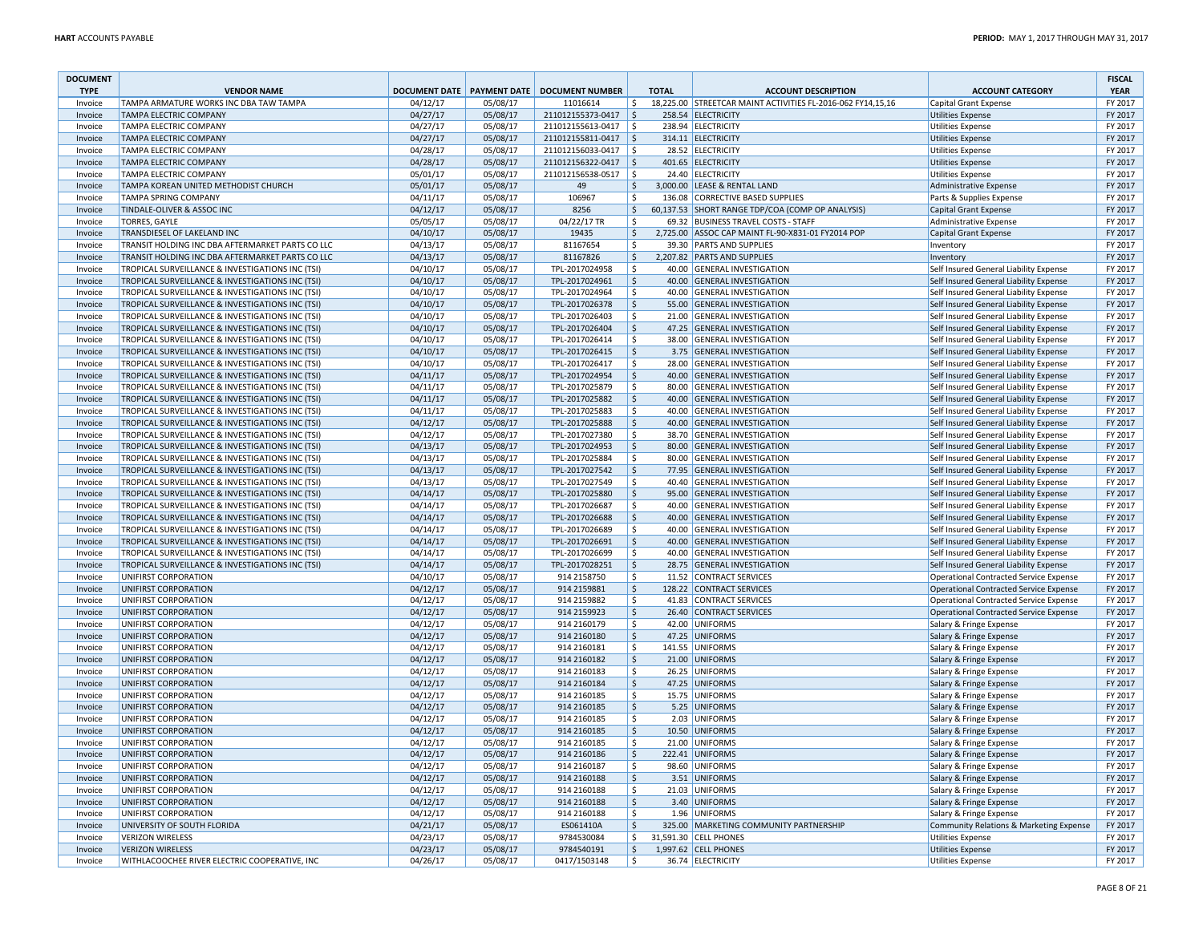| DOCUMENT TYPE | VENDOR NAME | DOCUMENT DATE | PAYMENT DATE | DOCUMENT NUMBER | TOTAL | ACCOUNT DESCRIPTION | ACCOUNT CATEGORY | FISCAL YEAR |
|---|---|---|---|---|---|---|---|---|
| Invoice | TAMPA ARMATURE WORKS INC DBA TAW TAMPA | 04/12/17 | 05/08/17 | 11016614 | $ 18,225.00 | STREETCAR MAINT ACTIVITIES FL-2016-062 FY14,15,16 | Capital Grant Expense | FY 2017 |
| Invoice | TAMPA ELECTRIC COMPANY | 04/27/17 | 05/08/17 | 211012155373-0417 | $ 258.54 | ELECTRICITY | Utilities Expense | FY 2017 |
| Invoice | TAMPA ELECTRIC COMPANY | 04/27/17 | 05/08/17 | 211012155613-0417 | $ 238.94 | ELECTRICITY | Utilities Expense | FY 2017 |
| Invoice | TAMPA ELECTRIC COMPANY | 04/27/17 | 05/08/17 | 211012155811-0417 | $ 314.11 | ELECTRICITY | Utilities Expense | FY 2017 |
| Invoice | TAMPA ELECTRIC COMPANY | 04/28/17 | 05/08/17 | 211012156033-0417 | $ 28.52 | ELECTRICITY | Utilities Expense | FY 2017 |
| Invoice | TAMPA ELECTRIC COMPANY | 04/28/17 | 05/08/17 | 211012156322-0417 | $ 401.65 | ELECTRICITY | Utilities Expense | FY 2017 |
| Invoice | TAMPA ELECTRIC COMPANY | 05/01/17 | 05/08/17 | 211012156538-0517 | $ 24.40 | ELECTRICITY | Utilities Expense | FY 2017 |
| Invoice | TAMPA KOREAN UNITED METHODIST CHURCH | 05/01/17 | 05/08/17 | 49 | $ 3,000.00 | LEASE & RENTAL LAND | Administrative Expense | FY 2017 |
| Invoice | TAMPA SPRING COMPANY | 04/11/17 | 05/08/17 | 106967 | $ 136.08 | CORRECTIVE BASED SUPPLIES | Parts & Supplies Expense | FY 2017 |
| Invoice | TINDALE-OLIVER & ASSOC INC | 04/12/17 | 05/08/17 | 8256 | $ 60,137.53 | SHORT RANGE TDP/COA (COMP OP ANALYSIS) | Capital Grant Expense | FY 2017 |
| Invoice | TORRES, GAYLE | 05/05/17 | 05/08/17 | 04/22/17 TR | $ 69.32 | BUSINESS TRAVEL COSTS - STAFF | Administrative Expense | FY 2017 |
| Invoice | TRANSDIESEL OF LAKELAND INC | 04/10/17 | 05/08/17 | 19435 | $ 2,725.00 | ASSOC CAP MAINT FL-90-X831-01 FY2014 POP | Capital Grant Expense | FY 2017 |
| Invoice | TRANSIT HOLDING INC DBA AFTERMARKET PARTS CO LLC | 04/13/17 | 05/08/17 | 81167654 | $ 39.30 | PARTS AND SUPPLIES | Inventory | FY 2017 |
| Invoice | TRANSIT HOLDING INC DBA AFTERMARKET PARTS CO LLC | 04/13/17 | 05/08/17 | 81167826 | $ 2,207.82 | PARTS AND SUPPLIES | Inventory | FY 2017 |
| Invoice | TROPICAL SURVEILLANCE & INVESTIGATIONS INC (TSI) | 04/10/17 | 05/08/17 | TPL-2017024958 | $ 40.00 | GENERAL INVESTIGATION | Self Insured General Liability Expense | FY 2017 |
| Invoice | TROPICAL SURVEILLANCE & INVESTIGATIONS INC (TSI) | 04/10/17 | 05/08/17 | TPL-2017024961 | $ 40.00 | GENERAL INVESTIGATION | Self Insured General Liability Expense | FY 2017 |
| Invoice | TROPICAL SURVEILLANCE & INVESTIGATIONS INC (TSI) | 04/10/17 | 05/08/17 | TPL-2017024964 | $ 40.00 | GENERAL INVESTIGATION | Self Insured General Liability Expense | FY 2017 |
| Invoice | TROPICAL SURVEILLANCE & INVESTIGATIONS INC (TSI) | 04/10/17 | 05/08/17 | TPL-2017026378 | $ 55.00 | GENERAL INVESTIGATION | Self Insured General Liability Expense | FY 2017 |
| Invoice | TROPICAL SURVEILLANCE & INVESTIGATIONS INC (TSI) | 04/10/17 | 05/08/17 | TPL-2017026403 | $ 21.00 | GENERAL INVESTIGATION | Self Insured General Liability Expense | FY 2017 |
| Invoice | TROPICAL SURVEILLANCE & INVESTIGATIONS INC (TSI) | 04/10/17 | 05/08/17 | TPL-2017026404 | $ 47.25 | GENERAL INVESTIGATION | Self Insured General Liability Expense | FY 2017 |
| Invoice | TROPICAL SURVEILLANCE & INVESTIGATIONS INC (TSI) | 04/10/17 | 05/08/17 | TPL-2017026414 | $ 38.00 | GENERAL INVESTIGATION | Self Insured General Liability Expense | FY 2017 |
| Invoice | TROPICAL SURVEILLANCE & INVESTIGATIONS INC (TSI) | 04/10/17 | 05/08/17 | TPL-2017026415 | $ 3.75 | GENERAL INVESTIGATION | Self Insured General Liability Expense | FY 2017 |
| Invoice | TROPICAL SURVEILLANCE & INVESTIGATIONS INC (TSI) | 04/10/17 | 05/08/17 | TPL-2017026417 | $ 28.00 | GENERAL INVESTIGATION | Self Insured General Liability Expense | FY 2017 |
| Invoice | TROPICAL SURVEILLANCE & INVESTIGATIONS INC (TSI) | 04/11/17 | 05/08/17 | TPL-2017024954 | $ 40.00 | GENERAL INVESTIGATION | Self Insured General Liability Expense | FY 2017 |
| Invoice | TROPICAL SURVEILLANCE & INVESTIGATIONS INC (TSI) | 04/11/17 | 05/08/17 | TPL-2017025879 | $ 80.00 | GENERAL INVESTIGATION | Self Insured General Liability Expense | FY 2017 |
| Invoice | TROPICAL SURVEILLANCE & INVESTIGATIONS INC (TSI) | 04/11/17 | 05/08/17 | TPL-2017025882 | $ 40.00 | GENERAL INVESTIGATION | Self Insured General Liability Expense | FY 2017 |
| Invoice | TROPICAL SURVEILLANCE & INVESTIGATIONS INC (TSI) | 04/11/17 | 05/08/17 | TPL-2017025883 | $ 40.00 | GENERAL INVESTIGATION | Self Insured General Liability Expense | FY 2017 |
| Invoice | TROPICAL SURVEILLANCE & INVESTIGATIONS INC (TSI) | 04/12/17 | 05/08/17 | TPL-2017025888 | $ 40.00 | GENERAL INVESTIGATION | Self Insured General Liability Expense | FY 2017 |
| Invoice | TROPICAL SURVEILLANCE & INVESTIGATIONS INC (TSI) | 04/12/17 | 05/08/17 | TPL-2017027380 | $ 38.70 | GENERAL INVESTIGATION | Self Insured General Liability Expense | FY 2017 |
| Invoice | TROPICAL SURVEILLANCE & INVESTIGATIONS INC (TSI) | 04/13/17 | 05/08/17 | TPL-2017024953 | $ 80.00 | GENERAL INVESTIGATION | Self Insured General Liability Expense | FY 2017 |
| Invoice | TROPICAL SURVEILLANCE & INVESTIGATIONS INC (TSI) | 04/13/17 | 05/08/17 | TPL-2017025884 | $ 80.00 | GENERAL INVESTIGATION | Self Insured General Liability Expense | FY 2017 |
| Invoice | TROPICAL SURVEILLANCE & INVESTIGATIONS INC (TSI) | 04/13/17 | 05/08/17 | TPL-2017027542 | $ 77.95 | GENERAL INVESTIGATION | Self Insured General Liability Expense | FY 2017 |
| Invoice | TROPICAL SURVEILLANCE & INVESTIGATIONS INC (TSI) | 04/13/17 | 05/08/17 | TPL-2017027549 | $ 40.40 | GENERAL INVESTIGATION | Self Insured General Liability Expense | FY 2017 |
| Invoice | TROPICAL SURVEILLANCE & INVESTIGATIONS INC (TSI) | 04/14/17 | 05/08/17 | TPL-2017025880 | $ 95.00 | GENERAL INVESTIGATION | Self Insured General Liability Expense | FY 2017 |
| Invoice | TROPICAL SURVEILLANCE & INVESTIGATIONS INC (TSI) | 04/14/17 | 05/08/17 | TPL-2017026687 | $ 40.00 | GENERAL INVESTIGATION | Self Insured General Liability Expense | FY 2017 |
| Invoice | TROPICAL SURVEILLANCE & INVESTIGATIONS INC (TSI) | 04/14/17 | 05/08/17 | TPL-2017026688 | $ 40.00 | GENERAL INVESTIGATION | Self Insured General Liability Expense | FY 2017 |
| Invoice | TROPICAL SURVEILLANCE & INVESTIGATIONS INC (TSI) | 04/14/17 | 05/08/17 | TPL-2017026689 | $ 40.00 | GENERAL INVESTIGATION | Self Insured General Liability Expense | FY 2017 |
| Invoice | TROPICAL SURVEILLANCE & INVESTIGATIONS INC (TSI) | 04/14/17 | 05/08/17 | TPL-2017026691 | $ 40.00 | GENERAL INVESTIGATION | Self Insured General Liability Expense | FY 2017 |
| Invoice | TROPICAL SURVEILLANCE & INVESTIGATIONS INC (TSI) | 04/14/17 | 05/08/17 | TPL-2017026699 | $ 40.00 | GENERAL INVESTIGATION | Self Insured General Liability Expense | FY 2017 |
| Invoice | TROPICAL SURVEILLANCE & INVESTIGATIONS INC (TSI) | 04/14/17 | 05/08/17 | TPL-2017028251 | $ 28.75 | GENERAL INVESTIGATION | Self Insured General Liability Expense | FY 2017 |
| Invoice | UNIFIRST CORPORATION | 04/10/17 | 05/08/17 | 914 2158750 | $ 11.52 | CONTRACT SERVICES | Operational Contracted Service Expense | FY 2017 |
| Invoice | UNIFIRST CORPORATION | 04/12/17 | 05/08/17 | 914 2159881 | $ 128.22 | CONTRACT SERVICES | Operational Contracted Service Expense | FY 2017 |
| Invoice | UNIFIRST CORPORATION | 04/12/17 | 05/08/17 | 914 2159882 | $ 41.83 | CONTRACT SERVICES | Operational Contracted Service Expense | FY 2017 |
| Invoice | UNIFIRST CORPORATION | 04/12/17 | 05/08/17 | 914 2159923 | $ 26.40 | CONTRACT SERVICES | Operational Contracted Service Expense | FY 2017 |
| Invoice | UNIFIRST CORPORATION | 04/12/17 | 05/08/17 | 914 2160179 | $ 42.00 | UNIFORMS | Salary & Fringe Expense | FY 2017 |
| Invoice | UNIFIRST CORPORATION | 04/12/17 | 05/08/17 | 914 2160180 | $ 47.25 | UNIFORMS | Salary & Fringe Expense | FY 2017 |
| Invoice | UNIFIRST CORPORATION | 04/12/17 | 05/08/17 | 914 2160181 | $ 141.55 | UNIFORMS | Salary & Fringe Expense | FY 2017 |
| Invoice | UNIFIRST CORPORATION | 04/12/17 | 05/08/17 | 914 2160182 | $ 21.00 | UNIFORMS | Salary & Fringe Expense | FY 2017 |
| Invoice | UNIFIRST CORPORATION | 04/12/17 | 05/08/17 | 914 2160183 | $ 26.25 | UNIFORMS | Salary & Fringe Expense | FY 2017 |
| Invoice | UNIFIRST CORPORATION | 04/12/17 | 05/08/17 | 914 2160184 | $ 47.25 | UNIFORMS | Salary & Fringe Expense | FY 2017 |
| Invoice | UNIFIRST CORPORATION | 04/12/17 | 05/08/17 | 914 2160185 | $ 15.75 | UNIFORMS | Salary & Fringe Expense | FY 2017 |
| Invoice | UNIFIRST CORPORATION | 04/12/17 | 05/08/17 | 914 2160185 | $ 5.25 | UNIFORMS | Salary & Fringe Expense | FY 2017 |
| Invoice | UNIFIRST CORPORATION | 04/12/17 | 05/08/17 | 914 2160185 | $ 2.03 | UNIFORMS | Salary & Fringe Expense | FY 2017 |
| Invoice | UNIFIRST CORPORATION | 04/12/17 | 05/08/17 | 914 2160185 | $ 10.50 | UNIFORMS | Salary & Fringe Expense | FY 2017 |
| Invoice | UNIFIRST CORPORATION | 04/12/17 | 05/08/17 | 914 2160185 | $ 21.00 | UNIFORMS | Salary & Fringe Expense | FY 2017 |
| Invoice | UNIFIRST CORPORATION | 04/12/17 | 05/08/17 | 914 2160186 | $ 222.41 | UNIFORMS | Salary & Fringe Expense | FY 2017 |
| Invoice | UNIFIRST CORPORATION | 04/12/17 | 05/08/17 | 914 2160187 | $ 98.60 | UNIFORMS | Salary & Fringe Expense | FY 2017 |
| Invoice | UNIFIRST CORPORATION | 04/12/17 | 05/08/17 | 914 2160188 | $ 3.51 | UNIFORMS | Salary & Fringe Expense | FY 2017 |
| Invoice | UNIFIRST CORPORATION | 04/12/17 | 05/08/17 | 914 2160188 | $ 21.03 | UNIFORMS | Salary & Fringe Expense | FY 2017 |
| Invoice | UNIFIRST CORPORATION | 04/12/17 | 05/08/17 | 914 2160188 | $ 3.40 | UNIFORMS | Salary & Fringe Expense | FY 2017 |
| Invoice | UNIFIRST CORPORATION | 04/12/17 | 05/08/17 | 914 2160188 | $ 1.96 | UNIFORMS | Salary & Fringe Expense | FY 2017 |
| Invoice | UNIVERSITY OF SOUTH FLORIDA | 04/21/17 | 05/08/17 | ES061410A | $ 325.00 | MARKETING COMMUNITY PARTNERSHIP | Community Relations & Marketing Expense | FY 2017 |
| Invoice | VERIZON WIRELESS | 04/23/17 | 05/08/17 | 9784530084 | $ 31,591.30 | CELL PHONES | Utilities Expense | FY 2017 |
| Invoice | VERIZON WIRELESS | 04/23/17 | 05/08/17 | 9784540191 | $ 1,997.62 | CELL PHONES | Utilities Expense | FY 2017 |
| Invoice | WITHLACOOCHEE RIVER ELECTRIC COOPERATIVE, INC | 04/26/17 | 05/08/17 | 0417/1503148 | $ 36.74 | ELECTRICITY | Utilities Expense | FY 2017 |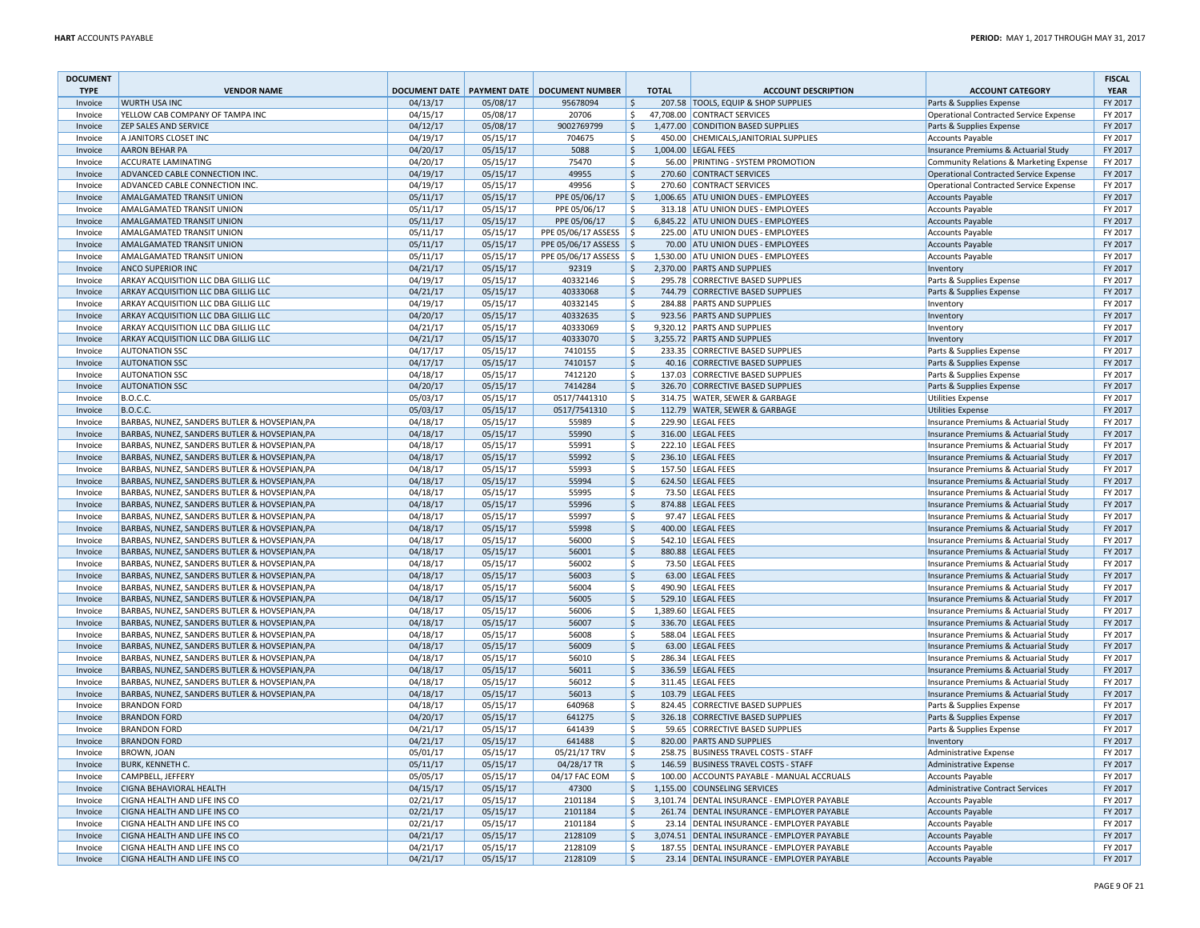| DOCUMENT TYPE | VENDOR NAME | DOCUMENT DATE | PAYMENT DATE | DOCUMENT NUMBER | TOTAL | ACCOUNT DESCRIPTION | ACCOUNT CATEGORY | FISCAL YEAR |
|---|---|---|---|---|---|---|---|---|
| Invoice | WURTH USA INC | 04/13/17 | 05/08/17 | 95678094 | $ 207.58 | TOOLS, EQUIP & SHOP SUPPLIES | Parts & Supplies Expense | FY 2017 |
| Invoice | YELLOW CAB COMPANY OF TAMPA INC | 04/15/17 | 05/08/17 | 20706 | $ 47,708.00 | CONTRACT SERVICES | Operational Contracted Service Expense | FY 2017 |
| Invoice | ZEP SALES AND SERVICE | 04/12/17 | 05/08/17 | 9002769799 | $ 1,477.00 | CONDITION BASED SUPPLIES | Parts & Supplies Expense | FY 2017 |
| Invoice | A JANITORS CLOSET INC | 04/19/17 | 05/15/17 | 704675 | $ 450.00 | CHEMICALS,JANITORIAL SUPPLIES | Accounts Payable | FY 2017 |
| Invoice | AARON BEHAR PA | 04/20/17 | 05/15/17 | 5088 | $ 1,004.00 | LEGAL FEES | Insurance Premiums & Actuarial Study | FY 2017 |
| Invoice | ACCURATE LAMINATING | 04/20/17 | 05/15/17 | 75470 | $ 56.00 | PRINTING - SYSTEM PROMOTION | Community Relations & Marketing Expense | FY 2017 |
| Invoice | ADVANCED CABLE CONNECTION INC. | 04/19/17 | 05/15/17 | 49955 | $ 270.60 | CONTRACT SERVICES | Operational Contracted Service Expense | FY 2017 |
| Invoice | ADVANCED CABLE CONNECTION INC. | 04/19/17 | 05/15/17 | 49956 | $ 270.60 | CONTRACT SERVICES | Operational Contracted Service Expense | FY 2017 |
| Invoice | AMALGAMATED TRANSIT UNION | 05/11/17 | 05/15/17 | PPE 05/06/17 | $ 1,006.65 | ATU UNION DUES - EMPLOYEES | Accounts Payable | FY 2017 |
| Invoice | AMALGAMATED TRANSIT UNION | 05/11/17 | 05/15/17 | PPE 05/06/17 | $ 313.18 | ATU UNION DUES - EMPLOYEES | Accounts Payable | FY 2017 |
| Invoice | AMALGAMATED TRANSIT UNION | 05/11/17 | 05/15/17 | PPE 05/06/17 | $ 6,845.22 | ATU UNION DUES - EMPLOYEES | Accounts Payable | FY 2017 |
| Invoice | AMALGAMATED TRANSIT UNION | 05/11/17 | 05/15/17 | PPE 05/06/17 ASSESS | $ 225.00 | ATU UNION DUES - EMPLOYEES | Accounts Payable | FY 2017 |
| Invoice | AMALGAMATED TRANSIT UNION | 05/11/17 | 05/15/17 | PPE 05/06/17 ASSESS | $ 70.00 | ATU UNION DUES - EMPLOYEES | Accounts Payable | FY 2017 |
| Invoice | AMALGAMATED TRANSIT UNION | 05/11/17 | 05/15/17 | PPE 05/06/17 ASSESS | $ 1,530.00 | ATU UNION DUES - EMPLOYEES | Accounts Payable | FY 2017 |
| Invoice | ANCO SUPERIOR INC | 04/21/17 | 05/15/17 | 92319 | $ 2,370.00 | PARTS AND SUPPLIES | Inventory | FY 2017 |
| Invoice | ARKAY ACQUISITION LLC DBA GILLIG LLC | 04/19/17 | 05/15/17 | 40332146 | $ 295.78 | CORRECTIVE BASED SUPPLIES | Parts & Supplies Expense | FY 2017 |
| Invoice | ARKAY ACQUISITION LLC DBA GILLIG LLC | 04/21/17 | 05/15/17 | 40333068 | $ 744.79 | CORRECTIVE BASED SUPPLIES | Parts & Supplies Expense | FY 2017 |
| Invoice | ARKAY ACQUISITION LLC DBA GILLIG LLC | 04/19/17 | 05/15/17 | 40332145 | $ 284.88 | PARTS AND SUPPLIES | Inventory | FY 2017 |
| Invoice | ARKAY ACQUISITION LLC DBA GILLIG LLC | 04/20/17 | 05/15/17 | 40332635 | $ 923.56 | PARTS AND SUPPLIES | Inventory | FY 2017 |
| Invoice | ARKAY ACQUISITION LLC DBA GILLIG LLC | 04/21/17 | 05/15/17 | 40333069 | $ 9,320.12 | PARTS AND SUPPLIES | Inventory | FY 2017 |
| Invoice | ARKAY ACQUISITION LLC DBA GILLIG LLC | 04/21/17 | 05/15/17 | 40333070 | $ 3,255.72 | PARTS AND SUPPLIES | Inventory | FY 2017 |
| Invoice | AUTONATION SSC | 04/17/17 | 05/15/17 | 7410155 | $ 233.35 | CORRECTIVE BASED SUPPLIES | Parts & Supplies Expense | FY 2017 |
| Invoice | AUTONATION SSC | 04/17/17 | 05/15/17 | 7410157 | $ 40.16 | CORRECTIVE BASED SUPPLIES | Parts & Supplies Expense | FY 2017 |
| Invoice | AUTONATION SSC | 04/18/17 | 05/15/17 | 7412120 | $ 137.03 | CORRECTIVE BASED SUPPLIES | Parts & Supplies Expense | FY 2017 |
| Invoice | AUTONATION SSC | 04/20/17 | 05/15/17 | 7414284 | $ 326.70 | CORRECTIVE BASED SUPPLIES | Parts & Supplies Expense | FY 2017 |
| Invoice | B.O.C.C. | 05/03/17 | 05/15/17 | 0517/7441310 | $ 314.75 | WATER, SEWER & GARBAGE | Utilities Expense | FY 2017 |
| Invoice | B.O.C.C. | 05/03/17 | 05/15/17 | 0517/7541310 | $ 112.79 | WATER, SEWER & GARBAGE | Utilities Expense | FY 2017 |
| Invoice | BARBAS, NUNEZ, SANDERS BUTLER & HOVSEPIAN,PA | 04/18/17 | 05/15/17 | 55989 | $ 229.90 | LEGAL FEES | Insurance Premiums & Actuarial Study | FY 2017 |
| Invoice | BARBAS, NUNEZ, SANDERS BUTLER & HOVSEPIAN,PA | 04/18/17 | 05/15/17 | 55990 | $ 316.00 | LEGAL FEES | Insurance Premiums & Actuarial Study | FY 2017 |
| Invoice | BARBAS, NUNEZ, SANDERS BUTLER & HOVSEPIAN,PA | 04/18/17 | 05/15/17 | 55991 | $ 222.10 | LEGAL FEES | Insurance Premiums & Actuarial Study | FY 2017 |
| Invoice | BARBAS, NUNEZ, SANDERS BUTLER & HOVSEPIAN,PA | 04/18/17 | 05/15/17 | 55992 | $ 236.10 | LEGAL FEES | Insurance Premiums & Actuarial Study | FY 2017 |
| Invoice | BARBAS, NUNEZ, SANDERS BUTLER & HOVSEPIAN,PA | 04/18/17 | 05/15/17 | 55993 | $ 157.50 | LEGAL FEES | Insurance Premiums & Actuarial Study | FY 2017 |
| Invoice | BARBAS, NUNEZ, SANDERS BUTLER & HOVSEPIAN,PA | 04/18/17 | 05/15/17 | 55994 | $ 624.50 | LEGAL FEES | Insurance Premiums & Actuarial Study | FY 2017 |
| Invoice | BARBAS, NUNEZ, SANDERS BUTLER & HOVSEPIAN,PA | 04/18/17 | 05/15/17 | 55995 | $ 73.50 | LEGAL FEES | Insurance Premiums & Actuarial Study | FY 2017 |
| Invoice | BARBAS, NUNEZ, SANDERS BUTLER & HOVSEPIAN,PA | 04/18/17 | 05/15/17 | 55996 | $ 874.88 | LEGAL FEES | Insurance Premiums & Actuarial Study | FY 2017 |
| Invoice | BARBAS, NUNEZ, SANDERS BUTLER & HOVSEPIAN,PA | 04/18/17 | 05/15/17 | 55997 | $ 97.47 | LEGAL FEES | Insurance Premiums & Actuarial Study | FY 2017 |
| Invoice | BARBAS, NUNEZ, SANDERS BUTLER & HOVSEPIAN,PA | 04/18/17 | 05/15/17 | 55998 | $ 400.00 | LEGAL FEES | Insurance Premiums & Actuarial Study | FY 2017 |
| Invoice | BARBAS, NUNEZ, SANDERS BUTLER & HOVSEPIAN,PA | 04/18/17 | 05/15/17 | 56000 | $ 542.10 | LEGAL FEES | Insurance Premiums & Actuarial Study | FY 2017 |
| Invoice | BARBAS, NUNEZ, SANDERS BUTLER & HOVSEPIAN,PA | 04/18/17 | 05/15/17 | 56001 | $ 880.88 | LEGAL FEES | Insurance Premiums & Actuarial Study | FY 2017 |
| Invoice | BARBAS, NUNEZ, SANDERS BUTLER & HOVSEPIAN,PA | 04/18/17 | 05/15/17 | 56002 | $ 73.50 | LEGAL FEES | Insurance Premiums & Actuarial Study | FY 2017 |
| Invoice | BARBAS, NUNEZ, SANDERS BUTLER & HOVSEPIAN,PA | 04/18/17 | 05/15/17 | 56003 | $ 63.00 | LEGAL FEES | Insurance Premiums & Actuarial Study | FY 2017 |
| Invoice | BARBAS, NUNEZ, SANDERS BUTLER & HOVSEPIAN,PA | 04/18/17 | 05/15/17 | 56004 | $ 490.90 | LEGAL FEES | Insurance Premiums & Actuarial Study | FY 2017 |
| Invoice | BARBAS, NUNEZ, SANDERS BUTLER & HOVSEPIAN,PA | 04/18/17 | 05/15/17 | 56005 | $ 529.10 | LEGAL FEES | Insurance Premiums & Actuarial Study | FY 2017 |
| Invoice | BARBAS, NUNEZ, SANDERS BUTLER & HOVSEPIAN,PA | 04/18/17 | 05/15/17 | 56006 | $ 1,389.60 | LEGAL FEES | Insurance Premiums & Actuarial Study | FY 2017 |
| Invoice | BARBAS, NUNEZ, SANDERS BUTLER & HOVSEPIAN,PA | 04/18/17 | 05/15/17 | 56007 | $ 336.70 | LEGAL FEES | Insurance Premiums & Actuarial Study | FY 2017 |
| Invoice | BARBAS, NUNEZ, SANDERS BUTLER & HOVSEPIAN,PA | 04/18/17 | 05/15/17 | 56008 | $ 588.04 | LEGAL FEES | Insurance Premiums & Actuarial Study | FY 2017 |
| Invoice | BARBAS, NUNEZ, SANDERS BUTLER & HOVSEPIAN,PA | 04/18/17 | 05/15/17 | 56009 | $ 63.00 | LEGAL FEES | Insurance Premiums & Actuarial Study | FY 2017 |
| Invoice | BARBAS, NUNEZ, SANDERS BUTLER & HOVSEPIAN,PA | 04/18/17 | 05/15/17 | 56010 | $ 286.34 | LEGAL FEES | Insurance Premiums & Actuarial Study | FY 2017 |
| Invoice | BARBAS, NUNEZ, SANDERS BUTLER & HOVSEPIAN,PA | 04/18/17 | 05/15/17 | 56011 | $ 336.59 | LEGAL FEES | Insurance Premiums & Actuarial Study | FY 2017 |
| Invoice | BARBAS, NUNEZ, SANDERS BUTLER & HOVSEPIAN,PA | 04/18/17 | 05/15/17 | 56012 | $ 311.45 | LEGAL FEES | Insurance Premiums & Actuarial Study | FY 2017 |
| Invoice | BARBAS, NUNEZ, SANDERS BUTLER & HOVSEPIAN,PA | 04/18/17 | 05/15/17 | 56013 | $ 103.79 | LEGAL FEES | Insurance Premiums & Actuarial Study | FY 2017 |
| Invoice | BRANDON FORD | 04/18/17 | 05/15/17 | 640968 | $ 824.45 | CORRECTIVE BASED SUPPLIES | Parts & Supplies Expense | FY 2017 |
| Invoice | BRANDON FORD | 04/20/17 | 05/15/17 | 641275 | $ 326.18 | CORRECTIVE BASED SUPPLIES | Parts & Supplies Expense | FY 2017 |
| Invoice | BRANDON FORD | 04/21/17 | 05/15/17 | 641439 | $ 59.65 | CORRECTIVE BASED SUPPLIES | Parts & Supplies Expense | FY 2017 |
| Invoice | BRANDON FORD | 04/21/17 | 05/15/17 | 641488 | $ 820.00 | PARTS AND SUPPLIES | Inventory | FY 2017 |
| Invoice | BROWN, JOAN | 05/01/17 | 05/15/17 | 05/21/17 TRV | $ 258.75 | BUSINESS TRAVEL COSTS - STAFF | Administrative Expense | FY 2017 |
| Invoice | BURK, KENNETH C. | 05/11/17 | 05/15/17 | 04/28/17 TR | $ 146.59 | BUSINESS TRAVEL COSTS - STAFF | Administrative Expense | FY 2017 |
| Invoice | CAMPBELL, JEFFERY | 05/05/17 | 05/15/17 | 04/17 FAC EOM | $ 100.00 | ACCOUNTS PAYABLE - MANUAL ACCRUALS | Accounts Payable | FY 2017 |
| Invoice | CIGNA BEHAVIORAL HEALTH | 04/15/17 | 05/15/17 | 47300 | $ 1,155.00 | COUNSELING SERVICES | Administrative Contract Services | FY 2017 |
| Invoice | CIGNA HEALTH AND LIFE INS CO | 02/21/17 | 05/15/17 | 2101184 | $ 3,101.74 | DENTAL INSURANCE - EMPLOYER PAYABLE | Accounts Payable | FY 2017 |
| Invoice | CIGNA HEALTH AND LIFE INS CO | 02/21/17 | 05/15/17 | 2101184 | $ 261.74 | DENTAL INSURANCE - EMPLOYER PAYABLE | Accounts Payable | FY 2017 |
| Invoice | CIGNA HEALTH AND LIFE INS CO | 02/21/17 | 05/15/17 | 2101184 | $ 23.14 | DENTAL INSURANCE - EMPLOYER PAYABLE | Accounts Payable | FY 2017 |
| Invoice | CIGNA HEALTH AND LIFE INS CO | 04/21/17 | 05/15/17 | 2128109 | $ 3,074.51 | DENTAL INSURANCE - EMPLOYER PAYABLE | Accounts Payable | FY 2017 |
| Invoice | CIGNA HEALTH AND LIFE INS CO | 04/21/17 | 05/15/17 | 2128109 | $ 187.55 | DENTAL INSURANCE - EMPLOYER PAYABLE | Accounts Payable | FY 2017 |
| Invoice | CIGNA HEALTH AND LIFE INS CO | 04/21/17 | 05/15/17 | 2128109 | $ 23.14 | DENTAL INSURANCE - EMPLOYER PAYABLE | Accounts Payable | FY 2017 |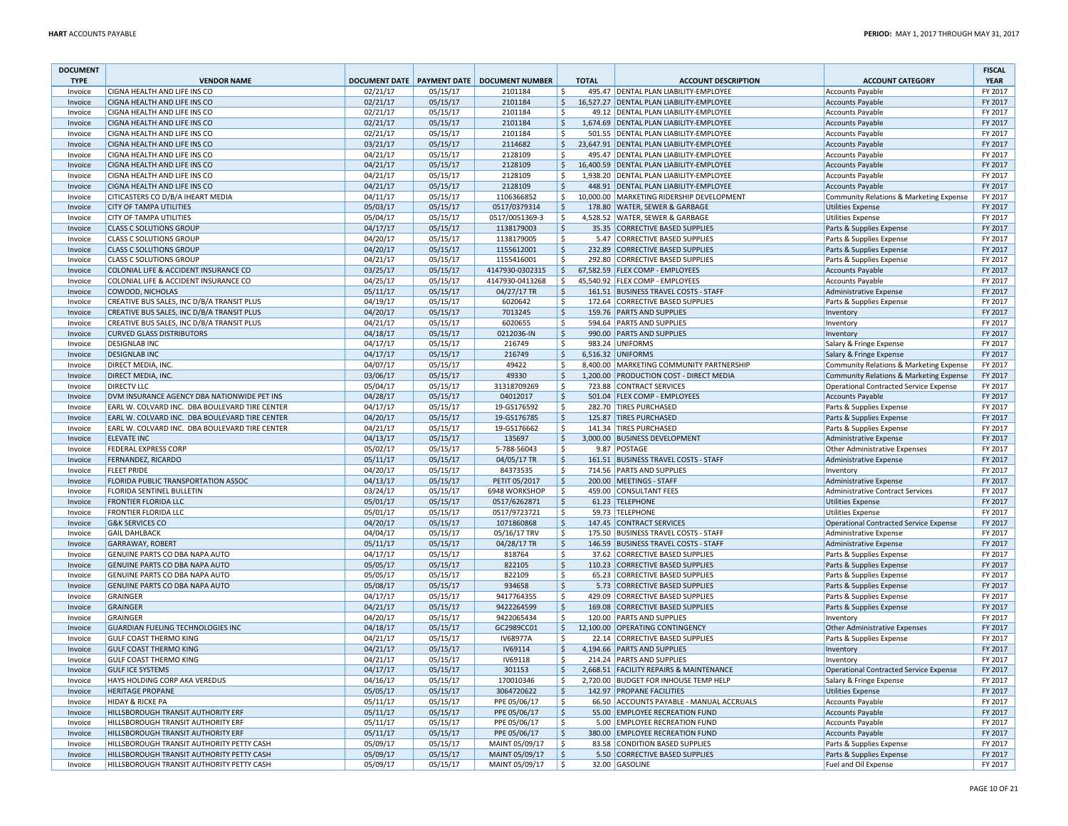| DOCUMENT TYPE | VENDOR NAME | DOCUMENT DATE | PAYMENT DATE | DOCUMENT NUMBER | TOTAL | ACCOUNT DESCRIPTION | ACCOUNT CATEGORY | FISCAL YEAR |
|---|---|---|---|---|---|---|---|---|
| Invoice | CIGNA HEALTH AND LIFE INS CO | 02/21/17 | 05/15/17 | 2101184 | $ 495.47 | DENTAL PLAN LIABILITY-EMPLOYEE | Accounts Payable | FY 2017 |
| Invoice | CIGNA HEALTH AND LIFE INS CO | 02/21/17 | 05/15/17 | 2101184 | $ 16,527.27 | DENTAL PLAN LIABILITY-EMPLOYEE | Accounts Payable | FY 2017 |
| Invoice | CIGNA HEALTH AND LIFE INS CO | 02/21/17 | 05/15/17 | 2101184 | $ 49.12 | DENTAL PLAN LIABILITY-EMPLOYEE | Accounts Payable | FY 2017 |
| Invoice | CIGNA HEALTH AND LIFE INS CO | 02/21/17 | 05/15/17 | 2101184 | $ 1,674.69 | DENTAL PLAN LIABILITY-EMPLOYEE | Accounts Payable | FY 2017 |
| Invoice | CIGNA HEALTH AND LIFE INS CO | 02/21/17 | 05/15/17 | 2101184 | $ 501.55 | DENTAL PLAN LIABILITY-EMPLOYEE | Accounts Payable | FY 2017 |
| Invoice | CIGNA HEALTH AND LIFE INS CO | 03/21/17 | 05/15/17 | 2114682 | $ 23,647.91 | DENTAL PLAN LIABILITY-EMPLOYEE | Accounts Payable | FY 2017 |
| Invoice | CIGNA HEALTH AND LIFE INS CO | 04/21/17 | 05/15/17 | 2128109 | $ 495.47 | DENTAL PLAN LIABILITY-EMPLOYEE | Accounts Payable | FY 2017 |
| Invoice | CIGNA HEALTH AND LIFE INS CO | 04/21/17 | 05/15/17 | 2128109 | $ 16,400.59 | DENTAL PLAN LIABILITY-EMPLOYEE | Accounts Payable | FY 2017 |
| Invoice | CIGNA HEALTH AND LIFE INS CO | 04/21/17 | 05/15/17 | 2128109 | $ 1,938.20 | DENTAL PLAN LIABILITY-EMPLOYEE | Accounts Payable | FY 2017 |
| Invoice | CIGNA HEALTH AND LIFE INS CO | 04/21/17 | 05/15/17 | 2128109 | $ 448.91 | DENTAL PLAN LIABILITY-EMPLOYEE | Accounts Payable | FY 2017 |
| Invoice | CITICASTERS CO D/B/A IHEART MEDIA | 04/11/17 | 05/15/17 | 1106366852 | $ 10,000.00 | MARKETING RIDERSHIP DEVELOPMENT | Community Relations & Marketing Expense | FY 2017 |
| Invoice | CITY OF TAMPA UTILITIES | 05/03/17 | 05/15/17 | 0517/0379314 | $ 178.80 | WATER, SEWER & GARBAGE | Utilities Expense | FY 2017 |
| Invoice | CITY OF TAMPA UTILITIES | 05/04/17 | 05/15/17 | 0517/0051369-3 | $ 4,528.52 | WATER, SEWER & GARBAGE | Utilities Expense | FY 2017 |
| Invoice | CLASS C SOLUTIONS GROUP | 04/17/17 | 05/15/17 | 1138179003 | $ 35.35 | CORRECTIVE BASED SUPPLIES | Parts & Supplies Expense | FY 2017 |
| Invoice | CLASS C SOLUTIONS GROUP | 04/20/17 | 05/15/17 | 1138179005 | $ 5.47 | CORRECTIVE BASED SUPPLIES | Parts & Supplies Expense | FY 2017 |
| Invoice | CLASS C SOLUTIONS GROUP | 04/20/17 | 05/15/17 | 1155612001 | $ 232.89 | CORRECTIVE BASED SUPPLIES | Parts & Supplies Expense | FY 2017 |
| Invoice | CLASS C SOLUTIONS GROUP | 04/21/17 | 05/15/17 | 1155416001 | $ 292.80 | CORRECTIVE BASED SUPPLIES | Parts & Supplies Expense | FY 2017 |
| Invoice | COLONIAL LIFE & ACCIDENT INSURANCE CO | 03/25/17 | 05/15/17 | 4147930-0302315 | $ 67,582.59 | FLEX COMP - EMPLOYEES | Accounts Payable | FY 2017 |
| Invoice | COLONIAL LIFE & ACCIDENT INSURANCE CO | 04/25/17 | 05/15/17 | 4147930-0413268 | $ 45,540.92 | FLEX COMP - EMPLOYEES | Accounts Payable | FY 2017 |
| Invoice | COWOOD, NICHOLAS | 05/11/17 | 05/15/17 | 04/27/17 TR | $ 161.51 | BUSINESS TRAVEL COSTS - STAFF | Administrative Expense | FY 2017 |
| Invoice | CREATIVE BUS SALES, INC D/B/A TRANSIT PLUS | 04/19/17 | 05/15/17 | 6020642 | $ 172.64 | CORRECTIVE BASED SUPPLIES | Parts & Supplies Expense | FY 2017 |
| Invoice | CREATIVE BUS SALES, INC D/B/A TRANSIT PLUS | 04/20/17 | 05/15/17 | 7013245 | $ 159.76 | PARTS AND SUPPLIES | Inventory | FY 2017 |
| Invoice | CREATIVE BUS SALES, INC D/B/A TRANSIT PLUS | 04/21/17 | 05/15/17 | 6020655 | $ 594.64 | PARTS AND SUPPLIES | Inventory | FY 2017 |
| Invoice | CURVED GLASS DISTRIBUTORS | 04/18/17 | 05/15/17 | 0212036-IN | $ 990.00 | PARTS AND SUPPLIES | Inventory | FY 2017 |
| Invoice | DESIGNLAB INC | 04/17/17 | 05/15/17 | 216749 | $ 983.24 | UNIFORMS | Salary & Fringe Expense | FY 2017 |
| Invoice | DESIGNLAB INC | 04/17/17 | 05/15/17 | 216749 | $ 6,516.32 | UNIFORMS | Salary & Fringe Expense | FY 2017 |
| Invoice | DIRECT MEDIA, INC. | 04/07/17 | 05/15/17 | 49422 | $ 8,400.00 | MARKETING COMMUNITY PARTNERSHIP | Community Relations & Marketing Expense | FY 2017 |
| Invoice | DIRECT MEDIA, INC. | 03/06/17 | 05/15/17 | 49330 | $ 1,200.00 | PRODUCTION COST - DIRECT MEDIA | Community Relations & Marketing Expense | FY 2017 |
| Invoice | DIRECTV LLC | 05/04/17 | 05/15/17 | 31318709269 | $ 723.88 | CONTRACT SERVICES | Operational Contracted Service Expense | FY 2017 |
| Invoice | DVM INSURANCE AGENCY DBA NATIONWIDE PET INS | 04/28/17 | 05/15/17 | 04012017 | $ 501.04 | FLEX COMP - EMPLOYEES | Accounts Payable | FY 2017 |
| Invoice | EARL W. COLVARD INC. DBA BOULEVARD TIRE CENTER | 04/17/17 | 05/15/17 | 19-GS176592 | $ 282.70 | TIRES PURCHASED | Parts & Supplies Expense | FY 2017 |
| Invoice | EARL W. COLVARD INC. DBA BOULEVARD TIRE CENTER | 04/20/17 | 05/15/17 | 19-GS176785 | $ 125.87 | TIRES PURCHASED | Parts & Supplies Expense | FY 2017 |
| Invoice | EARL W. COLVARD INC. DBA BOULEVARD TIRE CENTER | 04/21/17 | 05/15/17 | 19-GS176662 | $ 141.34 | TIRES PURCHASED | Parts & Supplies Expense | FY 2017 |
| Invoice | ELEVATE INC | 04/13/17 | 05/15/17 | 135697 | $ 3,000.00 | BUSINESS DEVELOPMENT | Administrative Expense | FY 2017 |
| Invoice | FEDERAL EXPRESS CORP | 05/02/17 | 05/15/17 | 5-788-56043 | $ 9.87 | POSTAGE | Other Administrative Expenses | FY 2017 |
| Invoice | FERNANDEZ, RICARDO | 05/11/17 | 05/15/17 | 04/05/17 TR | $ 161.51 | BUSINESS TRAVEL COSTS - STAFF | Administrative Expense | FY 2017 |
| Invoice | FLEET PRIDE | 04/20/17 | 05/15/17 | 84373535 | $ 714.56 | PARTS AND SUPPLIES | Inventory | FY 2017 |
| Invoice | FLORIDA PUBLIC TRANSPORTATION ASSOC | 04/13/17 | 05/15/17 | PETIT 05/2017 | $ 200.00 | MEETINGS - STAFF | Administrative Expense | FY 2017 |
| Invoice | FLORIDA SENTINEL BULLETIN | 03/24/17 | 05/15/17 | 6948 WORKSHOP | $ 459.00 | CONSULTANT FEES | Administrative Contract Services | FY 2017 |
| Invoice | FRONTIER FLORIDA LLC | 05/01/17 | 05/15/17 | 0517/6262871 | $ 61.23 | TELEPHONE | Utilities Expense | FY 2017 |
| Invoice | FRONTIER FLORIDA LLC | 05/01/17 | 05/15/17 | 0517/9723721 | $ 59.73 | TELEPHONE | Utilities Expense | FY 2017 |
| Invoice | G&K SERVICES CO | 04/20/17 | 05/15/17 | 1071860868 | $ 147.45 | CONTRACT SERVICES | Operational Contracted Service Expense | FY 2017 |
| Invoice | GAIL DAHLBACK | 04/04/17 | 05/15/17 | 05/16/17 TRV | $ 175.50 | BUSINESS TRAVEL COSTS - STAFF | Administrative Expense | FY 2017 |
| Invoice | GARRAWAY, ROBERT | 05/11/17 | 05/15/17 | 04/28/17 TR | $ 146.59 | BUSINESS TRAVEL COSTS - STAFF | Administrative Expense | FY 2017 |
| Invoice | GENUINE PARTS CO DBA NAPA AUTO | 04/17/17 | 05/15/17 | 818764 | $ 37.62 | CORRECTIVE BASED SUPPLIES | Parts & Supplies Expense | FY 2017 |
| Invoice | GENUINE PARTS CO DBA NAPA AUTO | 05/05/17 | 05/15/17 | 822105 | $ 110.23 | CORRECTIVE BASED SUPPLIES | Parts & Supplies Expense | FY 2017 |
| Invoice | GENUINE PARTS CO DBA NAPA AUTO | 05/05/17 | 05/15/17 | 822109 | $ 65.23 | CORRECTIVE BASED SUPPLIES | Parts & Supplies Expense | FY 2017 |
| Invoice | GENUINE PARTS CO DBA NAPA AUTO | 05/08/17 | 05/15/17 | 934658 | $ 5.73 | CORRECTIVE BASED SUPPLIES | Parts & Supplies Expense | FY 2017 |
| Invoice | GRAINGER | 04/17/17 | 05/15/17 | 9417764355 | $ 429.09 | CORRECTIVE BASED SUPPLIES | Parts & Supplies Expense | FY 2017 |
| Invoice | GRAINGER | 04/21/17 | 05/15/17 | 9422264599 | $ 169.08 | CORRECTIVE BASED SUPPLIES | Parts & Supplies Expense | FY 2017 |
| Invoice | GRAINGER | 04/20/17 | 05/15/17 | 9422065434 | $ 120.00 | PARTS AND SUPPLIES | Inventory | FY 2017 |
| Invoice | GUARDIAN FUELING TECHNOLOGIES INC | 04/18/17 | 05/15/17 | GC2989CC01 | $ 12,100.00 | OPERATING CONTINGENCY | Other Administrative Expenses | FY 2017 |
| Invoice | GULF COAST THERMO KING | 04/21/17 | 05/15/17 | IV68977A | $ 22.14 | CORRECTIVE BASED SUPPLIES | Parts & Supplies Expense | FY 2017 |
| Invoice | GULF COAST THERMO KING | 04/21/17 | 05/15/17 | IV69114 | $ 4,194.66 | PARTS AND SUPPLIES | Inventory | FY 2017 |
| Invoice | GULF COAST THERMO KING | 04/21/17 | 05/15/17 | IV69118 | $ 214.24 | PARTS AND SUPPLIES | Inventory | FY 2017 |
| Invoice | GULF ICE SYSTEMS | 04/17/17 | 05/15/17 | 301153 | $ 2,668.51 | FACILITY REPAIRS & MAINTENANCE | Operational Contracted Service Expense | FY 2017 |
| Invoice | HAYS HOLDING CORP AKA VEREDUS | 04/16/17 | 05/15/17 | 170010346 | $ 2,720.00 | BUDGET FOR INHOUSE TEMP HELP | Salary & Fringe Expense | FY 2017 |
| Invoice | HERITAGE PROPANE | 05/05/17 | 05/15/17 | 3064720622 | $ 142.97 | PROPANE FACILITIES | Utilities Expense | FY 2017 |
| Invoice | HIDAY & RICKE PA | 05/11/17 | 05/15/17 | PPE 05/06/17 | $ 66.50 | ACCOUNTS PAYABLE - MANUAL ACCRUALS | Accounts Payable | FY 2017 |
| Invoice | HILLSBOROUGH TRANSIT AUTHORITY ERF | 05/11/17 | 05/15/17 | PPE 05/06/17 | $ 55.00 | EMPLOYEE RECREATION FUND | Accounts Payable | FY 2017 |
| Invoice | HILLSBOROUGH TRANSIT AUTHORITY ERF | 05/11/17 | 05/15/17 | PPE 05/06/17 | $ 5.00 | EMPLOYEE RECREATION FUND | Accounts Payable | FY 2017 |
| Invoice | HILLSBOROUGH TRANSIT AUTHORITY ERF | 05/11/17 | 05/15/17 | PPE 05/06/17 | $ 380.00 | EMPLOYEE RECREATION FUND | Accounts Payable | FY 2017 |
| Invoice | HILLSBOROUGH TRANSIT AUTHORITY PETTY CASH | 05/09/17 | 05/15/17 | MAINT 05/09/17 | $ 83.58 | CONDITION BASED SUPPLIES | Parts & Supplies Expense | FY 2017 |
| Invoice | HILLSBOROUGH TRANSIT AUTHORITY PETTY CASH | 05/09/17 | 05/15/17 | MAINT 05/09/17 | $ 5.50 | CORRECTIVE BASED SUPPLIES | Parts & Supplies Expense | FY 2017 |
| Invoice | HILLSBOROUGH TRANSIT AUTHORITY PETTY CASH | 05/09/17 | 05/15/17 | MAINT 05/09/17 | $ 32.00 | GASOLINE | Fuel and Oil Expense | FY 2017 |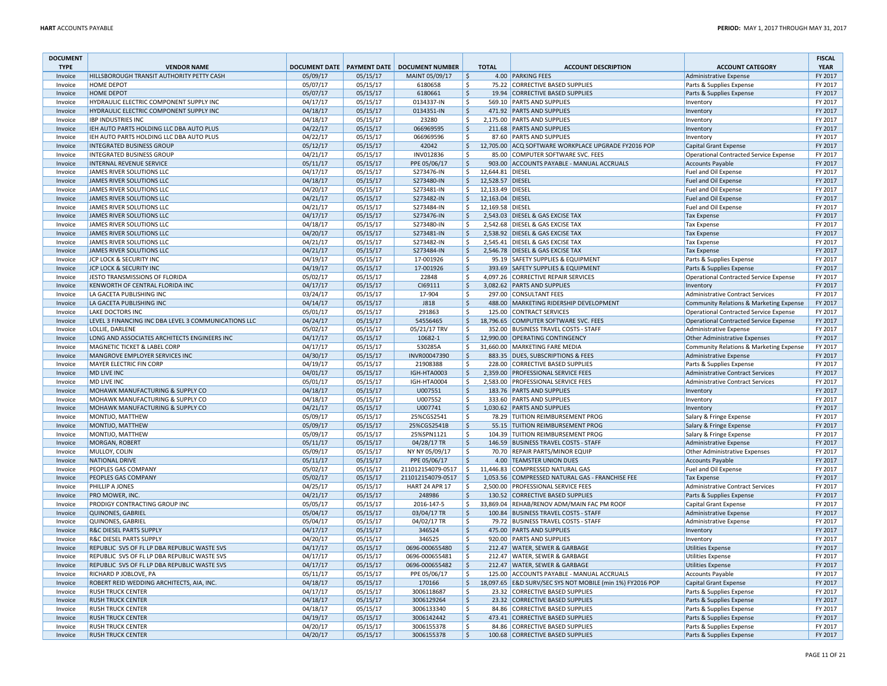| DOCUMENT TYPE | VENDOR NAME | DOCUMENT DATE | PAYMENT DATE | DOCUMENT NUMBER | TOTAL | ACCOUNT DESCRIPTION | ACCOUNT CATEGORY | FISCAL YEAR |
|---|---|---|---|---|---|---|---|---|
| Invoice | HILLSBOROUGH TRANSIT AUTHORITY PETTY CASH | 05/09/17 | 05/15/17 | MAINT 05/09/17 | $ 4.00 | PARKING FEES | Administrative Expense | FY 2017 |
| Invoice | HOME DEPOT | 05/07/17 | 05/15/17 | 6180658 | $ 75.22 | CORRECTIVE BASED SUPPLIES | Parts & Supplies Expense | FY 2017 |
| Invoice | HOME DEPOT | 05/07/17 | 05/15/17 | 6180661 | $ 19.94 | CORRECTIVE BASED SUPPLIES | Parts & Supplies Expense | FY 2017 |
| Invoice | HYDRAULIC ELECTRIC COMPONENT SUPPLY INC | 04/17/17 | 05/15/17 | 0134337-IN | $ 569.10 | PARTS AND SUPPLIES | Inventory | FY 2017 |
| Invoice | HYDRAULIC ELECTRIC COMPONENT SUPPLY INC | 04/18/17 | 05/15/17 | 0134351-IN | $ 471.92 | PARTS AND SUPPLIES | Inventory | FY 2017 |
| Invoice | IBP INDUSTRIES INC | 04/18/17 | 05/15/17 | 23280 | $ 2,175.00 | PARTS AND SUPPLIES | Inventory | FY 2017 |
| Invoice | IEH AUTO PARTS HOLDING LLC DBA AUTO PLUS | 04/22/17 | 05/15/17 | 066969595 | $ 211.68 | PARTS AND SUPPLIES | Inventory | FY 2017 |
| Invoice | IEH AUTO PARTS HOLDING LLC DBA AUTO PLUS | 04/22/17 | 05/15/17 | 066969596 | $ 87.60 | PARTS AND SUPPLIES | Inventory | FY 2017 |
| Invoice | INTEGRATED BUSINESS GROUP | 05/12/17 | 05/15/17 | 42042 | $ 12,705.00 | ACQ SOFTWARE WORKPLACE UPGRADE FY2016 POP | Capital Grant Expense | FY 2017 |
| Invoice | INTEGRATED BUSINESS GROUP | 04/21/17 | 05/15/17 | INV012836 | $ 85.00 | COMPUTER SOFTWARE SVC. FEES | Operational Contracted Service Expense | FY 2017 |
| Invoice | INTERNAL REVENUE SERVICE | 05/11/17 | 05/15/17 | PPE 05/06/17 | $ 903.00 | ACCOUNTS PAYABLE - MANUAL ACCRUALS | Accounts Payable | FY 2017 |
| Invoice | JAMES RIVER SOLUTIONS LLC | 04/17/17 | 05/15/17 | S273476-IN | $ 12,644.81 | DIESEL | Fuel and Oil Expense | FY 2017 |
| Invoice | JAMES RIVER SOLUTIONS LLC | 04/18/17 | 05/15/17 | S273480-IN | $ 12,528.57 | DIESEL | Fuel and Oil Expense | FY 2017 |
| Invoice | JAMES RIVER SOLUTIONS LLC | 04/20/17 | 05/15/17 | S273481-IN | $ 12,133.49 | DIESEL | Fuel and Oil Expense | FY 2017 |
| Invoice | JAMES RIVER SOLUTIONS LLC | 04/21/17 | 05/15/17 | S273482-IN | $ 12,163.04 | DIESEL | Fuel and Oil Expense | FY 2017 |
| Invoice | JAMES RIVER SOLUTIONS LLC | 04/21/17 | 05/15/17 | S273484-IN | $ 12,169.58 | DIESEL | Fuel and Oil Expense | FY 2017 |
| Invoice | JAMES RIVER SOLUTIONS LLC | 04/17/17 | 05/15/17 | S273476-IN | $ 2,543.03 | DIESEL & GAS EXCISE TAX | Tax Expense | FY 2017 |
| Invoice | JAMES RIVER SOLUTIONS LLC | 04/18/17 | 05/15/17 | S273480-IN | $ 2,542.68 | DIESEL & GAS EXCISE TAX | Tax Expense | FY 2017 |
| Invoice | JAMES RIVER SOLUTIONS LLC | 04/20/17 | 05/15/17 | S273481-IN | $ 2,538.92 | DIESEL & GAS EXCISE TAX | Tax Expense | FY 2017 |
| Invoice | JAMES RIVER SOLUTIONS LLC | 04/21/17 | 05/15/17 | S273482-IN | $ 2,545.41 | DIESEL & GAS EXCISE TAX | Tax Expense | FY 2017 |
| Invoice | JAMES RIVER SOLUTIONS LLC | 04/21/17 | 05/15/17 | S273484-IN | $ 2,546.78 | DIESEL & GAS EXCISE TAX | Tax Expense | FY 2017 |
| Invoice | JCP LOCK & SECURITY INC | 04/19/17 | 05/15/17 | 17-001926 | $ 95.19 | SAFETY SUPPLIES & EQUIPMENT | Parts & Supplies Expense | FY 2017 |
| Invoice | JCP LOCK & SECURITY INC | 04/19/17 | 05/15/17 | 17-001926 | $ 393.69 | SAFETY SUPPLIES & EQUIPMENT | Parts & Supplies Expense | FY 2017 |
| Invoice | JESTO TRANSMISSIONS OF FLORIDA | 05/02/17 | 05/15/17 | 22848 | $ 4,097.26 | CORRECTIVE REPAIR SERVICES | Operational Contracted Service Expense | FY 2017 |
| Invoice | KENWORTH OF CENTRAL FLORIDA INC | 04/17/17 | 05/15/17 | CI69111 | $ 3,082.62 | PARTS AND SUPPLIES | Inventory | FY 2017 |
| Invoice | LA GACETA PUBLISHING INC | 03/24/17 | 05/15/17 | 17-904 | $ 297.00 | CONSULTANT FEES | Administrative Contract Services | FY 2017 |
| Invoice | LA GACETA PUBLISHING INC | 04/14/17 | 05/15/17 | J818 | $ 488.00 | MARKETING RIDERSHIP DEVELOPMENT | Community Relations & Marketing Expense | FY 2017 |
| Invoice | LAKE DOCTORS INC | 05/01/17 | 05/15/17 | 291863 | $ 125.00 | CONTRACT SERVICES | Operational Contracted Service Expense | FY 2017 |
| Invoice | LEVEL 3 FINANCING INC DBA LEVEL 3 COMMUNICATIONS LLC | 04/24/17 | 05/15/17 | 54556465 | $ 18,796.65 | COMPUTER SOFTWARE SVC. FEES | Operational Contracted Service Expense | FY 2017 |
| Invoice | LOLLIE, DARLENE | 05/02/17 | 05/15/17 | 05/21/17 TRV | $ 352.00 | BUSINESS TRAVEL COSTS - STAFF | Administrative Expense | FY 2017 |
| Invoice | LONG AND ASSOCIATES ARCHITECTS ENGINEERS INC | 04/17/17 | 05/15/17 | 10682-1 | $ 12,990.00 | OPERATING CONTINGENCY | Other Administrative Expenses | FY 2017 |
| Invoice | MAGNETIC TICKET & LABEL CORP | 04/17/17 | 05/15/17 | 530285A | $ 31,660.00 | MARKETING FARE MEDIA | Community Relations & Marketing Expense | FY 2017 |
| Invoice | MANGROVE EMPLOYER SERVICES INC | 04/30/17 | 05/15/17 | INVR00047390 | $ 883.35 | DUES, SUBSCRIPTIONS & FEES | Administrative Expense | FY 2017 |
| Invoice | MAYER ELECTRIC FIN CORP | 04/19/17 | 05/15/17 | 21908388 | $ 228.00 | CORRECTIVE BASED SUPPLIES | Parts & Supplies Expense | FY 2017 |
| Invoice | MD LIVE INC | 04/01/17 | 05/15/17 | IGH-HTA0003 | $ 2,359.00 | PROFESSIONAL SERVICE FEES | Administrative Contract Services | FY 2017 |
| Invoice | MD LIVE INC | 05/01/17 | 05/15/17 | IGH-HTA0004 | $ 2,583.00 | PROFESSIONAL SERVICE FEES | Administrative Contract Services | FY 2017 |
| Invoice | MOHAWK MANUFACTURING & SUPPLY CO | 04/18/17 | 05/15/17 | U007551 | $ 183.76 | PARTS AND SUPPLIES | Inventory | FY 2017 |
| Invoice | MOHAWK MANUFACTURING & SUPPLY CO | 04/18/17 | 05/15/17 | U007552 | $ 333.60 | PARTS AND SUPPLIES | Inventory | FY 2017 |
| Invoice | MOHAWK MANUFACTURING & SUPPLY CO | 04/21/17 | 05/15/17 | U007741 | $ 1,030.62 | PARTS AND SUPPLIES | Inventory | FY 2017 |
| Invoice | MONTIJO, MATTHEW | 05/09/17 | 05/15/17 | 25%CGS2541 | $ 78.29 | TUITION REIMBURSEMENT PROG | Salary & Fringe Expense | FY 2017 |
| Invoice | MONTIJO, MATTHEW | 05/09/17 | 05/15/17 | 25%CGS2541B | $ 55.15 | TUITION REIMBURSEMENT PROG | Salary & Fringe Expense | FY 2017 |
| Invoice | MONTIJO, MATTHEW | 05/09/17 | 05/15/17 | 25%SPN1121 | $ 104.39 | TUITION REIMBURSEMENT PROG | Salary & Fringe Expense | FY 2017 |
| Invoice | MORGAN, ROBERT | 05/11/17 | 05/15/17 | 04/28/17 TR | $ 146.59 | BUSINESS TRAVEL COSTS - STAFF | Administrative Expense | FY 2017 |
| Invoice | MULLOY, COLIN | 05/09/17 | 05/15/17 | NY NY 05/09/17 | $ 70.70 | REPAIR PARTS/MINOR EQUIP | Other Administrative Expenses | FY 2017 |
| Invoice | NATIONAL DRIVE | 05/11/17 | 05/15/17 | PPE 05/06/17 | $ 4.00 | TEAMSTER UNION DUES | Accounts Payable | FY 2017 |
| Invoice | PEOPLES GAS COMPANY | 05/02/17 | 05/15/17 | 211012154079-0517 | $ 11,446.83 | COMPRESSED NATURAL GAS | Fuel and Oil Expense | FY 2017 |
| Invoice | PEOPLES GAS COMPANY | 05/02/17 | 05/15/17 | 211012154079-0517 | $ 1,053.56 | COMPRESSED NATURAL GAS - FRANCHISE FEE | Tax Expense | FY 2017 |
| Invoice | PHILLIP A JONES | 04/25/17 | 05/15/17 | HART 24 APR 17 | $ 2,500.00 | PROFESSIONAL SERVICE FEES | Administrative Contract Services | FY 2017 |
| Invoice | PRO MOWER, INC. | 04/21/17 | 05/15/17 | 248986 | $ 130.52 | CORRECTIVE BASED SUPPLIES | Parts & Supplies Expense | FY 2017 |
| Invoice | PRODIGY CONTRACTING GROUP INC | 05/05/17 | 05/15/17 | 2016-147-5 | $ 33,869.04 | REHAB/RENOV ADM/MAIN FAC PM ROOF | Capital Grant Expense | FY 2017 |
| Invoice | QUINONES, GABRIEL | 05/04/17 | 05/15/17 | 03/04/17 TR | $ 100.84 | BUSINESS TRAVEL COSTS - STAFF | Administrative Expense | FY 2017 |
| Invoice | QUINONES, GABRIEL | 05/04/17 | 05/15/17 | 04/02/17 TR | $ 79.72 | BUSINESS TRAVEL COSTS - STAFF | Administrative Expense | FY 2017 |
| Invoice | R&C DIESEL PARTS SUPPLY | 04/17/17 | 05/15/17 | 346524 | $ 475.00 | PARTS AND SUPPLIES | Inventory | FY 2017 |
| Invoice | R&C DIESEL PARTS SUPPLY | 04/20/17 | 05/15/17 | 346525 | $ 920.00 | PARTS AND SUPPLIES | Inventory | FY 2017 |
| Invoice | REPUBLIC SVS OF FL LP DBA REPUBLIC WASTE SVS | 04/17/17 | 05/15/17 | 0696-000655480 | $ 212.47 | WATER, SEWER & GARBAGE | Utilities Expense | FY 2017 |
| Invoice | REPUBLIC SVS OF FL LP DBA REPUBLIC WASTE SVS | 04/17/17 | 05/15/17 | 0696-000655481 | $ 212.47 | WATER, SEWER & GARBAGE | Utilities Expense | FY 2017 |
| Invoice | REPUBLIC SVS OF FL LP DBA REPUBLIC WASTE SVS | 04/17/17 | 05/15/17 | 0696-000655482 | $ 212.47 | WATER, SEWER & GARBAGE | Utilities Expense | FY 2017 |
| Invoice | RICHARD P JOBLOVE, PA | 05/11/17 | 05/15/17 | PPE 05/06/17 | $ 125.00 | ACCOUNTS PAYABLE - MANUAL ACCRUALS | Accounts Payable | FY 2017 |
| Invoice | ROBERT REID WEDDING ARCHITECTS, AIA, INC. | 04/18/17 | 05/15/17 | 170166 | $ 18,097.65 | E&D SURV/SEC SYS NOT MOBILE (min 1%) FY2016 POP | Capital Grant Expense | FY 2017 |
| Invoice | RUSH TRUCK CENTER | 04/17/17 | 05/15/17 | 3006118687 | $ 23.32 | CORRECTIVE BASED SUPPLIES | Parts & Supplies Expense | FY 2017 |
| Invoice | RUSH TRUCK CENTER | 04/18/17 | 05/15/17 | 3006129264 | $ 23.32 | CORRECTIVE BASED SUPPLIES | Parts & Supplies Expense | FY 2017 |
| Invoice | RUSH TRUCK CENTER | 04/18/17 | 05/15/17 | 3006133340 | $ 84.86 | CORRECTIVE BASED SUPPLIES | Parts & Supplies Expense | FY 2017 |
| Invoice | RUSH TRUCK CENTER | 04/19/17 | 05/15/17 | 3006142442 | $ 473.41 | CORRECTIVE BASED SUPPLIES | Parts & Supplies Expense | FY 2017 |
| Invoice | RUSH TRUCK CENTER | 04/20/17 | 05/15/17 | 3006155378 | $ 84.86 | CORRECTIVE BASED SUPPLIES | Parts & Supplies Expense | FY 2017 |
| Invoice | RUSH TRUCK CENTER | 04/20/17 | 05/15/17 | 3006155378 | $ 100.68 | CORRECTIVE BASED SUPPLIES | Parts & Supplies Expense | FY 2017 |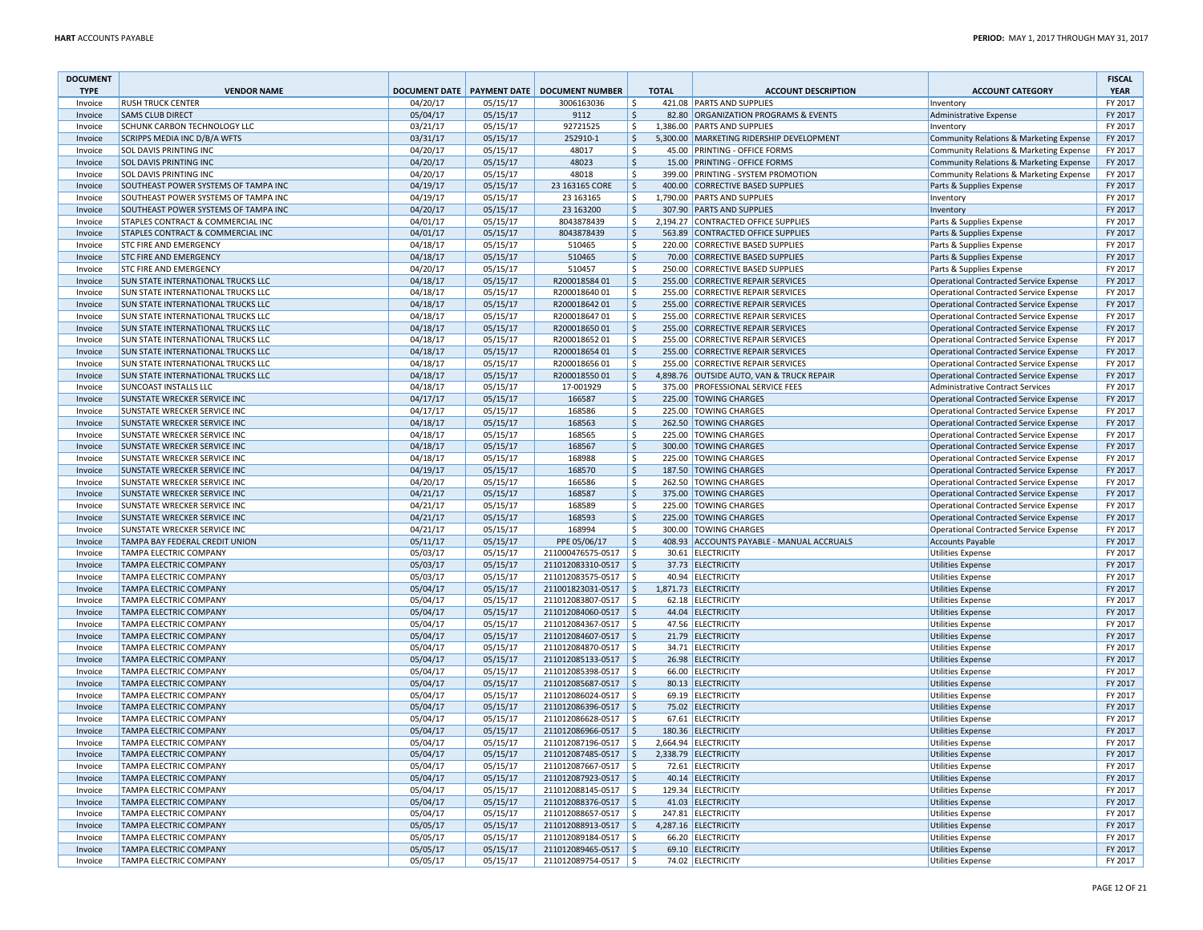| DOCUMENT TYPE | VENDOR NAME | DOCUMENT DATE | PAYMENT DATE | DOCUMENT NUMBER | TOTAL | ACCOUNT DESCRIPTION | ACCOUNT CATEGORY | FISCAL YEAR |
|---|---|---|---|---|---|---|---|---|
| Invoice | RUSH TRUCK CENTER | 04/20/17 | 05/15/17 | 3006163036 | $ 421.08 | PARTS AND SUPPLIES | Inventory | FY 2017 |
| Invoice | SAMS CLUB DIRECT | 05/04/17 | 05/15/17 | 9112 | $ 82.80 | ORGANIZATION PROGRAMS & EVENTS | Administrative Expense | FY 2017 |
| Invoice | SCHUNK CARBON TECHNOLOGY LLC | 03/21/17 | 05/15/17 | 92721525 | $ 1,386.00 | PARTS AND SUPPLIES | Inventory | FY 2017 |
| Invoice | SCRIPPS MEDIA INC D/B/A WFTS | 03/31/17 | 05/15/17 | 252910-1 | $ 5,300.00 | MARKETING RIDERSHIP DEVELOPMENT | Community Relations & Marketing Expense | FY 2017 |
| Invoice | SOL DAVIS PRINTING INC | 04/20/17 | 05/15/17 | 48017 | $ 45.00 | PRINTING - OFFICE FORMS | Community Relations & Marketing Expense | FY 2017 |
| Invoice | SOL DAVIS PRINTING INC | 04/20/17 | 05/15/17 | 48023 | $ 15.00 | PRINTING - OFFICE FORMS | Community Relations & Marketing Expense | FY 2017 |
| Invoice | SOL DAVIS PRINTING INC | 04/20/17 | 05/15/17 | 48018 | $ 399.00 | PRINTING - SYSTEM PROMOTION | Community Relations & Marketing Expense | FY 2017 |
| Invoice | SOUTHEAST POWER SYSTEMS OF TAMPA INC | 04/19/17 | 05/15/17 | 23 163165 CORE | $ 400.00 | CORRECTIVE BASED SUPPLIES | Parts & Supplies Expense | FY 2017 |
| Invoice | SOUTHEAST POWER SYSTEMS OF TAMPA INC | 04/19/17 | 05/15/17 | 23 163165 | $ 1,790.00 | PARTS AND SUPPLIES | Inventory | FY 2017 |
| Invoice | SOUTHEAST POWER SYSTEMS OF TAMPA INC | 04/20/17 | 05/15/17 | 23 163200 | $ 307.90 | PARTS AND SUPPLIES | Inventory | FY 2017 |
| Invoice | STAPLES CONTRACT & COMMERCIAL INC | 04/01/17 | 05/15/17 | 8043878439 | $ 2,194.27 | CONTRACTED OFFICE SUPPLIES | Parts & Supplies Expense | FY 2017 |
| Invoice | STAPLES CONTRACT & COMMERCIAL INC | 04/01/17 | 05/15/17 | 8043878439 | $ 563.89 | CONTRACTED OFFICE SUPPLIES | Parts & Supplies Expense | FY 2017 |
| Invoice | STC FIRE AND EMERGENCY | 04/18/17 | 05/15/17 | 510465 | $ 220.00 | CORRECTIVE BASED SUPPLIES | Parts & Supplies Expense | FY 2017 |
| Invoice | STC FIRE AND EMERGENCY | 04/18/17 | 05/15/17 | 510465 | $ 70.00 | CORRECTIVE BASED SUPPLIES | Parts & Supplies Expense | FY 2017 |
| Invoice | STC FIRE AND EMERGENCY | 04/20/17 | 05/15/17 | 510457 | $ 250.00 | CORRECTIVE BASED SUPPLIES | Parts & Supplies Expense | FY 2017 |
| Invoice | SUN STATE INTERNATIONAL TRUCKS LLC | 04/18/17 | 05/15/17 | R200018584 01 | $ 255.00 | CORRECTIVE REPAIR SERVICES | Operational Contracted Service Expense | FY 2017 |
| Invoice | SUN STATE INTERNATIONAL TRUCKS LLC | 04/18/17 | 05/15/17 | R200018640 01 | $ 255.00 | CORRECTIVE REPAIR SERVICES | Operational Contracted Service Expense | FY 2017 |
| Invoice | SUN STATE INTERNATIONAL TRUCKS LLC | 04/18/17 | 05/15/17 | R200018642 01 | $ 255.00 | CORRECTIVE REPAIR SERVICES | Operational Contracted Service Expense | FY 2017 |
| Invoice | SUN STATE INTERNATIONAL TRUCKS LLC | 04/18/17 | 05/15/17 | R200018647 01 | $ 255.00 | CORRECTIVE REPAIR SERVICES | Operational Contracted Service Expense | FY 2017 |
| Invoice | SUN STATE INTERNATIONAL TRUCKS LLC | 04/18/17 | 05/15/17 | R200018650 01 | $ 255.00 | CORRECTIVE REPAIR SERVICES | Operational Contracted Service Expense | FY 2017 |
| Invoice | SUN STATE INTERNATIONAL TRUCKS LLC | 04/18/17 | 05/15/17 | R200018652 01 | $ 255.00 | CORRECTIVE REPAIR SERVICES | Operational Contracted Service Expense | FY 2017 |
| Invoice | SUN STATE INTERNATIONAL TRUCKS LLC | 04/18/17 | 05/15/17 | R200018654 01 | $ 255.00 | CORRECTIVE REPAIR SERVICES | Operational Contracted Service Expense | FY 2017 |
| Invoice | SUN STATE INTERNATIONAL TRUCKS LLC | 04/18/17 | 05/15/17 | R200018656 01 | $ 255.00 | CORRECTIVE REPAIR SERVICES | Operational Contracted Service Expense | FY 2017 |
| Invoice | SUN STATE INTERNATIONAL TRUCKS LLC | 04/18/17 | 05/15/17 | R200018550 01 | $ 4,898.76 | OUTSIDE AUTO, VAN & TRUCK REPAIR | Operational Contracted Service Expense | FY 2017 |
| Invoice | SUNCOAST INSTALLS LLC | 04/18/17 | 05/15/17 | 17-001929 | $ 375.00 | PROFESSIONAL SERVICE FEES | Administrative Contract Services | FY 2017 |
| Invoice | SUNSTATE WRECKER SERVICE INC | 04/17/17 | 05/15/17 | 166587 | $ 225.00 | TOWING CHARGES | Operational Contracted Service Expense | FY 2017 |
| Invoice | SUNSTATE WRECKER SERVICE INC | 04/17/17 | 05/15/17 | 168586 | $ 225.00 | TOWING CHARGES | Operational Contracted Service Expense | FY 2017 |
| Invoice | SUNSTATE WRECKER SERVICE INC | 04/18/17 | 05/15/17 | 168563 | $ 262.50 | TOWING CHARGES | Operational Contracted Service Expense | FY 2017 |
| Invoice | SUNSTATE WRECKER SERVICE INC | 04/18/17 | 05/15/17 | 168565 | $ 225.00 | TOWING CHARGES | Operational Contracted Service Expense | FY 2017 |
| Invoice | SUNSTATE WRECKER SERVICE INC | 04/18/17 | 05/15/17 | 168567 | $ 300.00 | TOWING CHARGES | Operational Contracted Service Expense | FY 2017 |
| Invoice | SUNSTATE WRECKER SERVICE INC | 04/18/17 | 05/15/17 | 168988 | $ 225.00 | TOWING CHARGES | Operational Contracted Service Expense | FY 2017 |
| Invoice | SUNSTATE WRECKER SERVICE INC | 04/19/17 | 05/15/17 | 168570 | $ 187.50 | TOWING CHARGES | Operational Contracted Service Expense | FY 2017 |
| Invoice | SUNSTATE WRECKER SERVICE INC | 04/20/17 | 05/15/17 | 166586 | $ 262.50 | TOWING CHARGES | Operational Contracted Service Expense | FY 2017 |
| Invoice | SUNSTATE WRECKER SERVICE INC | 04/21/17 | 05/15/17 | 168587 | $ 375.00 | TOWING CHARGES | Operational Contracted Service Expense | FY 2017 |
| Invoice | SUNSTATE WRECKER SERVICE INC | 04/21/17 | 05/15/17 | 168589 | $ 225.00 | TOWING CHARGES | Operational Contracted Service Expense | FY 2017 |
| Invoice | SUNSTATE WRECKER SERVICE INC | 04/21/17 | 05/15/17 | 168593 | $ 225.00 | TOWING CHARGES | Operational Contracted Service Expense | FY 2017 |
| Invoice | SUNSTATE WRECKER SERVICE INC | 04/21/17 | 05/15/17 | 168994 | $ 300.00 | TOWING CHARGES | Operational Contracted Service Expense | FY 2017 |
| Invoice | TAMPA BAY FEDERAL CREDIT UNION | 05/11/17 | 05/15/17 | PPE 05/06/17 | $ 408.93 | ACCOUNTS PAYABLE - MANUAL ACCRUALS | Accounts Payable | FY 2017 |
| Invoice | TAMPA ELECTRIC COMPANY | 05/03/17 | 05/15/17 | 211000476575-0517 | $ 30.61 | ELECTRICITY | Utilities Expense | FY 2017 |
| Invoice | TAMPA ELECTRIC COMPANY | 05/03/17 | 05/15/17 | 211012083310-0517 | $ 37.73 | ELECTRICITY | Utilities Expense | FY 2017 |
| Invoice | TAMPA ELECTRIC COMPANY | 05/03/17 | 05/15/17 | 211012083575-0517 | $ 40.94 | ELECTRICITY | Utilities Expense | FY 2017 |
| Invoice | TAMPA ELECTRIC COMPANY | 05/04/17 | 05/15/17 | 211001823031-0517 | $ 1,871.73 | ELECTRICITY | Utilities Expense | FY 2017 |
| Invoice | TAMPA ELECTRIC COMPANY | 05/04/17 | 05/15/17 | 211012083807-0517 | $ 62.18 | ELECTRICITY | Utilities Expense | FY 2017 |
| Invoice | TAMPA ELECTRIC COMPANY | 05/04/17 | 05/15/17 | 211012084060-0517 | $ 44.04 | ELECTRICITY | Utilities Expense | FY 2017 |
| Invoice | TAMPA ELECTRIC COMPANY | 05/04/17 | 05/15/17 | 211012084367-0517 | $ 47.56 | ELECTRICITY | Utilities Expense | FY 2017 |
| Invoice | TAMPA ELECTRIC COMPANY | 05/04/17 | 05/15/17 | 211012084607-0517 | $ 21.79 | ELECTRICITY | Utilities Expense | FY 2017 |
| Invoice | TAMPA ELECTRIC COMPANY | 05/04/17 | 05/15/17 | 211012084870-0517 | $ 34.71 | ELECTRICITY | Utilities Expense | FY 2017 |
| Invoice | TAMPA ELECTRIC COMPANY | 05/04/17 | 05/15/17 | 211012085133-0517 | $ 26.98 | ELECTRICITY | Utilities Expense | FY 2017 |
| Invoice | TAMPA ELECTRIC COMPANY | 05/04/17 | 05/15/17 | 211012085398-0517 | $ 66.00 | ELECTRICITY | Utilities Expense | FY 2017 |
| Invoice | TAMPA ELECTRIC COMPANY | 05/04/17 | 05/15/17 | 211012085687-0517 | $ 80.13 | ELECTRICITY | Utilities Expense | FY 2017 |
| Invoice | TAMPA ELECTRIC COMPANY | 05/04/17 | 05/15/17 | 211012086024-0517 | $ 69.19 | ELECTRICITY | Utilities Expense | FY 2017 |
| Invoice | TAMPA ELECTRIC COMPANY | 05/04/17 | 05/15/17 | 211012086396-0517 | $ 75.02 | ELECTRICITY | Utilities Expense | FY 2017 |
| Invoice | TAMPA ELECTRIC COMPANY | 05/04/17 | 05/15/17 | 211012086628-0517 | $ 67.61 | ELECTRICITY | Utilities Expense | FY 2017 |
| Invoice | TAMPA ELECTRIC COMPANY | 05/04/17 | 05/15/17 | 211012086966-0517 | $ 180.36 | ELECTRICITY | Utilities Expense | FY 2017 |
| Invoice | TAMPA ELECTRIC COMPANY | 05/04/17 | 05/15/17 | 211012087196-0517 | $ 2,664.94 | ELECTRICITY | Utilities Expense | FY 2017 |
| Invoice | TAMPA ELECTRIC COMPANY | 05/04/17 | 05/15/17 | 211012087485-0517 | $ 2,338.79 | ELECTRICITY | Utilities Expense | FY 2017 |
| Invoice | TAMPA ELECTRIC COMPANY | 05/04/17 | 05/15/17 | 211012087667-0517 | $ 72.61 | ELECTRICITY | Utilities Expense | FY 2017 |
| Invoice | TAMPA ELECTRIC COMPANY | 05/04/17 | 05/15/17 | 211012087923-0517 | $ 40.14 | ELECTRICITY | Utilities Expense | FY 2017 |
| Invoice | TAMPA ELECTRIC COMPANY | 05/04/17 | 05/15/17 | 211012088145-0517 | $ 129.34 | ELECTRICITY | Utilities Expense | FY 2017 |
| Invoice | TAMPA ELECTRIC COMPANY | 05/04/17 | 05/15/17 | 211012088376-0517 | $ 41.03 | ELECTRICITY | Utilities Expense | FY 2017 |
| Invoice | TAMPA ELECTRIC COMPANY | 05/04/17 | 05/15/17 | 211012088657-0517 | $ 247.81 | ELECTRICITY | Utilities Expense | FY 2017 |
| Invoice | TAMPA ELECTRIC COMPANY | 05/05/17 | 05/15/17 | 211012088913-0517 | $ 4,287.16 | ELECTRICITY | Utilities Expense | FY 2017 |
| Invoice | TAMPA ELECTRIC COMPANY | 05/05/17 | 05/15/17 | 211012089184-0517 | $ 66.20 | ELECTRICITY | Utilities Expense | FY 2017 |
| Invoice | TAMPA ELECTRIC COMPANY | 05/05/17 | 05/15/17 | 211012089465-0517 | $ 69.10 | ELECTRICITY | Utilities Expense | FY 2017 |
| Invoice | TAMPA ELECTRIC COMPANY | 05/05/17 | 05/15/17 | 211012089754-0517 | $ 74.02 | ELECTRICITY | Utilities Expense | FY 2017 |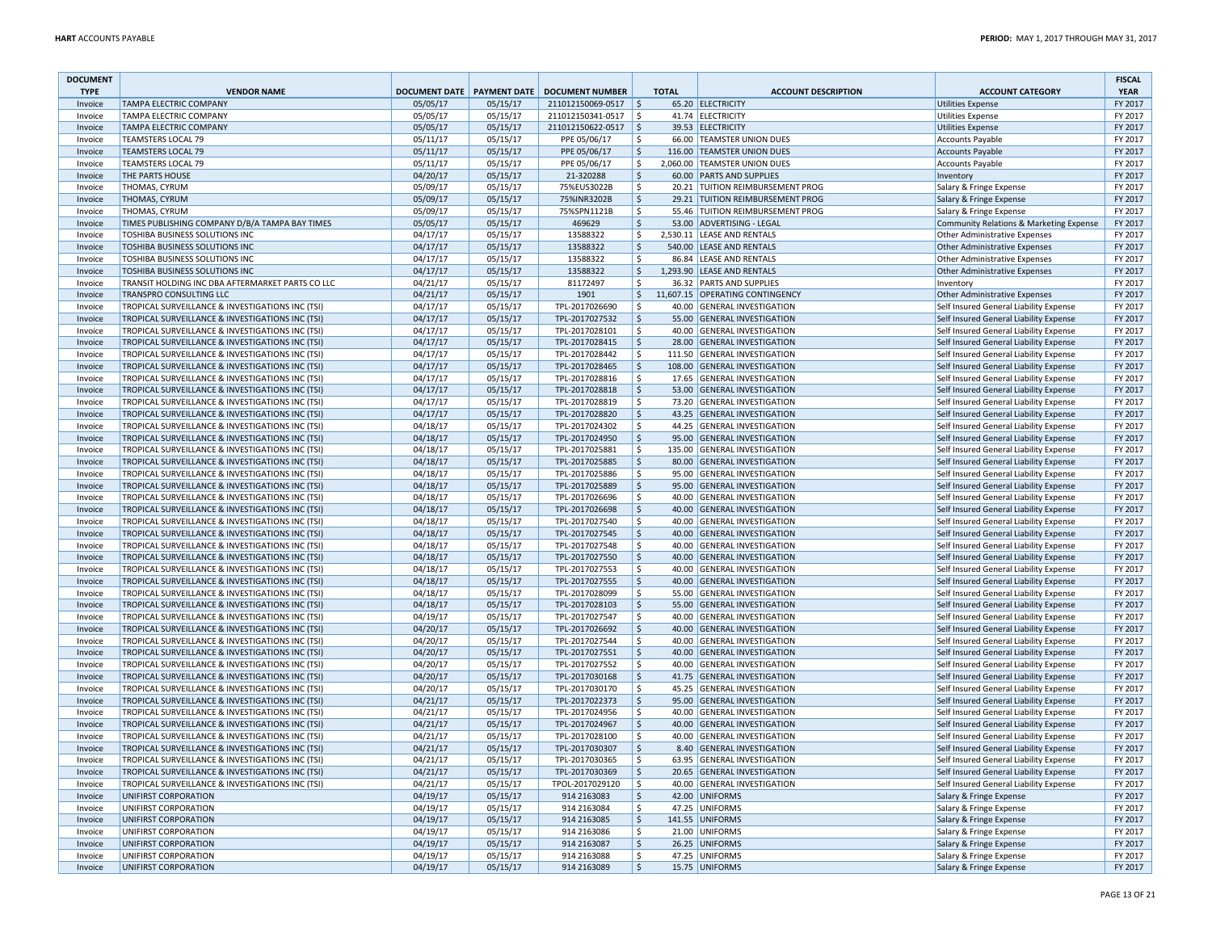| DOCUMENT TYPE | VENDOR NAME | DOCUMENT DATE | PAYMENT DATE | DOCUMENT NUMBER | TOTAL | ACCOUNT DESCRIPTION | ACCOUNT CATEGORY | FISCAL YEAR |
|---|---|---|---|---|---|---|---|---|
| Invoice | TAMPA ELECTRIC COMPANY | 05/05/17 | 05/15/17 | 211012150069-0517 | $ 65.20 | ELECTRICITY | Utilities Expense | FY 2017 |
| Invoice | TAMPA ELECTRIC COMPANY | 05/05/17 | 05/15/17 | 211012150341-0517 | $ 41.74 | ELECTRICITY | Utilities Expense | FY 2017 |
| Invoice | TAMPA ELECTRIC COMPANY | 05/05/17 | 05/15/17 | 211012150622-0517 | $ 39.53 | ELECTRICITY | Utilities Expense | FY 2017 |
| Invoice | TEAMSTERS LOCAL 79 | 05/11/17 | 05/15/17 | PPE 05/06/17 | $ 66.00 | TEAMSTER UNION DUES | Accounts Payable | FY 2017 |
| Invoice | TEAMSTERS LOCAL 79 | 05/11/17 | 05/15/17 | PPE 05/06/17 | $ 116.00 | TEAMSTER UNION DUES | Accounts Payable | FY 2017 |
| Invoice | TEAMSTERS LOCAL 79 | 05/11/17 | 05/15/17 | PPE 05/06/17 | $ 2,060.00 | TEAMSTER UNION DUES | Accounts Payable | FY 2017 |
| Invoice | THE PARTS HOUSE | 04/20/17 | 05/15/17 | 21-320288 | $ 60.00 | PARTS AND SUPPLIES | Inventory | FY 2017 |
| Invoice | THOMAS, CYRUM | 05/09/17 | 05/15/17 | 75%EUS3022B | $ 20.21 | TUITION REIMBURSEMENT PROG | Salary & Fringe Expense | FY 2017 |
| Invoice | THOMAS, CYRUM | 05/09/17 | 05/15/17 | 75%INR3202B | $ 29.21 | TUITION REIMBURSEMENT PROG | Salary & Fringe Expense | FY 2017 |
| Invoice | THOMAS, CYRUM | 05/09/17 | 05/15/17 | 75%SPN1121B | $ 55.46 | TUITION REIMBURSEMENT PROG | Salary & Fringe Expense | FY 2017 |
| Invoice | TIMES PUBLISHING COMPANY D/B/A TAMPA BAY TIMES | 05/05/17 | 05/15/17 | 469629 | $ 53.00 | ADVERTISING - LEGAL | Community Relations & Marketing Expense | FY 2017 |
| Invoice | TOSHIBA BUSINESS SOLUTIONS INC | 04/17/17 | 05/15/17 | 13588322 | $ 2,530.11 | LEASE AND RENTALS | Other Administrative Expenses | FY 2017 |
| Invoice | TOSHIBA BUSINESS SOLUTIONS INC | 04/17/17 | 05/15/17 | 13588322 | $ 540.00 | LEASE AND RENTALS | Other Administrative Expenses | FY 2017 |
| Invoice | TOSHIBA BUSINESS SOLUTIONS INC | 04/17/17 | 05/15/17 | 13588322 | $ 86.84 | LEASE AND RENTALS | Other Administrative Expenses | FY 2017 |
| Invoice | TOSHIBA BUSINESS SOLUTIONS INC | 04/17/17 | 05/15/17 | 13588322 | $ 1,293.90 | LEASE AND RENTALS | Other Administrative Expenses | FY 2017 |
| Invoice | TRANSIT HOLDING INC DBA AFTERMARKET PARTS CO LLC | 04/21/17 | 05/15/17 | 81172497 | $ 36.32 | PARTS AND SUPPLIES | Inventory | FY 2017 |
| Invoice | TRANSPRO CONSULTING LLC | 04/21/17 | 05/15/17 | 1901 | $ 11,607.15 | OPERATING CONTINGENCY | Other Administrative Expenses | FY 2017 |
| Invoice | TROPICAL SURVEILLANCE & INVESTIGATIONS INC (TSI) | 04/17/17 | 05/15/17 | TPL-2017026690 | $ 40.00 | GENERAL INVESTIGATION | Self Insured General Liability Expense | FY 2017 |
| Invoice | TROPICAL SURVEILLANCE & INVESTIGATIONS INC (TSI) | 04/17/17 | 05/15/17 | TPL-2017027532 | $ 55.00 | GENERAL INVESTIGATION | Self Insured General Liability Expense | FY 2017 |
| Invoice | TROPICAL SURVEILLANCE & INVESTIGATIONS INC (TSI) | 04/17/17 | 05/15/17 | TPL-2017028101 | $ 40.00 | GENERAL INVESTIGATION | Self Insured General Liability Expense | FY 2017 |
| Invoice | TROPICAL SURVEILLANCE & INVESTIGATIONS INC (TSI) | 04/17/17 | 05/15/17 | TPL-2017028415 | $ 28.00 | GENERAL INVESTIGATION | Self Insured General Liability Expense | FY 2017 |
| Invoice | TROPICAL SURVEILLANCE & INVESTIGATIONS INC (TSI) | 04/17/17 | 05/15/17 | TPL-2017028442 | $ 111.50 | GENERAL INVESTIGATION | Self Insured General Liability Expense | FY 2017 |
| Invoice | TROPICAL SURVEILLANCE & INVESTIGATIONS INC (TSI) | 04/17/17 | 05/15/17 | TPL-2017028465 | $ 108.00 | GENERAL INVESTIGATION | Self Insured General Liability Expense | FY 2017 |
| Invoice | TROPICAL SURVEILLANCE & INVESTIGATIONS INC (TSI) | 04/17/17 | 05/15/17 | TPL-2017028816 | $ 17.65 | GENERAL INVESTIGATION | Self Insured General Liability Expense | FY 2017 |
| Invoice | TROPICAL SURVEILLANCE & INVESTIGATIONS INC (TSI) | 04/17/17 | 05/15/17 | TPL-2017028818 | $ 53.00 | GENERAL INVESTIGATION | Self Insured General Liability Expense | FY 2017 |
| Invoice | TROPICAL SURVEILLANCE & INVESTIGATIONS INC (TSI) | 04/17/17 | 05/15/17 | TPL-2017028819 | $ 73.20 | GENERAL INVESTIGATION | Self Insured General Liability Expense | FY 2017 |
| Invoice | TROPICAL SURVEILLANCE & INVESTIGATIONS INC (TSI) | 04/17/17 | 05/15/17 | TPL-2017028820 | $ 43.25 | GENERAL INVESTIGATION | Self Insured General Liability Expense | FY 2017 |
| Invoice | TROPICAL SURVEILLANCE & INVESTIGATIONS INC (TSI) | 04/18/17 | 05/15/17 | TPL-2017024302 | $ 44.25 | GENERAL INVESTIGATION | Self Insured General Liability Expense | FY 2017 |
| Invoice | TROPICAL SURVEILLANCE & INVESTIGATIONS INC (TSI) | 04/18/17 | 05/15/17 | TPL-2017024950 | $ 95.00 | GENERAL INVESTIGATION | Self Insured General Liability Expense | FY 2017 |
| Invoice | TROPICAL SURVEILLANCE & INVESTIGATIONS INC (TSI) | 04/18/17 | 05/15/17 | TPL-2017025881 | $ 135.00 | GENERAL INVESTIGATION | Self Insured General Liability Expense | FY 2017 |
| Invoice | TROPICAL SURVEILLANCE & INVESTIGATIONS INC (TSI) | 04/18/17 | 05/15/17 | TPL-2017025885 | $ 80.00 | GENERAL INVESTIGATION | Self Insured General Liability Expense | FY 2017 |
| Invoice | TROPICAL SURVEILLANCE & INVESTIGATIONS INC (TSI) | 04/18/17 | 05/15/17 | TPL-2017025886 | $ 95.00 | GENERAL INVESTIGATION | Self Insured General Liability Expense | FY 2017 |
| Invoice | TROPICAL SURVEILLANCE & INVESTIGATIONS INC (TSI) | 04/18/17 | 05/15/17 | TPL-2017025889 | $ 95.00 | GENERAL INVESTIGATION | Self Insured General Liability Expense | FY 2017 |
| Invoice | TROPICAL SURVEILLANCE & INVESTIGATIONS INC (TSI) | 04/18/17 | 05/15/17 | TPL-2017026696 | $ 40.00 | GENERAL INVESTIGATION | Self Insured General Liability Expense | FY 2017 |
| Invoice | TROPICAL SURVEILLANCE & INVESTIGATIONS INC (TSI) | 04/18/17 | 05/15/17 | TPL-2017026698 | $ 40.00 | GENERAL INVESTIGATION | Self Insured General Liability Expense | FY 2017 |
| Invoice | TROPICAL SURVEILLANCE & INVESTIGATIONS INC (TSI) | 04/18/17 | 05/15/17 | TPL-2017027540 | $ 40.00 | GENERAL INVESTIGATION | Self Insured General Liability Expense | FY 2017 |
| Invoice | TROPICAL SURVEILLANCE & INVESTIGATIONS INC (TSI) | 04/18/17 | 05/15/17 | TPL-2017027545 | $ 40.00 | GENERAL INVESTIGATION | Self Insured General Liability Expense | FY 2017 |
| Invoice | TROPICAL SURVEILLANCE & INVESTIGATIONS INC (TSI) | 04/18/17 | 05/15/17 | TPL-2017027548 | $ 40.00 | GENERAL INVESTIGATION | Self Insured General Liability Expense | FY 2017 |
| Invoice | TROPICAL SURVEILLANCE & INVESTIGATIONS INC (TSI) | 04/18/17 | 05/15/17 | TPL-2017027550 | $ 40.00 | GENERAL INVESTIGATION | Self Insured General Liability Expense | FY 2017 |
| Invoice | TROPICAL SURVEILLANCE & INVESTIGATIONS INC (TSI) | 04/18/17 | 05/15/17 | TPL-2017027553 | $ 40.00 | GENERAL INVESTIGATION | Self Insured General Liability Expense | FY 2017 |
| Invoice | TROPICAL SURVEILLANCE & INVESTIGATIONS INC (TSI) | 04/18/17 | 05/15/17 | TPL-2017027555 | $ 40.00 | GENERAL INVESTIGATION | Self Insured General Liability Expense | FY 2017 |
| Invoice | TROPICAL SURVEILLANCE & INVESTIGATIONS INC (TSI) | 04/18/17 | 05/15/17 | TPL-2017028099 | $ 55.00 | GENERAL INVESTIGATION | Self Insured General Liability Expense | FY 2017 |
| Invoice | TROPICAL SURVEILLANCE & INVESTIGATIONS INC (TSI) | 04/18/17 | 05/15/17 | TPL-2017028103 | $ 55.00 | GENERAL INVESTIGATION | Self Insured General Liability Expense | FY 2017 |
| Invoice | TROPICAL SURVEILLANCE & INVESTIGATIONS INC (TSI) | 04/19/17 | 05/15/17 | TPL-2017027547 | $ 40.00 | GENERAL INVESTIGATION | Self Insured General Liability Expense | FY 2017 |
| Invoice | TROPICAL SURVEILLANCE & INVESTIGATIONS INC (TSI) | 04/20/17 | 05/15/17 | TPL-2017026692 | $ 40.00 | GENERAL INVESTIGATION | Self Insured General Liability Expense | FY 2017 |
| Invoice | TROPICAL SURVEILLANCE & INVESTIGATIONS INC (TSI) | 04/20/17 | 05/15/17 | TPL-2017027544 | $ 40.00 | GENERAL INVESTIGATION | Self Insured General Liability Expense | FY 2017 |
| Invoice | TROPICAL SURVEILLANCE & INVESTIGATIONS INC (TSI) | 04/20/17 | 05/15/17 | TPL-2017027551 | $ 40.00 | GENERAL INVESTIGATION | Self Insured General Liability Expense | FY 2017 |
| Invoice | TROPICAL SURVEILLANCE & INVESTIGATIONS INC (TSI) | 04/20/17 | 05/15/17 | TPL-2017027552 | $ 40.00 | GENERAL INVESTIGATION | Self Insured General Liability Expense | FY 2017 |
| Invoice | TROPICAL SURVEILLANCE & INVESTIGATIONS INC (TSI) | 04/20/17 | 05/15/17 | TPL-2017030168 | $ 41.75 | GENERAL INVESTIGATION | Self Insured General Liability Expense | FY 2017 |
| Invoice | TROPICAL SURVEILLANCE & INVESTIGATIONS INC (TSI) | 04/20/17 | 05/15/17 | TPL-2017030170 | $ 45.25 | GENERAL INVESTIGATION | Self Insured General Liability Expense | FY 2017 |
| Invoice | TROPICAL SURVEILLANCE & INVESTIGATIONS INC (TSI) | 04/21/17 | 05/15/17 | TPL-2017022373 | $ 95.00 | GENERAL INVESTIGATION | Self Insured General Liability Expense | FY 2017 |
| Invoice | TROPICAL SURVEILLANCE & INVESTIGATIONS INC (TSI) | 04/21/17 | 05/15/17 | TPL-2017024956 | $ 40.00 | GENERAL INVESTIGATION | Self Insured General Liability Expense | FY 2017 |
| Invoice | TROPICAL SURVEILLANCE & INVESTIGATIONS INC (TSI) | 04/21/17 | 05/15/17 | TPL-2017024967 | $ 40.00 | GENERAL INVESTIGATION | Self Insured General Liability Expense | FY 2017 |
| Invoice | TROPICAL SURVEILLANCE & INVESTIGATIONS INC (TSI) | 04/21/17 | 05/15/17 | TPL-2017028100 | $ 40.00 | GENERAL INVESTIGATION | Self Insured General Liability Expense | FY 2017 |
| Invoice | TROPICAL SURVEILLANCE & INVESTIGATIONS INC (TSI) | 04/21/17 | 05/15/17 | TPL-2017030307 | $ 8.40 | GENERAL INVESTIGATION | Self Insured General Liability Expense | FY 2017 |
| Invoice | TROPICAL SURVEILLANCE & INVESTIGATIONS INC (TSI) | 04/21/17 | 05/15/17 | TPL-2017030365 | $ 63.95 | GENERAL INVESTIGATION | Self Insured General Liability Expense | FY 2017 |
| Invoice | TROPICAL SURVEILLANCE & INVESTIGATIONS INC (TSI) | 04/21/17 | 05/15/17 | TPL-2017030369 | $ 20.65 | GENERAL INVESTIGATION | Self Insured General Liability Expense | FY 2017 |
| Invoice | TROPICAL SURVEILLANCE & INVESTIGATIONS INC (TSI) | 04/21/17 | 05/15/17 | TPOL-2017029120 | $ 40.00 | GENERAL INVESTIGATION | Self Insured General Liability Expense | FY 2017 |
| Invoice | UNIFIRST CORPORATION | 04/19/17 | 05/15/17 | 914 2163083 | $ 42.00 | UNIFORMS | Salary & Fringe Expense | FY 2017 |
| Invoice | UNIFIRST CORPORATION | 04/19/17 | 05/15/17 | 914 2163084 | $ 47.25 | UNIFORMS | Salary & Fringe Expense | FY 2017 |
| Invoice | UNIFIRST CORPORATION | 04/19/17 | 05/15/17 | 914 2163085 | $ 141.55 | UNIFORMS | Salary & Fringe Expense | FY 2017 |
| Invoice | UNIFIRST CORPORATION | 04/19/17 | 05/15/17 | 914 2163086 | $ 21.00 | UNIFORMS | Salary & Fringe Expense | FY 2017 |
| Invoice | UNIFIRST CORPORATION | 04/19/17 | 05/15/17 | 914 2163087 | $ 26.25 | UNIFORMS | Salary & Fringe Expense | FY 2017 |
| Invoice | UNIFIRST CORPORATION | 04/19/17 | 05/15/17 | 914 2163088 | $ 47.25 | UNIFORMS | Salary & Fringe Expense | FY 2017 |
| Invoice | UNIFIRST CORPORATION | 04/19/17 | 05/15/17 | 914 2163089 | $ 15.75 | UNIFORMS | Salary & Fringe Expense | FY 2017 |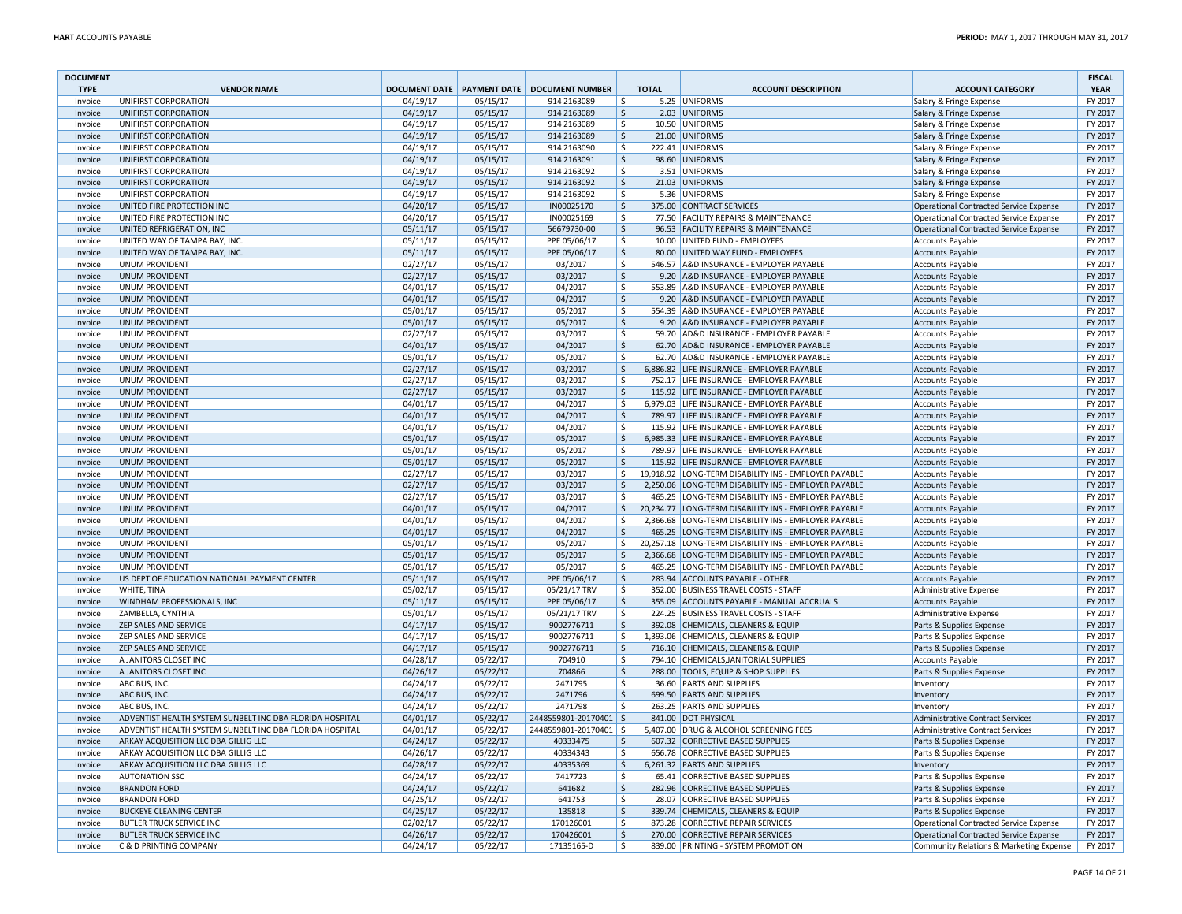| DOCUMENT TYPE | VENDOR NAME | DOCUMENT DATE | PAYMENT DATE | DOCUMENT NUMBER | TOTAL | ACCOUNT DESCRIPTION | ACCOUNT CATEGORY | FISCAL YEAR |
|---|---|---|---|---|---|---|---|---|
| Invoice | UNIFIRST CORPORATION | 04/19/17 | 05/15/17 | 914 2163089 | $ 5.25 | UNIFORMS | Salary & Fringe Expense | FY 2017 |
| Invoice | UNIFIRST CORPORATION | 04/19/17 | 05/15/17 | 914 2163089 | $ 2.03 | UNIFORMS | Salary & Fringe Expense | FY 2017 |
| Invoice | UNIFIRST CORPORATION | 04/19/17 | 05/15/17 | 914 2163089 | $ 10.50 | UNIFORMS | Salary & Fringe Expense | FY 2017 |
| Invoice | UNIFIRST CORPORATION | 04/19/17 | 05/15/17 | 914 2163089 | $ 21.00 | UNIFORMS | Salary & Fringe Expense | FY 2017 |
| Invoice | UNIFIRST CORPORATION | 04/19/17 | 05/15/17 | 914 2163090 | $ 222.41 | UNIFORMS | Salary & Fringe Expense | FY 2017 |
| Invoice | UNIFIRST CORPORATION | 04/19/17 | 05/15/17 | 914 2163091 | $ 98.60 | UNIFORMS | Salary & Fringe Expense | FY 2017 |
| Invoice | UNIFIRST CORPORATION | 04/19/17 | 05/15/17 | 914 2163092 | $ 3.51 | UNIFORMS | Salary & Fringe Expense | FY 2017 |
| Invoice | UNIFIRST CORPORATION | 04/19/17 | 05/15/17 | 914 2163092 | $ 21.03 | UNIFORMS | Salary & Fringe Expense | FY 2017 |
| Invoice | UNIFIRST CORPORATION | 04/19/17 | 05/15/17 | 914 2163092 | $ 5.36 | UNIFORMS | Salary & Fringe Expense | FY 2017 |
| Invoice | UNITED FIRE PROTECTION INC | 04/20/17 | 05/15/17 | IN00025170 | $ 375.00 | CONTRACT SERVICES | Operational Contracted Service Expense | FY 2017 |
| Invoice | UNITED FIRE PROTECTION INC | 04/20/17 | 05/15/17 | IN00025169 | $ 77.50 | FACILITY REPAIRS & MAINTENANCE | Operational Contracted Service Expense | FY 2017 |
| Invoice | UNITED REFRIGERATION, INC | 05/11/17 | 05/15/17 | 56679730-00 | $ 96.53 | FACILITY REPAIRS & MAINTENANCE | Operational Contracted Service Expense | FY 2017 |
| Invoice | UNITED WAY OF TAMPA BAY, INC. | 05/11/17 | 05/15/17 | PPE 05/06/17 | $ 10.00 | UNITED FUND - EMPLOYEES | Accounts Payable | FY 2017 |
| Invoice | UNITED WAY OF TAMPA BAY, INC. | 05/11/17 | 05/15/17 | PPE 05/06/17 | $ 80.00 | UNITED WAY FUND - EMPLOYEES | Accounts Payable | FY 2017 |
| Invoice | UNUM PROVIDENT | 02/27/17 | 05/15/17 | 03/2017 | $ 546.57 | A&D INSURANCE - EMPLOYER PAYABLE | Accounts Payable | FY 2017 |
| Invoice | UNUM PROVIDENT | 02/27/17 | 05/15/17 | 03/2017 | $ 9.20 | A&D INSURANCE - EMPLOYER PAYABLE | Accounts Payable | FY 2017 |
| Invoice | UNUM PROVIDENT | 04/01/17 | 05/15/17 | 04/2017 | $ 553.89 | A&D INSURANCE - EMPLOYER PAYABLE | Accounts Payable | FY 2017 |
| Invoice | UNUM PROVIDENT | 04/01/17 | 05/15/17 | 04/2017 | $ 9.20 | A&D INSURANCE - EMPLOYER PAYABLE | Accounts Payable | FY 2017 |
| Invoice | UNUM PROVIDENT | 05/01/17 | 05/15/17 | 05/2017 | $ 554.39 | A&D INSURANCE - EMPLOYER PAYABLE | Accounts Payable | FY 2017 |
| Invoice | UNUM PROVIDENT | 05/01/17 | 05/15/17 | 05/2017 | $ 9.20 | A&D INSURANCE - EMPLOYER PAYABLE | Accounts Payable | FY 2017 |
| Invoice | UNUM PROVIDENT | 02/27/17 | 05/15/17 | 03/2017 | $ 59.70 | AD&D INSURANCE - EMPLOYER PAYABLE | Accounts Payable | FY 2017 |
| Invoice | UNUM PROVIDENT | 04/01/17 | 05/15/17 | 04/2017 | $ 62.70 | AD&D INSURANCE - EMPLOYER PAYABLE | Accounts Payable | FY 2017 |
| Invoice | UNUM PROVIDENT | 05/01/17 | 05/15/17 | 05/2017 | $ 62.70 | AD&D INSURANCE - EMPLOYER PAYABLE | Accounts Payable | FY 2017 |
| Invoice | UNUM PROVIDENT | 02/27/17 | 05/15/17 | 03/2017 | $ 6,886.82 | LIFE INSURANCE - EMPLOYER PAYABLE | Accounts Payable | FY 2017 |
| Invoice | UNUM PROVIDENT | 02/27/17 | 05/15/17 | 03/2017 | $ 752.17 | LIFE INSURANCE - EMPLOYER PAYABLE | Accounts Payable | FY 2017 |
| Invoice | UNUM PROVIDENT | 02/27/17 | 05/15/17 | 03/2017 | $ 115.92 | LIFE INSURANCE - EMPLOYER PAYABLE | Accounts Payable | FY 2017 |
| Invoice | UNUM PROVIDENT | 04/01/17 | 05/15/17 | 04/2017 | $ 6,979.03 | LIFE INSURANCE - EMPLOYER PAYABLE | Accounts Payable | FY 2017 |
| Invoice | UNUM PROVIDENT | 04/01/17 | 05/15/17 | 04/2017 | $ 789.97 | LIFE INSURANCE - EMPLOYER PAYABLE | Accounts Payable | FY 2017 |
| Invoice | UNUM PROVIDENT | 04/01/17 | 05/15/17 | 04/2017 | $ 115.92 | LIFE INSURANCE - EMPLOYER PAYABLE | Accounts Payable | FY 2017 |
| Invoice | UNUM PROVIDENT | 05/01/17 | 05/15/17 | 05/2017 | $ 6,985.33 | LIFE INSURANCE - EMPLOYER PAYABLE | Accounts Payable | FY 2017 |
| Invoice | UNUM PROVIDENT | 05/01/17 | 05/15/17 | 05/2017 | $ 789.97 | LIFE INSURANCE - EMPLOYER PAYABLE | Accounts Payable | FY 2017 |
| Invoice | UNUM PROVIDENT | 05/01/17 | 05/15/17 | 05/2017 | $ 115.92 | LIFE INSURANCE - EMPLOYER PAYABLE | Accounts Payable | FY 2017 |
| Invoice | UNUM PROVIDENT | 02/27/17 | 05/15/17 | 03/2017 | $ 19,918.92 | LONG-TERM DISABILITY INS - EMPLOYER PAYABLE | Accounts Payable | FY 2017 |
| Invoice | UNUM PROVIDENT | 02/27/17 | 05/15/17 | 03/2017 | $ 2,250.06 | LONG-TERM DISABILITY INS - EMPLOYER PAYABLE | Accounts Payable | FY 2017 |
| Invoice | UNUM PROVIDENT | 02/27/17 | 05/15/17 | 03/2017 | $ 465.25 | LONG-TERM DISABILITY INS - EMPLOYER PAYABLE | Accounts Payable | FY 2017 |
| Invoice | UNUM PROVIDENT | 04/01/17 | 05/15/17 | 04/2017 | $ 20,234.77 | LONG-TERM DISABILITY INS - EMPLOYER PAYABLE | Accounts Payable | FY 2017 |
| Invoice | UNUM PROVIDENT | 04/01/17 | 05/15/17 | 04/2017 | $ 2,366.68 | LONG-TERM DISABILITY INS - EMPLOYER PAYABLE | Accounts Payable | FY 2017 |
| Invoice | UNUM PROVIDENT | 04/01/17 | 05/15/17 | 04/2017 | $ 465.25 | LONG-TERM DISABILITY INS - EMPLOYER PAYABLE | Accounts Payable | FY 2017 |
| Invoice | UNUM PROVIDENT | 05/01/17 | 05/15/17 | 05/2017 | $ 20,257.18 | LONG-TERM DISABILITY INS - EMPLOYER PAYABLE | Accounts Payable | FY 2017 |
| Invoice | UNUM PROVIDENT | 05/01/17 | 05/15/17 | 05/2017 | $ 2,366.68 | LONG-TERM DISABILITY INS - EMPLOYER PAYABLE | Accounts Payable | FY 2017 |
| Invoice | UNUM PROVIDENT | 05/01/17 | 05/15/17 | 05/2017 | $ 465.25 | LONG-TERM DISABILITY INS - EMPLOYER PAYABLE | Accounts Payable | FY 2017 |
| Invoice | US DEPT OF EDUCATION NATIONAL PAYMENT CENTER | 05/11/17 | 05/15/17 | PPE 05/06/17 | $ 283.94 | ACCOUNTS PAYABLE - OTHER | Accounts Payable | FY 2017 |
| Invoice | WHITE, TINA | 05/02/17 | 05/15/17 | 05/21/17 TRV | $ 352.00 | BUSINESS TRAVEL COSTS - STAFF | Administrative Expense | FY 2017 |
| Invoice | WINDHAM PROFESSIONALS, INC | 05/11/17 | 05/15/17 | PPE 05/06/17 | $ 355.09 | ACCOUNTS PAYABLE - MANUAL ACCRUALS | Accounts Payable | FY 2017 |
| Invoice | ZAMBELLA, CYNTHIA | 05/01/17 | 05/15/17 | 05/21/17 TRV | $ 224.25 | BUSINESS TRAVEL COSTS - STAFF | Administrative Expense | FY 2017 |
| Invoice | ZEP SALES AND SERVICE | 04/17/17 | 05/15/17 | 9002776711 | $ 392.08 | CHEMICALS, CLEANERS & EQUIP | Parts & Supplies Expense | FY 2017 |
| Invoice | ZEP SALES AND SERVICE | 04/17/17 | 05/15/17 | 9002776711 | $ 1,393.06 | CHEMICALS, CLEANERS & EQUIP | Parts & Supplies Expense | FY 2017 |
| Invoice | ZEP SALES AND SERVICE | 04/17/17 | 05/15/17 | 9002776711 | $ 716.10 | CHEMICALS, CLEANERS & EQUIP | Parts & Supplies Expense | FY 2017 |
| Invoice | A JANITORS CLOSET INC | 04/28/17 | 05/22/17 | 704910 | $ 794.10 | CHEMICALS,JANITORIAL SUPPLIES | Accounts Payable | FY 2017 |
| Invoice | A JANITORS CLOSET INC | 04/26/17 | 05/22/17 | 704866 | $ 288.00 | TOOLS, EQUIP & SHOP SUPPLIES | Parts & Supplies Expense | FY 2017 |
| Invoice | ABC BUS, INC. | 04/24/17 | 05/22/17 | 2471795 | $ 36.60 | PARTS AND SUPPLIES | Inventory | FY 2017 |
| Invoice | ABC BUS, INC. | 04/24/17 | 05/22/17 | 2471796 | $ 699.50 | PARTS AND SUPPLIES | Inventory | FY 2017 |
| Invoice | ABC BUS, INC. | 04/24/17 | 05/22/17 | 2471798 | $ 263.25 | PARTS AND SUPPLIES | Inventory | FY 2017 |
| Invoice | ADVENTIST HEALTH SYSTEM SUNBELT INC DBA FLORIDA HOSPITAL | 04/01/17 | 05/22/17 | 2448559801-20170401 | $ 841.00 | DOT PHYSICAL | Administrative Contract Services | FY 2017 |
| Invoice | ADVENTIST HEALTH SYSTEM SUNBELT INC DBA FLORIDA HOSPITAL | 04/01/17 | 05/22/17 | 2448559801-20170401 | $ 5,407.00 | DRUG & ALCOHOL SCREENING FEES | Administrative Contract Services | FY 2017 |
| Invoice | ARKAY ACQUISITION LLC DBA GILLIG LLC | 04/24/17 | 05/22/17 | 40333475 | $ 607.32 | CORRECTIVE BASED SUPPLIES | Parts & Supplies Expense | FY 2017 |
| Invoice | ARKAY ACQUISITION LLC DBA GILLIG LLC | 04/26/17 | 05/22/17 | 40334343 | $ 656.78 | CORRECTIVE BASED SUPPLIES | Parts & Supplies Expense | FY 2017 |
| Invoice | ARKAY ACQUISITION LLC DBA GILLIG LLC | 04/28/17 | 05/22/17 | 40335369 | $ 6,261.32 | PARTS AND SUPPLIES | Inventory | FY 2017 |
| Invoice | AUTONATION SSC | 04/24/17 | 05/22/17 | 7417723 | $ 65.41 | CORRECTIVE BASED SUPPLIES | Parts & Supplies Expense | FY 2017 |
| Invoice | BRANDON FORD | 04/24/17 | 05/22/17 | 641682 | $ 282.96 | CORRECTIVE BASED SUPPLIES | Parts & Supplies Expense | FY 2017 |
| Invoice | BRANDON FORD | 04/25/17 | 05/22/17 | 641753 | $ 28.07 | CORRECTIVE BASED SUPPLIES | Parts & Supplies Expense | FY 2017 |
| Invoice | BUCKEYE CLEANING CENTER | 04/25/17 | 05/22/17 | 135818 | $ 339.74 | CHEMICALS, CLEANERS & EQUIP | Parts & Supplies Expense | FY 2017 |
| Invoice | BUTLER TRUCK SERVICE INC | 02/02/17 | 05/22/17 | 170126001 | $ 873.28 | CORRECTIVE REPAIR SERVICES | Operational Contracted Service Expense | FY 2017 |
| Invoice | BUTLER TRUCK SERVICE INC | 04/26/17 | 05/22/17 | 170426001 | $ 270.00 | CORRECTIVE REPAIR SERVICES | Operational Contracted Service Expense | FY 2017 |
| Invoice | C & D PRINTING COMPANY | 04/24/17 | 05/22/17 | 17135165-D | $ 839.00 | PRINTING - SYSTEM PROMOTION | Community Relations & Marketing Expense | FY 2017 |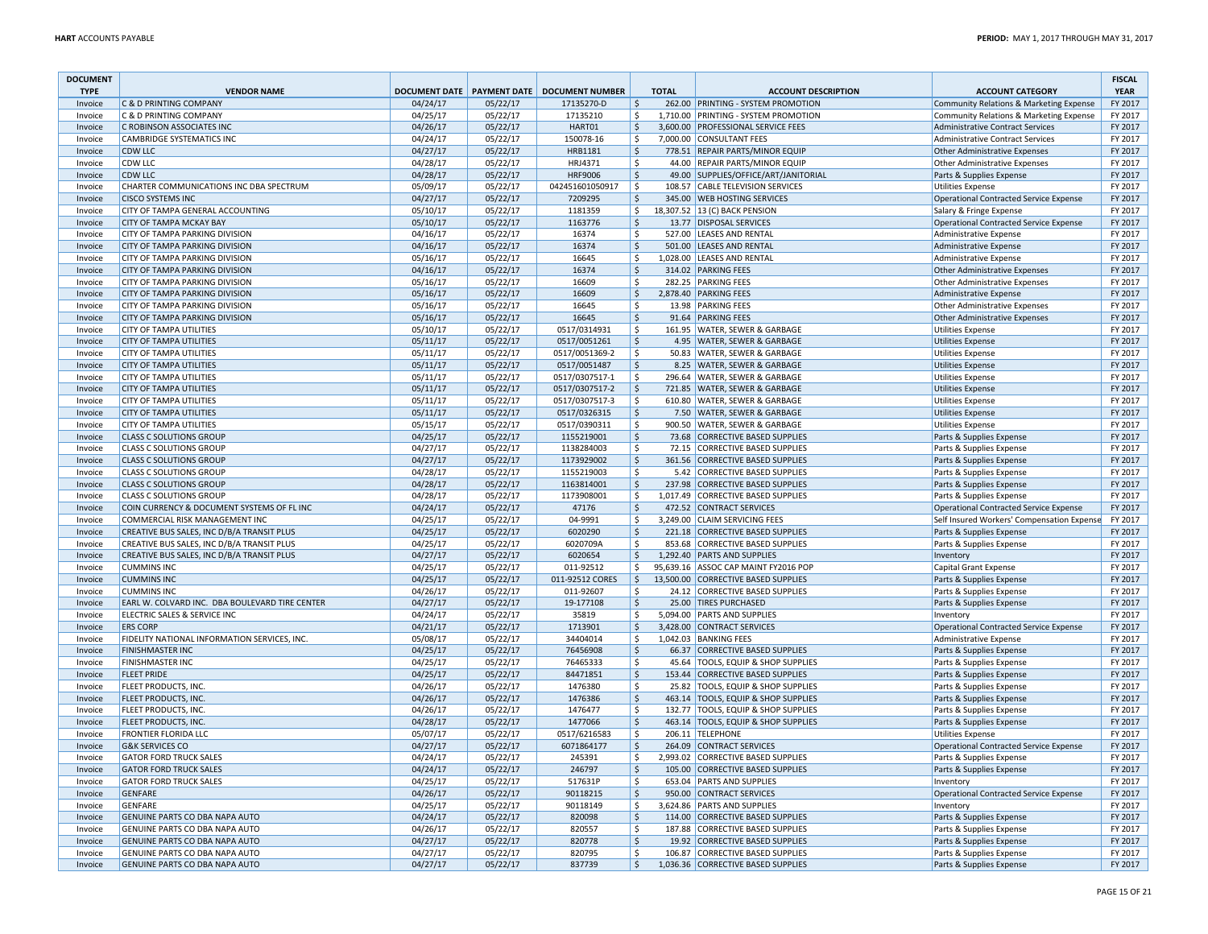**HART** ACCOUNTS PAYABLE

**PERIOD:** MAY 1, 2017 THROUGH MAY 31, 2017

| DOCUMENT TYPE | VENDOR NAME | DOCUMENT DATE | PAYMENT DATE | DOCUMENT NUMBER | TOTAL | ACCOUNT DESCRIPTION | ACCOUNT CATEGORY | FISCAL YEAR |
|---|---|---|---|---|---|---|---|---|
| Invoice | C & D PRINTING COMPANY | 04/24/17 | 05/22/17 | 17135270-D | $ 262.00 | PRINTING - SYSTEM PROMOTION | Community Relations & Marketing Expense | FY 2017 |
| Invoice | C & D PRINTING COMPANY | 04/25/17 | 05/22/17 | 17135210 | $ 1,710.00 | PRINTING - SYSTEM PROMOTION | Community Relations & Marketing Expense | FY 2017 |
| Invoice | C ROBINSON ASSOCIATES INC | 04/26/17 | 05/22/17 | HART01 | $ 3,600.00 | PROFESSIONAL SERVICE FEES | Administrative Contract Services | FY 2017 |
| Invoice | CAMBRIDGE SYSTEMATICS INC | 04/24/17 | 05/22/17 | 150078-16 | $ 7,000.00 | CONSULTANT FEES | Administrative Contract Services | FY 2017 |
| Invoice | CDW LLC | 04/27/17 | 05/22/17 | HRB1181 | $ 778.51 | REPAIR PARTS/MINOR EQUIP | Other Administrative Expenses | FY 2017 |
| Invoice | CDW LLC | 04/28/17 | 05/22/17 | HRJ4371 | $ 44.00 | REPAIR PARTS/MINOR EQUIP | Other Administrative Expenses | FY 2017 |
| Invoice | CDW LLC | 04/28/17 | 05/22/17 | HRF9006 | $ 49.00 | SUPPLIES/OFFICE/ART/JANITORIAL | Parts & Supplies Expense | FY 2017 |
| Invoice | CHARTER COMMUNICATIONS INC DBA SPECTRUM | 05/09/17 | 05/22/17 | 042451601050917 | $ 108.57 | CABLE TELEVISION SERVICES | Utilities Expense | FY 2017 |
| Invoice | CISCO SYSTEMS INC | 04/27/17 | 05/22/17 | 7209295 | $ 345.00 | WEB HOSTING SERVICES | Operational Contracted Service Expense | FY 2017 |
| Invoice | CITY OF TAMPA GENERAL ACCOUNTING | 05/10/17 | 05/22/17 | 1181359 | $ 18,307.52 | 13 (C) BACK PENSION | Salary & Fringe Expense | FY 2017 |
| Invoice | CITY OF TAMPA MCKAY BAY | 05/10/17 | 05/22/17 | 1163776 | $ 13.77 | DISPOSAL SERVICES | Operational Contracted Service Expense | FY 2017 |
| Invoice | CITY OF TAMPA PARKING DIVISION | 04/16/17 | 05/22/17 | 16374 | $ 527.00 | LEASES AND RENTAL | Administrative Expense | FY 2017 |
| Invoice | CITY OF TAMPA PARKING DIVISION | 04/16/17 | 05/22/17 | 16374 | $ 501.00 | LEASES AND RENTAL | Administrative Expense | FY 2017 |
| Invoice | CITY OF TAMPA PARKING DIVISION | 05/16/17 | 05/22/17 | 16645 | $ 1,028.00 | LEASES AND RENTAL | Administrative Expense | FY 2017 |
| Invoice | CITY OF TAMPA PARKING DIVISION | 04/16/17 | 05/22/17 | 16374 | $ 314.02 | PARKING FEES | Other Administrative Expenses | FY 2017 |
| Invoice | CITY OF TAMPA PARKING DIVISION | 05/16/17 | 05/22/17 | 16609 | $ 282.25 | PARKING FEES | Other Administrative Expenses | FY 2017 |
| Invoice | CITY OF TAMPA PARKING DIVISION | 05/16/17 | 05/22/17 | 16609 | $ 2,878.40 | PARKING FEES | Administrative Expense | FY 2017 |
| Invoice | CITY OF TAMPA PARKING DIVISION | 05/16/17 | 05/22/17 | 16645 | $ 13.98 | PARKING FEES | Other Administrative Expenses | FY 2017 |
| Invoice | CITY OF TAMPA PARKING DIVISION | 05/16/17 | 05/22/17 | 16645 | $ 91.64 | PARKING FEES | Other Administrative Expenses | FY 2017 |
| Invoice | CITY OF TAMPA UTILITIES | 05/10/17 | 05/22/17 | 0517/0314931 | $ 161.95 | WATER, SEWER & GARBAGE | Utilities Expense | FY 2017 |
| Invoice | CITY OF TAMPA UTILITIES | 05/11/17 | 05/22/17 | 0517/0051261 | $ 4.95 | WATER, SEWER & GARBAGE | Utilities Expense | FY 2017 |
| Invoice | CITY OF TAMPA UTILITIES | 05/11/17 | 05/22/17 | 0517/0051369-2 | $ 50.83 | WATER, SEWER & GARBAGE | Utilities Expense | FY 2017 |
| Invoice | CITY OF TAMPA UTILITIES | 05/11/17 | 05/22/17 | 0517/0051487 | $ 8.25 | WATER, SEWER & GARBAGE | Utilities Expense | FY 2017 |
| Invoice | CITY OF TAMPA UTILITIES | 05/11/17 | 05/22/17 | 0517/0307517-1 | $ 296.64 | WATER, SEWER & GARBAGE | Utilities Expense | FY 2017 |
| Invoice | CITY OF TAMPA UTILITIES | 05/11/17 | 05/22/17 | 0517/0307517-2 | $ 721.85 | WATER, SEWER & GARBAGE | Utilities Expense | FY 2017 |
| Invoice | CITY OF TAMPA UTILITIES | 05/11/17 | 05/22/17 | 0517/0307517-3 | $ 610.80 | WATER, SEWER & GARBAGE | Utilities Expense | FY 2017 |
| Invoice | CITY OF TAMPA UTILITIES | 05/11/17 | 05/22/17 | 0517/0326315 | $ 7.50 | WATER, SEWER & GARBAGE | Utilities Expense | FY 2017 |
| Invoice | CITY OF TAMPA UTILITIES | 05/15/17 | 05/22/17 | 0517/0390311 | $ 900.50 | WATER, SEWER & GARBAGE | Utilities Expense | FY 2017 |
| Invoice | CLASS C SOLUTIONS GROUP | 04/25/17 | 05/22/17 | 1155219001 | $ 73.68 | CORRECTIVE BASED SUPPLIES | Parts & Supplies Expense | FY 2017 |
| Invoice | CLASS C SOLUTIONS GROUP | 04/27/17 | 05/22/17 | 1138284003 | $ 72.15 | CORRECTIVE BASED SUPPLIES | Parts & Supplies Expense | FY 2017 |
| Invoice | CLASS C SOLUTIONS GROUP | 04/27/17 | 05/22/17 | 1173929002 | $ 361.56 | CORRECTIVE BASED SUPPLIES | Parts & Supplies Expense | FY 2017 |
| Invoice | CLASS C SOLUTIONS GROUP | 04/28/17 | 05/22/17 | 1155219003 | $ 5.42 | CORRECTIVE BASED SUPPLIES | Parts & Supplies Expense | FY 2017 |
| Invoice | CLASS C SOLUTIONS GROUP | 04/28/17 | 05/22/17 | 1163814001 | $ 237.98 | CORRECTIVE BASED SUPPLIES | Parts & Supplies Expense | FY 2017 |
| Invoice | CLASS C SOLUTIONS GROUP | 04/28/17 | 05/22/17 | 1173908001 | $ 1,017.49 | CORRECTIVE BASED SUPPLIES | Parts & Supplies Expense | FY 2017 |
| Invoice | COIN CURRENCY & DOCUMENT SYSTEMS OF FL INC | 04/24/17 | 05/22/17 | 47176 | $ 472.52 | CONTRACT SERVICES | Operational Contracted Service Expense | FY 2017 |
| Invoice | COMMERCIAL RISK MANAGEMENT INC | 04/25/17 | 05/22/17 | 04-9991 | $ 3,249.00 | CLAIM SERVICING FEES | Self Insured Workers' Compensation Expense | FY 2017 |
| Invoice | CREATIVE BUS SALES, INC D/B/A TRANSIT PLUS | 04/25/17 | 05/22/17 | 6020290 | $ 221.18 | CORRECTIVE BASED SUPPLIES | Parts & Supplies Expense | FY 2017 |
| Invoice | CREATIVE BUS SALES, INC D/B/A TRANSIT PLUS | 04/25/17 | 05/22/17 | 6020709A | $ 853.68 | CORRECTIVE BASED SUPPLIES | Parts & Supplies Expense | FY 2017 |
| Invoice | CREATIVE BUS SALES, INC D/B/A TRANSIT PLUS | 04/27/17 | 05/22/17 | 6020654 | $ 1,292.40 | PARTS AND SUPPLIES | Inventory | FY 2017 |
| Invoice | CUMMINS INC | 04/25/17 | 05/22/17 | 011-92512 | $ 95,639.16 | ASSOC CAP MAINT FY2016 POP | Capital Grant Expense | FY 2017 |
| Invoice | CUMMINS INC | 04/25/17 | 05/22/17 | 011-92512 CORES | $ 13,500.00 | CORRECTIVE BASED SUPPLIES | Parts & Supplies Expense | FY 2017 |
| Invoice | CUMMINS INC | 04/26/17 | 05/22/17 | 011-92607 | $ 24.12 | CORRECTIVE BASED SUPPLIES | Parts & Supplies Expense | FY 2017 |
| Invoice | EARL W. COLVARD INC. DBA BOULEVARD TIRE CENTER | 04/27/17 | 05/22/17 | 19-177108 | $ 25.00 | TIRES PURCHASED | Parts & Supplies Expense | FY 2017 |
| Invoice | ELECTRIC SALES & SERVICE INC | 04/24/17 | 05/22/17 | 35819 | $ 5,094.00 | PARTS AND SUPPLIES | Inventory | FY 2017 |
| Invoice | ERS CORP | 04/21/17 | 05/22/17 | 1713901 | $ 3,428.00 | CONTRACT SERVICES | Operational Contracted Service Expense | FY 2017 |
| Invoice | FIDELITY NATIONAL INFORMATION SERVICES, INC. | 05/08/17 | 05/22/17 | 34404014 | $ 1,042.03 | BANKING FEES | Administrative Expense | FY 2017 |
| Invoice | FINISHMASTER INC | 04/25/17 | 05/22/17 | 76456908 | $ 66.37 | CORRECTIVE BASED SUPPLIES | Parts & Supplies Expense | FY 2017 |
| Invoice | FINISHMASTER INC | 04/25/17 | 05/22/17 | 76465333 | $ 45.64 | TOOLS, EQUIP & SHOP SUPPLIES | Parts & Supplies Expense | FY 2017 |
| Invoice | FLEET PRIDE | 04/25/17 | 05/22/17 | 84471851 | $ 153.44 | CORRECTIVE BASED SUPPLIES | Parts & Supplies Expense | FY 2017 |
| Invoice | FLEET PRODUCTS, INC. | 04/26/17 | 05/22/17 | 1476380 | $ 25.82 | TOOLS, EQUIP & SHOP SUPPLIES | Parts & Supplies Expense | FY 2017 |
| Invoice | FLEET PRODUCTS, INC. | 04/26/17 | 05/22/17 | 1476386 | $ 463.14 | TOOLS, EQUIP & SHOP SUPPLIES | Parts & Supplies Expense | FY 2017 |
| Invoice | FLEET PRODUCTS, INC. | 04/26/17 | 05/22/17 | 1476477 | $ 132.77 | TOOLS, EQUIP & SHOP SUPPLIES | Parts & Supplies Expense | FY 2017 |
| Invoice | FLEET PRODUCTS, INC. | 04/28/17 | 05/22/17 | 1477066 | $ 463.14 | TOOLS, EQUIP & SHOP SUPPLIES | Parts & Supplies Expense | FY 2017 |
| Invoice | FRONTIER FLORIDA LLC | 05/07/17 | 05/22/17 | 0517/6216583 | $ 206.11 | TELEPHONE | Utilities Expense | FY 2017 |
| Invoice | G&K SERVICES CO | 04/27/17 | 05/22/17 | 6071864177 | $ 264.09 | CONTRACT SERVICES | Operational Contracted Service Expense | FY 2017 |
| Invoice | GATOR FORD TRUCK SALES | 04/24/17 | 05/22/17 | 245391 | $ 2,993.02 | CORRECTIVE BASED SUPPLIES | Parts & Supplies Expense | FY 2017 |
| Invoice | GATOR FORD TRUCK SALES | 04/24/17 | 05/22/17 | 246797 | $ 105.00 | CORRECTIVE BASED SUPPLIES | Parts & Supplies Expense | FY 2017 |
| Invoice | GATOR FORD TRUCK SALES | 04/25/17 | 05/22/17 | 517631P | $ 653.04 | PARTS AND SUPPLIES | Inventory | FY 2017 |
| Invoice | GENFARE | 04/26/17 | 05/22/17 | 90118215 | $ 950.00 | CONTRACT SERVICES | Operational Contracted Service Expense | FY 2017 |
| Invoice | GENFARE | 04/25/17 | 05/22/17 | 90118149 | $ 3,624.86 | PARTS AND SUPPLIES | Inventory | FY 2017 |
| Invoice | GENUINE PARTS CO DBA NAPA AUTO | 04/24/17 | 05/22/17 | 820098 | $ 114.00 | CORRECTIVE BASED SUPPLIES | Parts & Supplies Expense | FY 2017 |
| Invoice | GENUINE PARTS CO DBA NAPA AUTO | 04/26/17 | 05/22/17 | 820557 | $ 187.88 | CORRECTIVE BASED SUPPLIES | Parts & Supplies Expense | FY 2017 |
| Invoice | GENUINE PARTS CO DBA NAPA AUTO | 04/27/17 | 05/22/17 | 820778 | $ 19.92 | CORRECTIVE BASED SUPPLIES | Parts & Supplies Expense | FY 2017 |
| Invoice | GENUINE PARTS CO DBA NAPA AUTO | 04/27/17 | 05/22/17 | 820795 | $ 106.87 | CORRECTIVE BASED SUPPLIES | Parts & Supplies Expense | FY 2017 |
| Invoice | GENUINE PARTS CO DBA NAPA AUTO | 04/27/17 | 05/22/17 | 837739 | $ 1,036.36 | CORRECTIVE BASED SUPPLIES | Parts & Supplies Expense | FY 2017 |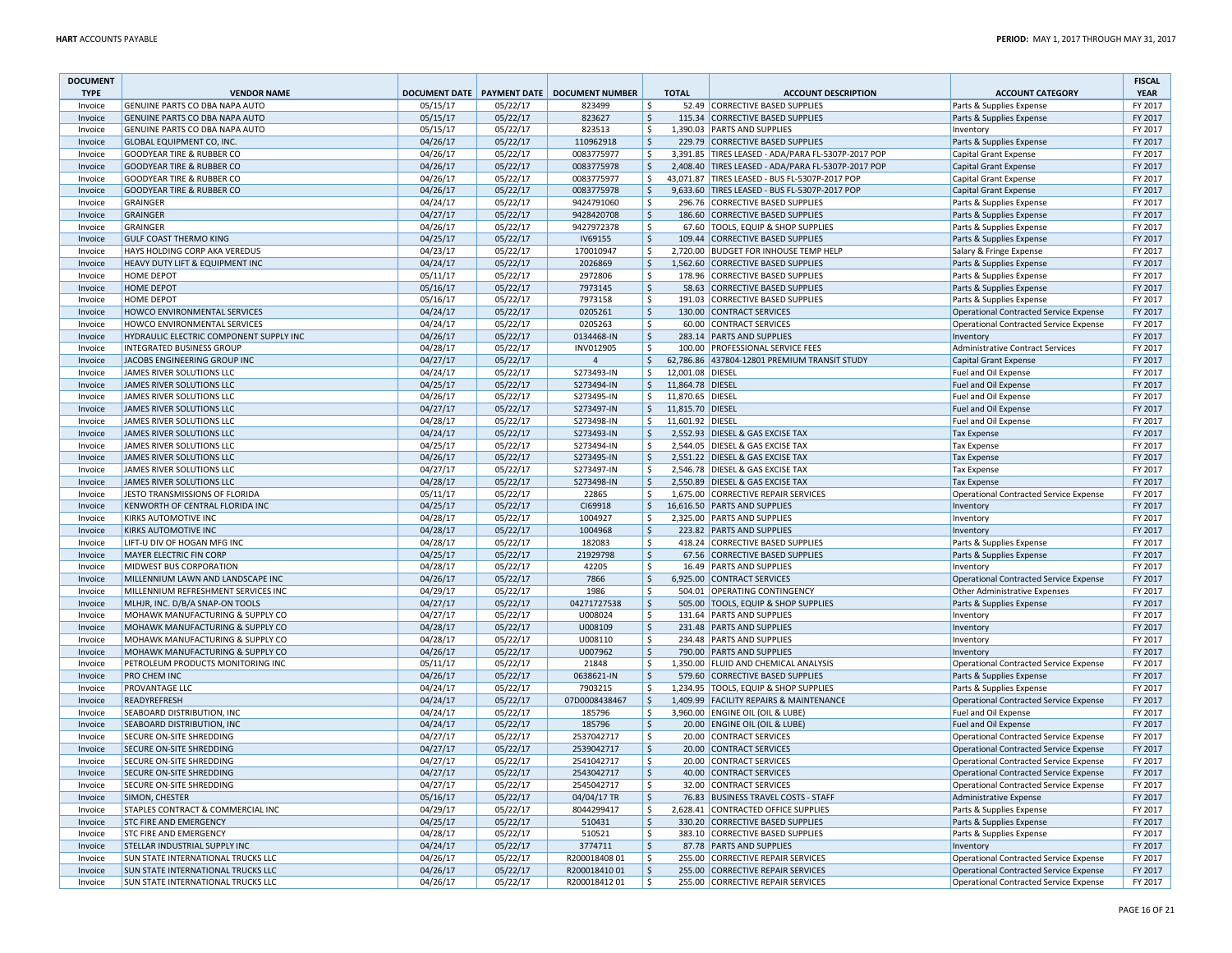| DOCUMENT TYPE | VENDOR NAME | DOCUMENT DATE | PAYMENT DATE | DOCUMENT NUMBER | TOTAL | ACCOUNT DESCRIPTION | ACCOUNT CATEGORY | FISCAL YEAR |
|---|---|---|---|---|---|---|---|---|
| Invoice | GENUINE PARTS CO DBA NAPA AUTO | 05/15/17 | 05/22/17 | 823499 | $ 52.49 | CORRECTIVE BASED SUPPLIES | Parts & Supplies Expense | FY 2017 |
| Invoice | GENUINE PARTS CO DBA NAPA AUTO | 05/15/17 | 05/22/17 | 823627 | $ 115.34 | CORRECTIVE BASED SUPPLIES | Parts & Supplies Expense | FY 2017 |
| Invoice | GENUINE PARTS CO DBA NAPA AUTO | 05/15/17 | 05/22/17 | 823513 | $ 1,390.03 | PARTS AND SUPPLIES | Inventory | FY 2017 |
| Invoice | GLOBAL EQUIPMENT CO, INC. | 04/26/17 | 05/22/17 | 110962918 | $ 229.79 | CORRECTIVE BASED SUPPLIES | Parts & Supplies Expense | FY 2017 |
| Invoice | GOODYEAR TIRE & RUBBER CO | 04/26/17 | 05/22/17 | 0083775977 | $ 3,391.85 | TIRES LEASED - ADA/PARA FL-5307P-2017 POP | Capital Grant Expense | FY 2017 |
| Invoice | GOODYEAR TIRE & RUBBER CO | 04/26/17 | 05/22/17 | 0083775978 | $ 2,408.40 | TIRES LEASED - ADA/PARA FL-5307P-2017 POP | Capital Grant Expense | FY 2017 |
| Invoice | GOODYEAR TIRE & RUBBER CO | 04/26/17 | 05/22/17 | 0083775977 | $ 43,071.87 | TIRES LEASED - BUS FL-5307P-2017 POP | Capital Grant Expense | FY 2017 |
| Invoice | GOODYEAR TIRE & RUBBER CO | 04/26/17 | 05/22/17 | 0083775978 | $ 9,633.60 | TIRES LEASED - BUS FL-5307P-2017 POP | Capital Grant Expense | FY 2017 |
| Invoice | GRAINGER | 04/24/17 | 05/22/17 | 9424791060 | $ 296.76 | CORRECTIVE BASED SUPPLIES | Parts & Supplies Expense | FY 2017 |
| Invoice | GRAINGER | 04/27/17 | 05/22/17 | 9428420708 | $ 186.60 | CORRECTIVE BASED SUPPLIES | Parts & Supplies Expense | FY 2017 |
| Invoice | GRAINGER | 04/26/17 | 05/22/17 | 9427972378 | $ 67.60 | TOOLS, EQUIP & SHOP SUPPLIES | Parts & Supplies Expense | FY 2017 |
| Invoice | GULF COAST THERMO KING | 04/25/17 | 05/22/17 | IV69155 | $ 109.44 | CORRECTIVE BASED SUPPLIES | Parts & Supplies Expense | FY 2017 |
| Invoice | HAYS HOLDING CORP AKA VEREDUS | 04/23/17 | 05/22/17 | 170010947 | $ 2,720.00 | BUDGET FOR INHOUSE TEMP HELP | Salary & Fringe Expense | FY 2017 |
| Invoice | HEAVY DUTY LIFT & EQUIPMENT INC | 04/24/17 | 05/22/17 | 2026869 | $ 1,562.60 | CORRECTIVE BASED SUPPLIES | Parts & Supplies Expense | FY 2017 |
| Invoice | HOME DEPOT | 05/11/17 | 05/22/17 | 2972806 | $ 178.96 | CORRECTIVE BASED SUPPLIES | Parts & Supplies Expense | FY 2017 |
| Invoice | HOME DEPOT | 05/16/17 | 05/22/17 | 7973145 | $ 58.63 | CORRECTIVE BASED SUPPLIES | Parts & Supplies Expense | FY 2017 |
| Invoice | HOME DEPOT | 05/16/17 | 05/22/17 | 7973158 | $ 191.03 | CORRECTIVE BASED SUPPLIES | Parts & Supplies Expense | FY 2017 |
| Invoice | HOWCO ENVIRONMENTAL SERVICES | 04/24/17 | 05/22/17 | 0205261 | $ 130.00 | CONTRACT SERVICES | Operational Contracted Service Expense | FY 2017 |
| Invoice | HOWCO ENVIRONMENTAL SERVICES | 04/24/17 | 05/22/17 | 0205263 | $ 60.00 | CONTRACT SERVICES | Operational Contracted Service Expense | FY 2017 |
| Invoice | HYDRAULIC ELECTRIC COMPONENT SUPPLY INC | 04/26/17 | 05/22/17 | 0134468-IN | $ 283.14 | PARTS AND SUPPLIES | Inventory | FY 2017 |
| Invoice | INTEGRATED BUSINESS GROUP | 04/28/17 | 05/22/17 | INV012905 | $ 100.00 | PROFESSIONAL SERVICE FEES | Administrative Contract Services | FY 2017 |
| Invoice | JACOBS ENGINEERING GROUP INC | 04/27/17 | 05/22/17 | 4 | $ 62,786.86 | 437804-12801 PREMIUM TRANSIT STUDY | Capital Grant Expense | FY 2017 |
| Invoice | JAMES RIVER SOLUTIONS LLC | 04/24/17 | 05/22/17 | S273493-IN | $ 12,001.08 | DIESEL | Fuel and Oil Expense | FY 2017 |
| Invoice | JAMES RIVER SOLUTIONS LLC | 04/25/17 | 05/22/17 | S273494-IN | $ 11,864.78 | DIESEL | Fuel and Oil Expense | FY 2017 |
| Invoice | JAMES RIVER SOLUTIONS LLC | 04/26/17 | 05/22/17 | S273495-IN | $ 11,870.65 | DIESEL | Fuel and Oil Expense | FY 2017 |
| Invoice | JAMES RIVER SOLUTIONS LLC | 04/27/17 | 05/22/17 | S273497-IN | $ 11,815.70 | DIESEL | Fuel and Oil Expense | FY 2017 |
| Invoice | JAMES RIVER SOLUTIONS LLC | 04/28/17 | 05/22/17 | S273498-IN | $ 11,601.92 | DIESEL | Fuel and Oil Expense | FY 2017 |
| Invoice | JAMES RIVER SOLUTIONS LLC | 04/24/17 | 05/22/17 | S273493-IN | $ 2,552.93 | DIESEL & GAS EXCISE TAX | Tax Expense | FY 2017 |
| Invoice | JAMES RIVER SOLUTIONS LLC | 04/25/17 | 05/22/17 | S273494-IN | $ 2,544.05 | DIESEL & GAS EXCISE TAX | Tax Expense | FY 2017 |
| Invoice | JAMES RIVER SOLUTIONS LLC | 04/26/17 | 05/22/17 | S273495-IN | $ 2,551.22 | DIESEL & GAS EXCISE TAX | Tax Expense | FY 2017 |
| Invoice | JAMES RIVER SOLUTIONS LLC | 04/27/17 | 05/22/17 | S273497-IN | $ 2,546.78 | DIESEL & GAS EXCISE TAX | Tax Expense | FY 2017 |
| Invoice | JAMES RIVER SOLUTIONS LLC | 04/28/17 | 05/22/17 | S273498-IN | $ 2,550.89 | DIESEL & GAS EXCISE TAX | Tax Expense | FY 2017 |
| Invoice | JESTO TRANSMISSIONS OF FLORIDA | 05/11/17 | 05/22/17 | 22865 | $ 1,675.00 | CORRECTIVE REPAIR SERVICES | Operational Contracted Service Expense | FY 2017 |
| Invoice | KENWORTH OF CENTRAL FLORIDA INC | 04/25/17 | 05/22/17 | CI69918 | $ 16,616.50 | PARTS AND SUPPLIES | Inventory | FY 2017 |
| Invoice | KIRKS AUTOMOTIVE INC | 04/28/17 | 05/22/17 | 1004927 | $ 2,325.00 | PARTS AND SUPPLIES | Inventory | FY 2017 |
| Invoice | KIRKS AUTOMOTIVE INC | 04/28/17 | 05/22/17 | 1004968 | $ 223.82 | PARTS AND SUPPLIES | Inventory | FY 2017 |
| Invoice | LIFT-U DIV OF HOGAN MFG INC | 04/28/17 | 05/22/17 | 182083 | $ 418.24 | CORRECTIVE BASED SUPPLIES | Parts & Supplies Expense | FY 2017 |
| Invoice | MAYER ELECTRIC FIN CORP | 04/25/17 | 05/22/17 | 21929798 | $ 67.56 | CORRECTIVE BASED SUPPLIES | Parts & Supplies Expense | FY 2017 |
| Invoice | MIDWEST BUS CORPORATION | 04/28/17 | 05/22/17 | 42205 | $ 16.49 | PARTS AND SUPPLIES | Inventory | FY 2017 |
| Invoice | MILLENNIUM LAWN AND LANDSCAPE INC | 04/26/17 | 05/22/17 | 7866 | $ 6,925.00 | CONTRACT SERVICES | Operational Contracted Service Expense | FY 2017 |
| Invoice | MILLENNIUM REFRESHMENT SERVICES INC | 04/29/17 | 05/22/17 | 1986 | $ 504.01 | OPERATING CONTINGENCY | Other Administrative Expenses | FY 2017 |
| Invoice | MLHJR, INC. D/B/A SNAP-ON TOOLS | 04/27/17 | 05/22/17 | 04271727538 | $ 505.00 | TOOLS, EQUIP & SHOP SUPPLIES | Parts & Supplies Expense | FY 2017 |
| Invoice | MOHAWK MANUFACTURING & SUPPLY CO | 04/27/17 | 05/22/17 | U008024 | $ 131.64 | PARTS AND SUPPLIES | Inventory | FY 2017 |
| Invoice | MOHAWK MANUFACTURING & SUPPLY CO | 04/28/17 | 05/22/17 | U008109 | $ 231.48 | PARTS AND SUPPLIES | Inventory | FY 2017 |
| Invoice | MOHAWK MANUFACTURING & SUPPLY CO | 04/28/17 | 05/22/17 | U008110 | $ 234.48 | PARTS AND SUPPLIES | Inventory | FY 2017 |
| Invoice | MOHAWK MANUFACTURING & SUPPLY CO | 04/26/17 | 05/22/17 | U007962 | $ 790.00 | PARTS AND SUPPLIES | Inventory | FY 2017 |
| Invoice | PETROLEUM PRODUCTS MONITORING INC | 05/11/17 | 05/22/17 | 21848 | $ 1,350.00 | FLUID AND CHEMICAL ANALYSIS | Operational Contracted Service Expense | FY 2017 |
| Invoice | PRO CHEM INC | 04/26/17 | 05/22/17 | 0638621-IN | $ 579.60 | CORRECTIVE BASED SUPPLIES | Parts & Supplies Expense | FY 2017 |
| Invoice | PROVANTAGE LLC | 04/24/17 | 05/22/17 | 7903215 | $ 1,234.95 | TOOLS, EQUIP & SHOP SUPPLIES | Parts & Supplies Expense | FY 2017 |
| Invoice | READYREFRESH | 04/24/17 | 05/22/17 | 07D0008438467 | $ 1,409.99 | FACILITY REPAIRS & MAINTENANCE | Operational Contracted Service Expense | FY 2017 |
| Invoice | SEABOARD DISTRIBUTION, INC | 04/24/17 | 05/22/17 | 185796 | $ 3,960.00 | ENGINE OIL (OIL & LUBE) | Fuel and Oil Expense | FY 2017 |
| Invoice | SEABOARD DISTRIBUTION, INC | 04/24/17 | 05/22/17 | 185796 | $ 20.00 | ENGINE OIL (OIL & LUBE) | Fuel and Oil Expense | FY 2017 |
| Invoice | SECURE ON-SITE SHREDDING | 04/27/17 | 05/22/17 | 2537042717 | $ 20.00 | CONTRACT SERVICES | Operational Contracted Service Expense | FY 2017 |
| Invoice | SECURE ON-SITE SHREDDING | 04/27/17 | 05/22/17 | 2539042717 | $ 20.00 | CONTRACT SERVICES | Operational Contracted Service Expense | FY 2017 |
| Invoice | SECURE ON-SITE SHREDDING | 04/27/17 | 05/22/17 | 2541042717 | $ 20.00 | CONTRACT SERVICES | Operational Contracted Service Expense | FY 2017 |
| Invoice | SECURE ON-SITE SHREDDING | 04/27/17 | 05/22/17 | 2543042717 | $ 40.00 | CONTRACT SERVICES | Operational Contracted Service Expense | FY 2017 |
| Invoice | SECURE ON-SITE SHREDDING | 04/27/17 | 05/22/17 | 2545042717 | $ 32.00 | CONTRACT SERVICES | Operational Contracted Service Expense | FY 2017 |
| Invoice | SIMON, CHESTER | 05/16/17 | 05/22/17 | 04/04/17 TR | $ 76.83 | BUSINESS TRAVEL COSTS - STAFF | Administrative Expense | FY 2017 |
| Invoice | STAPLES CONTRACT & COMMERCIAL INC | 04/29/17 | 05/22/17 | 8044299417 | $ 2,628.41 | CONTRACTED OFFICE SUPPLIES | Parts & Supplies Expense | FY 2017 |
| Invoice | STC FIRE AND EMERGENCY | 04/25/17 | 05/22/17 | 510431 | $ 330.20 | CORRECTIVE BASED SUPPLIES | Parts & Supplies Expense | FY 2017 |
| Invoice | STC FIRE AND EMERGENCY | 04/28/17 | 05/22/17 | 510521 | $ 383.10 | CORRECTIVE BASED SUPPLIES | Parts & Supplies Expense | FY 2017 |
| Invoice | STELLAR INDUSTRIAL SUPPLY INC | 04/24/17 | 05/22/17 | 3774711 | $ 87.78 | PARTS AND SUPPLIES | Inventory | FY 2017 |
| Invoice | SUN STATE INTERNATIONAL TRUCKS LLC | 04/26/17 | 05/22/17 | R200018408 01 | $ 255.00 | CORRECTIVE REPAIR SERVICES | Operational Contracted Service Expense | FY 2017 |
| Invoice | SUN STATE INTERNATIONAL TRUCKS LLC | 04/26/17 | 05/22/17 | R200018410 01 | $ 255.00 | CORRECTIVE REPAIR SERVICES | Operational Contracted Service Expense | FY 2017 |
| Invoice | SUN STATE INTERNATIONAL TRUCKS LLC | 04/26/17 | 05/22/17 | R200018412 01 | $ 255.00 | CORRECTIVE REPAIR SERVICES | Operational Contracted Service Expense | FY 2017 |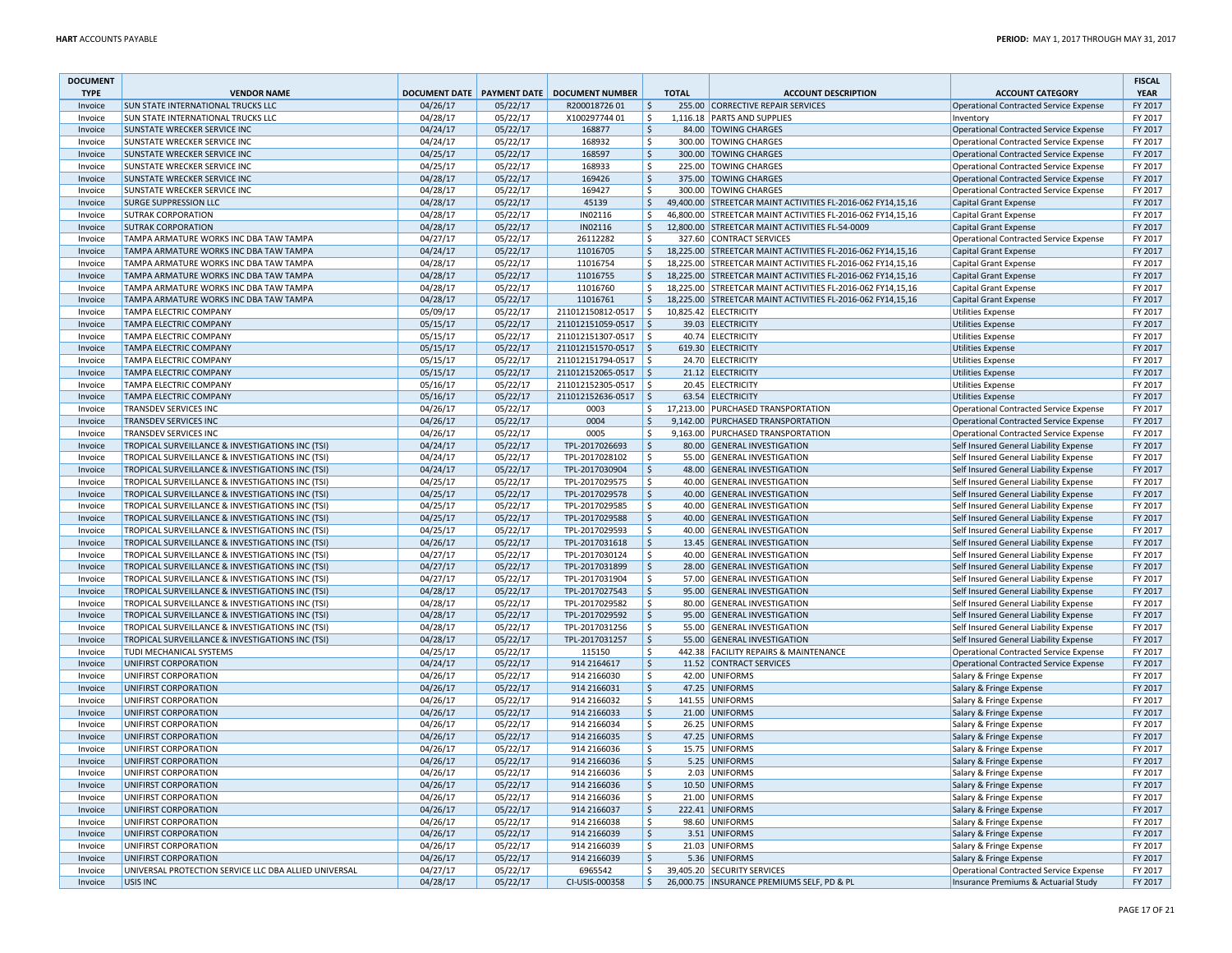| DOCUMENT TYPE | VENDOR NAME | DOCUMENT DATE | PAYMENT DATE | DOCUMENT NUMBER | TOTAL | ACCOUNT DESCRIPTION | ACCOUNT CATEGORY | FISCAL YEAR |
|---|---|---|---|---|---|---|---|---|
| Invoice | SUN STATE INTERNATIONAL TRUCKS LLC | 04/26/17 | 05/22/17 | R200018726 01 | $ 255.00 | CORRECTIVE REPAIR SERVICES | Operational Contracted Service Expense | FY 2017 |
| Invoice | SUN STATE INTERNATIONAL TRUCKS LLC | 04/28/17 | 05/22/17 | X100297744 01 | $ 1,116.18 | PARTS AND SUPPLIES | Inventory | FY 2017 |
| Invoice | SUNSTATE WRECKER SERVICE INC | 04/24/17 | 05/22/17 | 168877 | $ 84.00 | TOWING CHARGES | Operational Contracted Service Expense | FY 2017 |
| Invoice | SUNSTATE WRECKER SERVICE INC | 04/24/17 | 05/22/17 | 168932 | $ 300.00 | TOWING CHARGES | Operational Contracted Service Expense | FY 2017 |
| Invoice | SUNSTATE WRECKER SERVICE INC | 04/25/17 | 05/22/17 | 168597 | $ 300.00 | TOWING CHARGES | Operational Contracted Service Expense | FY 2017 |
| Invoice | SUNSTATE WRECKER SERVICE INC | 04/25/17 | 05/22/17 | 168933 | $ 225.00 | TOWING CHARGES | Operational Contracted Service Expense | FY 2017 |
| Invoice | SUNSTATE WRECKER SERVICE INC | 04/28/17 | 05/22/17 | 169426 | $ 375.00 | TOWING CHARGES | Operational Contracted Service Expense | FY 2017 |
| Invoice | SUNSTATE WRECKER SERVICE INC | 04/28/17 | 05/22/17 | 169427 | $ 300.00 | TOWING CHARGES | Operational Contracted Service Expense | FY 2017 |
| Invoice | SURGE SUPPRESSION LLC | 04/28/17 | 05/22/17 | 45139 | $ 49,400.00 | STREETCAR MAINT ACTIVITIES FL-2016-062 FY14,15,16 | Capital Grant Expense | FY 2017 |
| Invoice | SUTRAK CORPORATION | 04/28/17 | 05/22/17 | IN02116 | $ 46,800.00 | STREETCAR MAINT ACTIVITIES FL-2016-062 FY14,15,16 | Capital Grant Expense | FY 2017 |
| Invoice | SUTRAK CORPORATION | 04/28/17 | 05/22/17 | IN02116 | $ 12,800.00 | STREETCAR MAINT ACTIVITIES FL-54-0009 | Capital Grant Expense | FY 2017 |
| Invoice | TAMPA ARMATURE WORKS INC DBA TAW TAMPA | 04/27/17 | 05/22/17 | 26112282 | $ 327.60 | CONTRACT SERVICES | Operational Contracted Service Expense | FY 2017 |
| Invoice | TAMPA ARMATURE WORKS INC DBA TAW TAMPA | 04/24/17 | 05/22/17 | 11016705 | $ 18,225.00 | STREETCAR MAINT ACTIVITIES FL-2016-062 FY14,15,16 | Capital Grant Expense | FY 2017 |
| Invoice | TAMPA ARMATURE WORKS INC DBA TAW TAMPA | 04/28/17 | 05/22/17 | 11016754 | $ 18,225.00 | STREETCAR MAINT ACTIVITIES FL-2016-062 FY14,15,16 | Capital Grant Expense | FY 2017 |
| Invoice | TAMPA ARMATURE WORKS INC DBA TAW TAMPA | 04/28/17 | 05/22/17 | 11016755 | $ 18,225.00 | STREETCAR MAINT ACTIVITIES FL-2016-062 FY14,15,16 | Capital Grant Expense | FY 2017 |
| Invoice | TAMPA ARMATURE WORKS INC DBA TAW TAMPA | 04/28/17 | 05/22/17 | 11016760 | $ 18,225.00 | STREETCAR MAINT ACTIVITIES FL-2016-062 FY14,15,16 | Capital Grant Expense | FY 2017 |
| Invoice | TAMPA ARMATURE WORKS INC DBA TAW TAMPA | 04/28/17 | 05/22/17 | 11016761 | $ 18,225.00 | STREETCAR MAINT ACTIVITIES FL-2016-062 FY14,15,16 | Capital Grant Expense | FY 2017 |
| Invoice | TAMPA ELECTRIC COMPANY | 05/09/17 | 05/22/17 | 211012150812-0517 | $ 10,825.42 | ELECTRICITY | Utilities Expense | FY 2017 |
| Invoice | TAMPA ELECTRIC COMPANY | 05/15/17 | 05/22/17 | 211012151059-0517 | $ 39.03 | ELECTRICITY | Utilities Expense | FY 2017 |
| Invoice | TAMPA ELECTRIC COMPANY | 05/15/17 | 05/22/17 | 211012151307-0517 | $ 40.74 | ELECTRICITY | Utilities Expense | FY 2017 |
| Invoice | TAMPA ELECTRIC COMPANY | 05/15/17 | 05/22/17 | 211012151570-0517 | $ 619.30 | ELECTRICITY | Utilities Expense | FY 2017 |
| Invoice | TAMPA ELECTRIC COMPANY | 05/15/17 | 05/22/17 | 211012151794-0517 | $ 24.70 | ELECTRICITY | Utilities Expense | FY 2017 |
| Invoice | TAMPA ELECTRIC COMPANY | 05/15/17 | 05/22/17 | 211012152065-0517 | $ 21.12 | ELECTRICITY | Utilities Expense | FY 2017 |
| Invoice | TAMPA ELECTRIC COMPANY | 05/16/17 | 05/22/17 | 211012152305-0517 | $ 20.45 | ELECTRICITY | Utilities Expense | FY 2017 |
| Invoice | TAMPA ELECTRIC COMPANY | 05/16/17 | 05/22/17 | 211012152636-0517 | $ 63.54 | ELECTRICITY | Utilities Expense | FY 2017 |
| Invoice | TRANSDEV SERVICES INC | 04/26/17 | 05/22/17 | 0003 | $ 17,213.00 | PURCHASED TRANSPORTATION | Operational Contracted Service Expense | FY 2017 |
| Invoice | TRANSDEV SERVICES INC | 04/26/17 | 05/22/17 | 0004 | $ 9,142.00 | PURCHASED TRANSPORTATION | Operational Contracted Service Expense | FY 2017 |
| Invoice | TRANSDEV SERVICES INC | 04/26/17 | 05/22/17 | 0005 | $ 9,163.00 | PURCHASED TRANSPORTATION | Operational Contracted Service Expense | FY 2017 |
| Invoice | TROPICAL SURVEILLANCE & INVESTIGATIONS INC (TSI) | 04/24/17 | 05/22/17 | TPL-2017026693 | $ 80.00 | GENERAL INVESTIGATION | Self Insured General Liability Expense | FY 2017 |
| Invoice | TROPICAL SURVEILLANCE & INVESTIGATIONS INC (TSI) | 04/24/17 | 05/22/17 | TPL-2017028102 | $ 55.00 | GENERAL INVESTIGATION | Self Insured General Liability Expense | FY 2017 |
| Invoice | TROPICAL SURVEILLANCE & INVESTIGATIONS INC (TSI) | 04/24/17 | 05/22/17 | TPL-2017030904 | $ 48.00 | GENERAL INVESTIGATION | Self Insured General Liability Expense | FY 2017 |
| Invoice | TROPICAL SURVEILLANCE & INVESTIGATIONS INC (TSI) | 04/25/17 | 05/22/17 | TPL-2017029575 | $ 40.00 | GENERAL INVESTIGATION | Self Insured General Liability Expense | FY 2017 |
| Invoice | TROPICAL SURVEILLANCE & INVESTIGATIONS INC (TSI) | 04/25/17 | 05/22/17 | TPL-2017029578 | $ 40.00 | GENERAL INVESTIGATION | Self Insured General Liability Expense | FY 2017 |
| Invoice | TROPICAL SURVEILLANCE & INVESTIGATIONS INC (TSI) | 04/25/17 | 05/22/17 | TPL-2017029585 | $ 40.00 | GENERAL INVESTIGATION | Self Insured General Liability Expense | FY 2017 |
| Invoice | TROPICAL SURVEILLANCE & INVESTIGATIONS INC (TSI) | 04/25/17 | 05/22/17 | TPL-2017029588 | $ 40.00 | GENERAL INVESTIGATION | Self Insured General Liability Expense | FY 2017 |
| Invoice | TROPICAL SURVEILLANCE & INVESTIGATIONS INC (TSI) | 04/25/17 | 05/22/17 | TPL-2017029593 | $ 40.00 | GENERAL INVESTIGATION | Self Insured General Liability Expense | FY 2017 |
| Invoice | TROPICAL SURVEILLANCE & INVESTIGATIONS INC (TSI) | 04/26/17 | 05/22/17 | TPL-2017031618 | $ 13.45 | GENERAL INVESTIGATION | Self Insured General Liability Expense | FY 2017 |
| Invoice | TROPICAL SURVEILLANCE & INVESTIGATIONS INC (TSI) | 04/27/17 | 05/22/17 | TPL-2017030124 | $ 40.00 | GENERAL INVESTIGATION | Self Insured General Liability Expense | FY 2017 |
| Invoice | TROPICAL SURVEILLANCE & INVESTIGATIONS INC (TSI) | 04/27/17 | 05/22/17 | TPL-2017031899 | $ 28.00 | GENERAL INVESTIGATION | Self Insured General Liability Expense | FY 2017 |
| Invoice | TROPICAL SURVEILLANCE & INVESTIGATIONS INC (TSI) | 04/27/17 | 05/22/17 | TPL-2017031904 | $ 57.00 | GENERAL INVESTIGATION | Self Insured General Liability Expense | FY 2017 |
| Invoice | TROPICAL SURVEILLANCE & INVESTIGATIONS INC (TSI) | 04/28/17 | 05/22/17 | TPL-2017027543 | $ 95.00 | GENERAL INVESTIGATION | Self Insured General Liability Expense | FY 2017 |
| Invoice | TROPICAL SURVEILLANCE & INVESTIGATIONS INC (TSI) | 04/28/17 | 05/22/17 | TPL-2017029582 | $ 80.00 | GENERAL INVESTIGATION | Self Insured General Liability Expense | FY 2017 |
| Invoice | TROPICAL SURVEILLANCE & INVESTIGATIONS INC (TSI) | 04/28/17 | 05/22/17 | TPL-2017029592 | $ 95.00 | GENERAL INVESTIGATION | Self Insured General Liability Expense | FY 2017 |
| Invoice | TROPICAL SURVEILLANCE & INVESTIGATIONS INC (TSI) | 04/28/17 | 05/22/17 | TPL-2017031256 | $ 55.00 | GENERAL INVESTIGATION | Self Insured General Liability Expense | FY 2017 |
| Invoice | TROPICAL SURVEILLANCE & INVESTIGATIONS INC (TSI) | 04/28/17 | 05/22/17 | TPL-2017031257 | $ 55.00 | GENERAL INVESTIGATION | Self Insured General Liability Expense | FY 2017 |
| Invoice | TUDI MECHANICAL SYSTEMS | 04/25/17 | 05/22/17 | 115150 | $ 442.38 | FACILITY REPAIRS & MAINTENANCE | Operational Contracted Service Expense | FY 2017 |
| Invoice | UNIFIRST CORPORATION | 04/24/17 | 05/22/17 | 914 2164617 | $ 11.52 | CONTRACT SERVICES | Operational Contracted Service Expense | FY 2017 |
| Invoice | UNIFIRST CORPORATION | 04/26/17 | 05/22/17 | 914 2166030 | $ 42.00 | UNIFORMS | Salary & Fringe Expense | FY 2017 |
| Invoice | UNIFIRST CORPORATION | 04/26/17 | 05/22/17 | 914 2166031 | $ 47.25 | UNIFORMS | Salary & Fringe Expense | FY 2017 |
| Invoice | UNIFIRST CORPORATION | 04/26/17 | 05/22/17 | 914 2166032 | $ 141.55 | UNIFORMS | Salary & Fringe Expense | FY 2017 |
| Invoice | UNIFIRST CORPORATION | 04/26/17 | 05/22/17 | 914 2166033 | $ 21.00 | UNIFORMS | Salary & Fringe Expense | FY 2017 |
| Invoice | UNIFIRST CORPORATION | 04/26/17 | 05/22/17 | 914 2166034 | $ 26.25 | UNIFORMS | Salary & Fringe Expense | FY 2017 |
| Invoice | UNIFIRST CORPORATION | 04/26/17 | 05/22/17 | 914 2166035 | $ 47.25 | UNIFORMS | Salary & Fringe Expense | FY 2017 |
| Invoice | UNIFIRST CORPORATION | 04/26/17 | 05/22/17 | 914 2166036 | $ 15.75 | UNIFORMS | Salary & Fringe Expense | FY 2017 |
| Invoice | UNIFIRST CORPORATION | 04/26/17 | 05/22/17 | 914 2166036 | $ 5.25 | UNIFORMS | Salary & Fringe Expense | FY 2017 |
| Invoice | UNIFIRST CORPORATION | 04/26/17 | 05/22/17 | 914 2166036 | $ 2.03 | UNIFORMS | Salary & Fringe Expense | FY 2017 |
| Invoice | UNIFIRST CORPORATION | 04/26/17 | 05/22/17 | 914 2166036 | $ 10.50 | UNIFORMS | Salary & Fringe Expense | FY 2017 |
| Invoice | UNIFIRST CORPORATION | 04/26/17 | 05/22/17 | 914 2166036 | $ 21.00 | UNIFORMS | Salary & Fringe Expense | FY 2017 |
| Invoice | UNIFIRST CORPORATION | 04/26/17 | 05/22/17 | 914 2166037 | $ 222.41 | UNIFORMS | Salary & Fringe Expense | FY 2017 |
| Invoice | UNIFIRST CORPORATION | 04/26/17 | 05/22/17 | 914 2166038 | $ 98.60 | UNIFORMS | Salary & Fringe Expense | FY 2017 |
| Invoice | UNIFIRST CORPORATION | 04/26/17 | 05/22/17 | 914 2166039 | $ 3.51 | UNIFORMS | Salary & Fringe Expense | FY 2017 |
| Invoice | UNIFIRST CORPORATION | 04/26/17 | 05/22/17 | 914 2166039 | $ 21.03 | UNIFORMS | Salary & Fringe Expense | FY 2017 |
| Invoice | UNIFIRST CORPORATION | 04/26/17 | 05/22/17 | 914 2166039 | $ 5.36 | UNIFORMS | Salary & Fringe Expense | FY 2017 |
| Invoice | UNIVERSAL PROTECTION SERVICE LLC DBA ALLIED UNIVERSAL | 04/27/17 | 05/22/17 | 6965542 | $ 39,405.20 | SECURITY SERVICES | Operational Contracted Service Expense | FY 2017 |
| Invoice | USIS INC | 04/28/17 | 05/22/17 | CI-USIS-000358 | $ 26,000.75 | INSURANCE PREMIUMS SELF, PD & PL | Insurance Premiums & Actuarial Study | FY 2017 |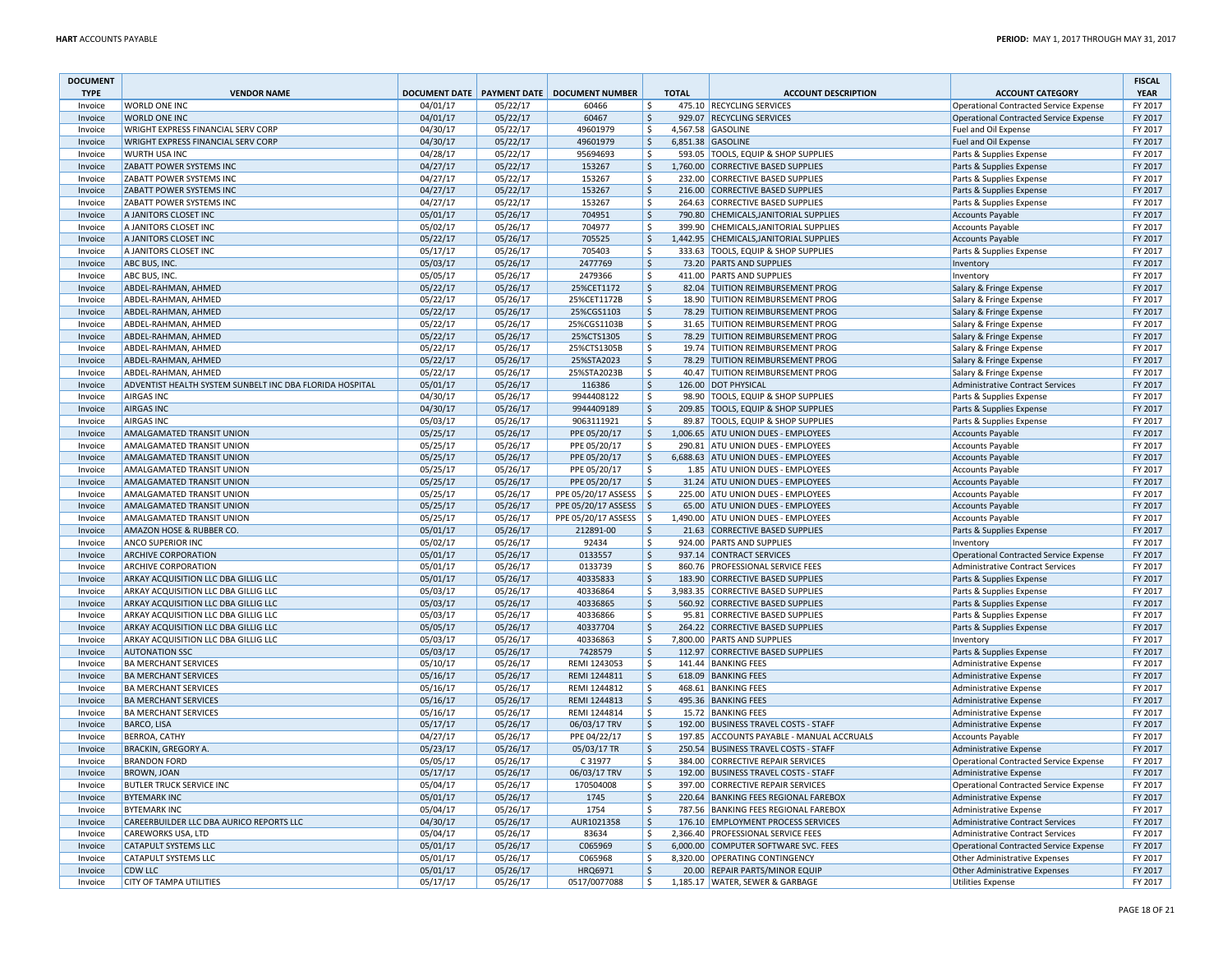| DOCUMENT TYPE | VENDOR NAME | DOCUMENT DATE | PAYMENT DATE | DOCUMENT NUMBER | TOTAL | ACCOUNT DESCRIPTION | ACCOUNT CATEGORY | FISCAL YEAR |
|---|---|---|---|---|---|---|---|---|
| Invoice | WORLD ONE INC | 04/01/17 | 05/22/17 | 60466 | $ 475.10 | RECYCLING SERVICES | Operational Contracted Service Expense | FY 2017 |
| Invoice | WORLD ONE INC | 04/01/17 | 05/22/17 | 60467 | $ 929.07 | RECYCLING SERVICES | Operational Contracted Service Expense | FY 2017 |
| Invoice | WRIGHT EXPRESS FINANCIAL SERV CORP | 04/30/17 | 05/22/17 | 49601979 | $ 4,567.58 | GASOLINE | Fuel and Oil Expense | FY 2017 |
| Invoice | WRIGHT EXPRESS FINANCIAL SERV CORP | 04/30/17 | 05/22/17 | 49601979 | $ 6,851.38 | GASOLINE | Fuel and Oil Expense | FY 2017 |
| Invoice | WURTH USA INC | 04/28/17 | 05/22/17 | 95694693 | $ 593.05 | TOOLS, EQUIP & SHOP SUPPLIES | Parts & Supplies Expense | FY 2017 |
| Invoice | ZABATT POWER SYSTEMS INC | 04/27/17 | 05/22/17 | 153267 | $ 1,760.00 | CORRECTIVE BASED SUPPLIES | Parts & Supplies Expense | FY 2017 |
| Invoice | ZABATT POWER SYSTEMS INC | 04/27/17 | 05/22/17 | 153267 | $ 232.00 | CORRECTIVE BASED SUPPLIES | Parts & Supplies Expense | FY 2017 |
| Invoice | ZABATT POWER SYSTEMS INC | 04/27/17 | 05/22/17 | 153267 | $ 216.00 | CORRECTIVE BASED SUPPLIES | Parts & Supplies Expense | FY 2017 |
| Invoice | ZABATT POWER SYSTEMS INC | 04/27/17 | 05/22/17 | 153267 | $ 264.63 | CORRECTIVE BASED SUPPLIES | Parts & Supplies Expense | FY 2017 |
| Invoice | A JANITORS CLOSET INC | 05/01/17 | 05/26/17 | 704951 | $ 790.80 | CHEMICALS,JANITORIAL SUPPLIES | Accounts Payable | FY 2017 |
| Invoice | A JANITORS CLOSET INC | 05/02/17 | 05/26/17 | 704977 | $ 399.90 | CHEMICALS,JANITORIAL SUPPLIES | Accounts Payable | FY 2017 |
| Invoice | A JANITORS CLOSET INC | 05/22/17 | 05/26/17 | 705525 | $ 1,442.95 | CHEMICALS,JANITORIAL SUPPLIES | Accounts Payable | FY 2017 |
| Invoice | A JANITORS CLOSET INC | 05/17/17 | 05/26/17 | 705403 | $ 333.63 | TOOLS, EQUIP & SHOP SUPPLIES | Parts & Supplies Expense | FY 2017 |
| Invoice | ABC BUS, INC. | 05/03/17 | 05/26/17 | 2477769 | $ 73.20 | PARTS AND SUPPLIES | Inventory | FY 2017 |
| Invoice | ABC BUS, INC. | 05/05/17 | 05/26/17 | 2479366 | $ 411.00 | PARTS AND SUPPLIES | Inventory | FY 2017 |
| Invoice | ABDEL-RAHMAN, AHMED | 05/22/17 | 05/26/17 | 25%CET1172 | $ 82.04 | TUITION REIMBURSEMENT PROG | Salary & Fringe Expense | FY 2017 |
| Invoice | ABDEL-RAHMAN, AHMED | 05/22/17 | 05/26/17 | 25%CET1172B | $ 18.90 | TUITION REIMBURSEMENT PROG | Salary & Fringe Expense | FY 2017 |
| Invoice | ABDEL-RAHMAN, AHMED | 05/22/17 | 05/26/17 | 25%CGS1103 | $ 78.29 | TUITION REIMBURSEMENT PROG | Salary & Fringe Expense | FY 2017 |
| Invoice | ABDEL-RAHMAN, AHMED | 05/22/17 | 05/26/17 | 25%CGS1103B | $ 31.65 | TUITION REIMBURSEMENT PROG | Salary & Fringe Expense | FY 2017 |
| Invoice | ABDEL-RAHMAN, AHMED | 05/22/17 | 05/26/17 | 25%CTS1305 | $ 78.29 | TUITION REIMBURSEMENT PROG | Salary & Fringe Expense | FY 2017 |
| Invoice | ABDEL-RAHMAN, AHMED | 05/22/17 | 05/26/17 | 25%CTS1305B | $ 19.74 | TUITION REIMBURSEMENT PROG | Salary & Fringe Expense | FY 2017 |
| Invoice | ABDEL-RAHMAN, AHMED | 05/22/17 | 05/26/17 | 25%STA2023 | $ 78.29 | TUITION REIMBURSEMENT PROG | Salary & Fringe Expense | FY 2017 |
| Invoice | ABDEL-RAHMAN, AHMED | 05/22/17 | 05/26/17 | 25%STA2023B | $ 40.47 | TUITION REIMBURSEMENT PROG | Salary & Fringe Expense | FY 2017 |
| Invoice | ADVENTIST HEALTH SYSTEM SUNBELT INC DBA FLORIDA HOSPITAL | 05/01/17 | 05/26/17 | 116386 | $ 126.00 | DOT PHYSICAL | Administrative Contract Services | FY 2017 |
| Invoice | AIRGAS INC | 04/30/17 | 05/26/17 | 9944408122 | $ 98.90 | TOOLS, EQUIP & SHOP SUPPLIES | Parts & Supplies Expense | FY 2017 |
| Invoice | AIRGAS INC | 04/30/17 | 05/26/17 | 9944409189 | $ 209.85 | TOOLS, EQUIP & SHOP SUPPLIES | Parts & Supplies Expense | FY 2017 |
| Invoice | AIRGAS INC | 05/03/17 | 05/26/17 | 9063111921 | $ 89.87 | TOOLS, EQUIP & SHOP SUPPLIES | Parts & Supplies Expense | FY 2017 |
| Invoice | AMALGAMATED TRANSIT UNION | 05/25/17 | 05/26/17 | PPE 05/20/17 | $ 1,006.65 | ATU UNION DUES - EMPLOYEES | Accounts Payable | FY 2017 |
| Invoice | AMALGAMATED TRANSIT UNION | 05/25/17 | 05/26/17 | PPE 05/20/17 | $ 290.81 | ATU UNION DUES - EMPLOYEES | Accounts Payable | FY 2017 |
| Invoice | AMALGAMATED TRANSIT UNION | 05/25/17 | 05/26/17 | PPE 05/20/17 | $ 6,688.63 | ATU UNION DUES - EMPLOYEES | Accounts Payable | FY 2017 |
| Invoice | AMALGAMATED TRANSIT UNION | 05/25/17 | 05/26/17 | PPE 05/20/17 | $ 1.85 | ATU UNION DUES - EMPLOYEES | Accounts Payable | FY 2017 |
| Invoice | AMALGAMATED TRANSIT UNION | 05/25/17 | 05/26/17 | PPE 05/20/17 | $ 31.24 | ATU UNION DUES - EMPLOYEES | Accounts Payable | FY 2017 |
| Invoice | AMALGAMATED TRANSIT UNION | 05/25/17 | 05/26/17 | PPE 05/20/17 ASSESS | $ 225.00 | ATU UNION DUES - EMPLOYEES | Accounts Payable | FY 2017 |
| Invoice | AMALGAMATED TRANSIT UNION | 05/25/17 | 05/26/17 | PPE 05/20/17 ASSESS | $ 65.00 | ATU UNION DUES - EMPLOYEES | Accounts Payable | FY 2017 |
| Invoice | AMALGAMATED TRANSIT UNION | 05/25/17 | 05/26/17 | PPE 05/20/17 ASSESS | $ 1,490.00 | ATU UNION DUES - EMPLOYEES | Accounts Payable | FY 2017 |
| Invoice | AMAZON HOSE & RUBBER CO. | 05/01/17 | 05/26/17 | 212891-00 | $ 21.63 | CORRECTIVE BASED SUPPLIES | Parts & Supplies Expense | FY 2017 |
| Invoice | ANCO SUPERIOR INC | 05/02/17 | 05/26/17 | 92434 | $ 924.00 | PARTS AND SUPPLIES | Inventory | FY 2017 |
| Invoice | ARCHIVE CORPORATION | 05/01/17 | 05/26/17 | 0133557 | $ 937.14 | CONTRACT SERVICES | Operational Contracted Service Expense | FY 2017 |
| Invoice | ARCHIVE CORPORATION | 05/01/17 | 05/26/17 | 0133739 | $ 860.76 | PROFESSIONAL SERVICE FEES | Administrative Contract Services | FY 2017 |
| Invoice | ARKAY ACQUISITION LLC DBA GILLIG LLC | 05/01/17 | 05/26/17 | 40335833 | $ 183.90 | CORRECTIVE BASED SUPPLIES | Parts & Supplies Expense | FY 2017 |
| Invoice | ARKAY ACQUISITION LLC DBA GILLIG LLC | 05/03/17 | 05/26/17 | 40336864 | $ 3,983.35 | CORRECTIVE BASED SUPPLIES | Parts & Supplies Expense | FY 2017 |
| Invoice | ARKAY ACQUISITION LLC DBA GILLIG LLC | 05/03/17 | 05/26/17 | 40336865 | $ 560.92 | CORRECTIVE BASED SUPPLIES | Parts & Supplies Expense | FY 2017 |
| Invoice | ARKAY ACQUISITION LLC DBA GILLIG LLC | 05/03/17 | 05/26/17 | 40336866 | $ 95.81 | CORRECTIVE BASED SUPPLIES | Parts & Supplies Expense | FY 2017 |
| Invoice | ARKAY ACQUISITION LLC DBA GILLIG LLC | 05/05/17 | 05/26/17 | 40337704 | $ 264.22 | CORRECTIVE BASED SUPPLIES | Parts & Supplies Expense | FY 2017 |
| Invoice | ARKAY ACQUISITION LLC DBA GILLIG LLC | 05/03/17 | 05/26/17 | 40336863 | $ 7,800.00 | PARTS AND SUPPLIES | Inventory | FY 2017 |
| Invoice | AUTONATION SSC | 05/03/17 | 05/26/17 | 7428579 | $ 112.97 | CORRECTIVE BASED SUPPLIES | Parts & Supplies Expense | FY 2017 |
| Invoice | BA MERCHANT SERVICES | 05/10/17 | 05/26/17 | REMI 1243053 | $ 141.44 | BANKING FEES | Administrative Expense | FY 2017 |
| Invoice | BA MERCHANT SERVICES | 05/16/17 | 05/26/17 | REMI 1244811 | $ 618.09 | BANKING FEES | Administrative Expense | FY 2017 |
| Invoice | BA MERCHANT SERVICES | 05/16/17 | 05/26/17 | REMI 1244812 | $ 468.61 | BANKING FEES | Administrative Expense | FY 2017 |
| Invoice | BA MERCHANT SERVICES | 05/16/17 | 05/26/17 | REMI 1244813 | $ 495.36 | BANKING FEES | Administrative Expense | FY 2017 |
| Invoice | BA MERCHANT SERVICES | 05/16/17 | 05/26/17 | REMI 1244814 | $ 15.72 | BANKING FEES | Administrative Expense | FY 2017 |
| Invoice | BARCO, LISA | 05/17/17 | 05/26/17 | 06/03/17 TRV | $ 192.00 | BUSINESS TRAVEL COSTS - STAFF | Administrative Expense | FY 2017 |
| Invoice | BERROA, CATHY | 04/27/17 | 05/26/17 | PPE 04/22/17 | $ 197.85 | ACCOUNTS PAYABLE - MANUAL ACCRUALS | Accounts Payable | FY 2017 |
| Invoice | BRACKIN, GREGORY A. | 05/23/17 | 05/26/17 | 05/03/17 TR | $ 250.54 | BUSINESS TRAVEL COSTS - STAFF | Administrative Expense | FY 2017 |
| Invoice | BRANDON FORD | 05/05/17 | 05/26/17 | C 31977 | $ 384.00 | CORRECTIVE REPAIR SERVICES | Operational Contracted Service Expense | FY 2017 |
| Invoice | BROWN, JOAN | 05/17/17 | 05/26/17 | 06/03/17 TRV | $ 192.00 | BUSINESS TRAVEL COSTS - STAFF | Administrative Expense | FY 2017 |
| Invoice | BUTLER TRUCK SERVICE INC | 05/04/17 | 05/26/17 | 170504008 | $ 397.00 | CORRECTIVE REPAIR SERVICES | Operational Contracted Service Expense | FY 2017 |
| Invoice | BYTEMARK INC | 05/01/17 | 05/26/17 | 1745 | $ 220.64 | BANKING FEES REGIONAL FAREBOX | Administrative Expense | FY 2017 |
| Invoice | BYTEMARK INC | 05/04/17 | 05/26/17 | 1754 | $ 787.56 | BANKING FEES REGIONAL FAREBOX | Administrative Expense | FY 2017 |
| Invoice | CAREERBUILDER LLC DBA AURICO REPORTS LLC | 04/30/17 | 05/26/17 | AUR1021358 | $ 176.10 | EMPLOYMENT PROCESS SERVICES | Administrative Contract Services | FY 2017 |
| Invoice | CAREWORKS USA, LTD | 05/04/17 | 05/26/17 | 83634 | $ 2,366.40 | PROFESSIONAL SERVICE FEES | Administrative Contract Services | FY 2017 |
| Invoice | CATAPULT SYSTEMS LLC | 05/01/17 | 05/26/17 | C065969 | $ 6,000.00 | COMPUTER SOFTWARE SVC. FEES | Operational Contracted Service Expense | FY 2017 |
| Invoice | CATAPULT SYSTEMS LLC | 05/01/17 | 05/26/17 | C065968 | $ 8,320.00 | OPERATING CONTINGENCY | Other Administrative Expenses | FY 2017 |
| Invoice | CDW LLC | 05/01/17 | 05/26/17 | HRQ6971 | $ 20.00 | REPAIR PARTS/MINOR EQUIP | Other Administrative Expenses | FY 2017 |
| Invoice | CITY OF TAMPA UTILITIES | 05/17/17 | 05/26/17 | 0517/0077088 | $ 1,185.17 | WATER, SEWER & GARBAGE | Utilities Expense | FY 2017 |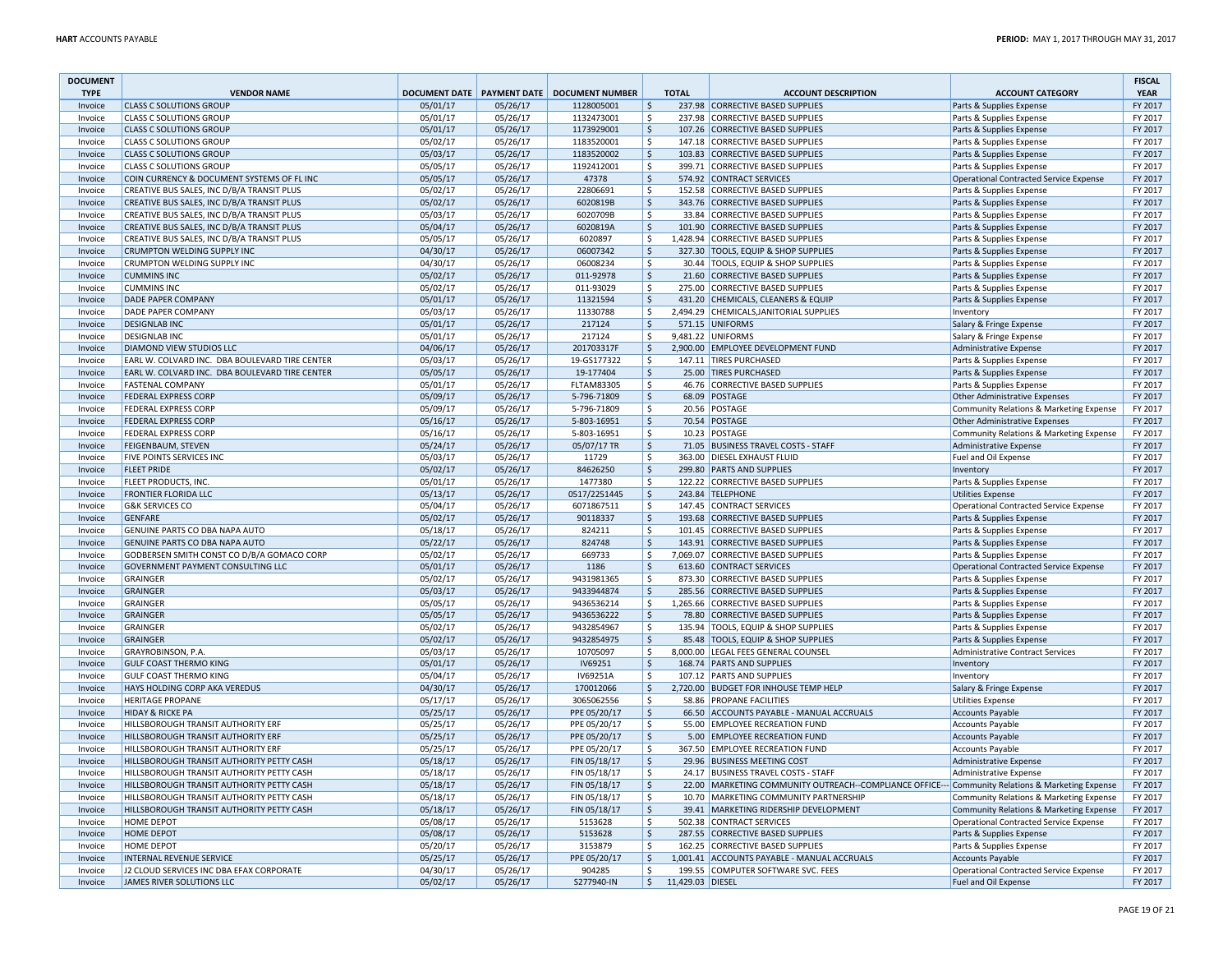| DOCUMENT TYPE | VENDOR NAME | DOCUMENT DATE | PAYMENT DATE | DOCUMENT NUMBER | TOTAL | ACCOUNT DESCRIPTION | ACCOUNT CATEGORY | FISCAL YEAR |
|---|---|---|---|---|---|---|---|---|
| Invoice | CLASS C SOLUTIONS GROUP | 05/01/17 | 05/26/17 | 1128005001 | $ 237.98 | CORRECTIVE BASED SUPPLIES | Parts & Supplies Expense | FY 2017 |
| Invoice | CLASS C SOLUTIONS GROUP | 05/01/17 | 05/26/17 | 1132473001 | $ 237.98 | CORRECTIVE BASED SUPPLIES | Parts & Supplies Expense | FY 2017 |
| Invoice | CLASS C SOLUTIONS GROUP | 05/01/17 | 05/26/17 | 1173929001 | $ 107.26 | CORRECTIVE BASED SUPPLIES | Parts & Supplies Expense | FY 2017 |
| Invoice | CLASS C SOLUTIONS GROUP | 05/02/17 | 05/26/17 | 1183520001 | $ 147.18 | CORRECTIVE BASED SUPPLIES | Parts & Supplies Expense | FY 2017 |
| Invoice | CLASS C SOLUTIONS GROUP | 05/03/17 | 05/26/17 | 1183520002 | $ 103.83 | CORRECTIVE BASED SUPPLIES | Parts & Supplies Expense | FY 2017 |
| Invoice | CLASS C SOLUTIONS GROUP | 05/05/17 | 05/26/17 | 1192412001 | $ 399.71 | CORRECTIVE BASED SUPPLIES | Parts & Supplies Expense | FY 2017 |
| Invoice | COIN CURRENCY & DOCUMENT SYSTEMS OF FL INC | 05/05/17 | 05/26/17 | 47378 | $ 574.92 | CONTRACT SERVICES | Operational Contracted Service Expense | FY 2017 |
| Invoice | CREATIVE BUS SALES, INC D/B/A TRANSIT PLUS | 05/02/17 | 05/26/17 | 22806691 | $ 152.58 | CORRECTIVE BASED SUPPLIES | Parts & Supplies Expense | FY 2017 |
| Invoice | CREATIVE BUS SALES, INC D/B/A TRANSIT PLUS | 05/02/17 | 05/26/17 | 6020819B | $ 343.76 | CORRECTIVE BASED SUPPLIES | Parts & Supplies Expense | FY 2017 |
| Invoice | CREATIVE BUS SALES, INC D/B/A TRANSIT PLUS | 05/03/17 | 05/26/17 | 6020709B | $ 33.84 | CORRECTIVE BASED SUPPLIES | Parts & Supplies Expense | FY 2017 |
| Invoice | CREATIVE BUS SALES, INC D/B/A TRANSIT PLUS | 05/04/17 | 05/26/17 | 6020819A | $ 101.90 | CORRECTIVE BASED SUPPLIES | Parts & Supplies Expense | FY 2017 |
| Invoice | CREATIVE BUS SALES, INC D/B/A TRANSIT PLUS | 05/05/17 | 05/26/17 | 6020897 | $ 1,428.94 | CORRECTIVE BASED SUPPLIES | Parts & Supplies Expense | FY 2017 |
| Invoice | CRUMPTON WELDING SUPPLY INC | 04/30/17 | 05/26/17 | 06007342 | $ 327.30 | TOOLS, EQUIP & SHOP SUPPLIES | Parts & Supplies Expense | FY 2017 |
| Invoice | CRUMPTON WELDING SUPPLY INC | 04/30/17 | 05/26/17 | 06008234 | $ 30.44 | TOOLS, EQUIP & SHOP SUPPLIES | Parts & Supplies Expense | FY 2017 |
| Invoice | CUMMINS INC | 05/02/17 | 05/26/17 | 011-92978 | $ 21.60 | CORRECTIVE BASED SUPPLIES | Parts & Supplies Expense | FY 2017 |
| Invoice | CUMMINS INC | 05/02/17 | 05/26/17 | 011-93029 | $ 275.00 | CORRECTIVE BASED SUPPLIES | Parts & Supplies Expense | FY 2017 |
| Invoice | DADE PAPER COMPANY | 05/01/17 | 05/26/17 | 11321594 | $ 431.20 | CHEMICALS, CLEANERS & EQUIP | Parts & Supplies Expense | FY 2017 |
| Invoice | DADE PAPER COMPANY | 05/03/17 | 05/26/17 | 11330788 | $ 2,494.29 | CHEMICALS,JANITORIAL SUPPLIES | Inventory | FY 2017 |
| Invoice | DESIGNLAB INC | 05/01/17 | 05/26/17 | 217124 | $ 571.15 | UNIFORMS | Salary & Fringe Expense | FY 2017 |
| Invoice | DESIGNLAB INC | 05/01/17 | 05/26/17 | 217124 | $ 9,481.22 | UNIFORMS | Salary & Fringe Expense | FY 2017 |
| Invoice | DIAMOND VIEW STUDIOS LLC | 04/06/17 | 05/26/17 | 201703317F | $ 2,900.00 | EMPLOYEE DEVELOPMENT FUND | Administrative Expense | FY 2017 |
| Invoice | EARL W. COLVARD INC. DBA BOULEVARD TIRE CENTER | 05/03/17 | 05/26/17 | 19-GS177322 | $ 147.11 | TIRES PURCHASED | Parts & Supplies Expense | FY 2017 |
| Invoice | EARL W. COLVARD INC. DBA BOULEVARD TIRE CENTER | 05/05/17 | 05/26/17 | 19-177404 | $ 25.00 | TIRES PURCHASED | Parts & Supplies Expense | FY 2017 |
| Invoice | FASTENAL COMPANY | 05/01/17 | 05/26/17 | FLTAM83305 | $ 46.76 | CORRECTIVE BASED SUPPLIES | Parts & Supplies Expense | FY 2017 |
| Invoice | FEDERAL EXPRESS CORP | 05/09/17 | 05/26/17 | 5-796-71809 | $ 68.09 | POSTAGE | Other Administrative Expenses | FY 2017 |
| Invoice | FEDERAL EXPRESS CORP | 05/09/17 | 05/26/17 | 5-796-71809 | $ 20.56 | POSTAGE | Community Relations & Marketing Expense | FY 2017 |
| Invoice | FEDERAL EXPRESS CORP | 05/16/17 | 05/26/17 | 5-803-16951 | $ 70.54 | POSTAGE | Other Administrative Expenses | FY 2017 |
| Invoice | FEDERAL EXPRESS CORP | 05/16/17 | 05/26/17 | 5-803-16951 | $ 10.23 | POSTAGE | Community Relations & Marketing Expense | FY 2017 |
| Invoice | FEIGENBAUM, STEVEN | 05/24/17 | 05/26/17 | 05/07/17 TR | $ 71.05 | BUSINESS TRAVEL COSTS - STAFF | Administrative Expense | FY 2017 |
| Invoice | FIVE POINTS SERVICES INC | 05/03/17 | 05/26/17 | 11729 | $ 363.00 | DIESEL EXHAUST FLUID | Fuel and Oil Expense | FY 2017 |
| Invoice | FLEET PRIDE | 05/02/17 | 05/26/17 | 84626250 | $ 299.80 | PARTS AND SUPPLIES | Inventory | FY 2017 |
| Invoice | FLEET PRODUCTS, INC. | 05/01/17 | 05/26/17 | 1477380 | $ 122.22 | CORRECTIVE BASED SUPPLIES | Parts & Supplies Expense | FY 2017 |
| Invoice | FRONTIER FLORIDA LLC | 05/13/17 | 05/26/17 | 0517/2251445 | $ 243.84 | TELEPHONE | Utilities Expense | FY 2017 |
| Invoice | G&K SERVICES CO | 05/04/17 | 05/26/17 | 6071867511 | $ 147.45 | CONTRACT SERVICES | Operational Contracted Service Expense | FY 2017 |
| Invoice | GENFARE | 05/02/17 | 05/26/17 | 90118337 | $ 193.68 | CORRECTIVE BASED SUPPLIES | Parts & Supplies Expense | FY 2017 |
| Invoice | GENUINE PARTS CO DBA NAPA AUTO | 05/18/17 | 05/26/17 | 824211 | $ 101.45 | CORRECTIVE BASED SUPPLIES | Parts & Supplies Expense | FY 2017 |
| Invoice | GENUINE PARTS CO DBA NAPA AUTO | 05/22/17 | 05/26/17 | 824748 | $ 143.91 | CORRECTIVE BASED SUPPLIES | Parts & Supplies Expense | FY 2017 |
| Invoice | GODBERSEN SMITH CONST CO D/B/A GOMACO CORP | 05/02/17 | 05/26/17 | 669733 | $ 7,069.07 | CORRECTIVE BASED SUPPLIES | Parts & Supplies Expense | FY 2017 |
| Invoice | GOVERNMENT PAYMENT CONSULTING LLC | 05/01/17 | 05/26/17 | 1186 | $ 613.60 | CONTRACT SERVICES | Operational Contracted Service Expense | FY 2017 |
| Invoice | GRAINGER | 05/02/17 | 05/26/17 | 9431981365 | $ 873.30 | CORRECTIVE BASED SUPPLIES | Parts & Supplies Expense | FY 2017 |
| Invoice | GRAINGER | 05/03/17 | 05/26/17 | 9433944874 | $ 285.56 | CORRECTIVE BASED SUPPLIES | Parts & Supplies Expense | FY 2017 |
| Invoice | GRAINGER | 05/05/17 | 05/26/17 | 9436536214 | $ 1,265.66 | CORRECTIVE BASED SUPPLIES | Parts & Supplies Expense | FY 2017 |
| Invoice | GRAINGER | 05/05/17 | 05/26/17 | 9436536222 | $ 78.80 | CORRECTIVE BASED SUPPLIES | Parts & Supplies Expense | FY 2017 |
| Invoice | GRAINGER | 05/02/17 | 05/26/17 | 9432854967 | $ 135.94 | TOOLS, EQUIP & SHOP SUPPLIES | Parts & Supplies Expense | FY 2017 |
| Invoice | GRAINGER | 05/02/17 | 05/26/17 | 9432854975 | $ 85.48 | TOOLS, EQUIP & SHOP SUPPLIES | Parts & Supplies Expense | FY 2017 |
| Invoice | GRAYROBINSON, P.A. | 05/03/17 | 05/26/17 | 10705097 | $ 8,000.00 | LEGAL FEES GENERAL COUNSEL | Administrative Contract Services | FY 2017 |
| Invoice | GULF COAST THERMO KING | 05/01/17 | 05/26/17 | IV69251 | $ 168.74 | PARTS AND SUPPLIES | Inventory | FY 2017 |
| Invoice | GULF COAST THERMO KING | 05/04/17 | 05/26/17 | IV69251A | $ 107.12 | PARTS AND SUPPLIES | Inventory | FY 2017 |
| Invoice | HAYS HOLDING CORP AKA VEREDUS | 04/30/17 | 05/26/17 | 170012066 | $ 2,720.00 | BUDGET FOR INHOUSE TEMP HELP | Salary & Fringe Expense | FY 2017 |
| Invoice | HERITAGE PROPANE | 05/17/17 | 05/26/17 | 3065062556 | $ 58.86 | PROPANE FACILITIES | Utilities Expense | FY 2017 |
| Invoice | HIDAY & RICKE PA | 05/25/17 | 05/26/17 | PPE 05/20/17 | $ 66.50 | ACCOUNTS PAYABLE - MANUAL ACCRUALS | Accounts Payable | FY 2017 |
| Invoice | HILLSBOROUGH TRANSIT AUTHORITY ERF | 05/25/17 | 05/26/17 | PPE 05/20/17 | $ 55.00 | EMPLOYEE RECREATION FUND | Accounts Payable | FY 2017 |
| Invoice | HILLSBOROUGH TRANSIT AUTHORITY ERF | 05/25/17 | 05/26/17 | PPE 05/20/17 | $ 5.00 | EMPLOYEE RECREATION FUND | Accounts Payable | FY 2017 |
| Invoice | HILLSBOROUGH TRANSIT AUTHORITY ERF | 05/25/17 | 05/26/17 | PPE 05/20/17 | $ 367.50 | EMPLOYEE RECREATION FUND | Accounts Payable | FY 2017 |
| Invoice | HILLSBOROUGH TRANSIT AUTHORITY PETTY CASH | 05/18/17 | 05/26/17 | FIN 05/18/17 | $ 29.96 | BUSINESS MEETING COST | Administrative Expense | FY 2017 |
| Invoice | HILLSBOROUGH TRANSIT AUTHORITY PETTY CASH | 05/18/17 | 05/26/17 | FIN 05/18/17 | $ 24.17 | BUSINESS TRAVEL COSTS - STAFF | Administrative Expense | FY 2017 |
| Invoice | HILLSBOROUGH TRANSIT AUTHORITY PETTY CASH | 05/18/17 | 05/26/17 | FIN 05/18/17 | $ 22.00 | MARKETING COMMUNITY OUTREACH--COMPLIANCE OFFICE--- | Community Relations & Marketing Expense | FY 2017 |
| Invoice | HILLSBOROUGH TRANSIT AUTHORITY PETTY CASH | 05/18/17 | 05/26/17 | FIN 05/18/17 | $ 10.70 | MARKETING COMMUNITY PARTNERSHIP | Community Relations & Marketing Expense | FY 2017 |
| Invoice | HILLSBOROUGH TRANSIT AUTHORITY PETTY CASH | 05/18/17 | 05/26/17 | FIN 05/18/17 | $ 39.41 | MARKETING RIDERSHIP DEVELOPMENT | Community Relations & Marketing Expense | FY 2017 |
| Invoice | HOME DEPOT | 05/08/17 | 05/26/17 | 5153628 | $ 502.38 | CONTRACT SERVICES | Operational Contracted Service Expense | FY 2017 |
| Invoice | HOME DEPOT | 05/08/17 | 05/26/17 | 5153628 | $ 287.55 | CORRECTIVE BASED SUPPLIES | Parts & Supplies Expense | FY 2017 |
| Invoice | HOME DEPOT | 05/20/17 | 05/26/17 | 3153879 | $ 162.25 | CORRECTIVE BASED SUPPLIES | Parts & Supplies Expense | FY 2017 |
| Invoice | INTERNAL REVENUE SERVICE | 05/25/17 | 05/26/17 | PPE 05/20/17 | $ 1,001.41 | ACCOUNTS PAYABLE - MANUAL ACCRUALS | Accounts Payable | FY 2017 |
| Invoice | J2 CLOUD SERVICES INC DBA EFAX CORPORATE | 04/30/17 | 05/26/17 | 904285 | $ 199.55 | COMPUTER SOFTWARE SVC. FEES | Operational Contracted Service Expense | FY 2017 |
| Invoice | JAMES RIVER SOLUTIONS LLC | 05/02/17 | 05/26/17 | S277940-IN | $ 11,429.03 | DIESEL | Fuel and Oil Expense | FY 2017 |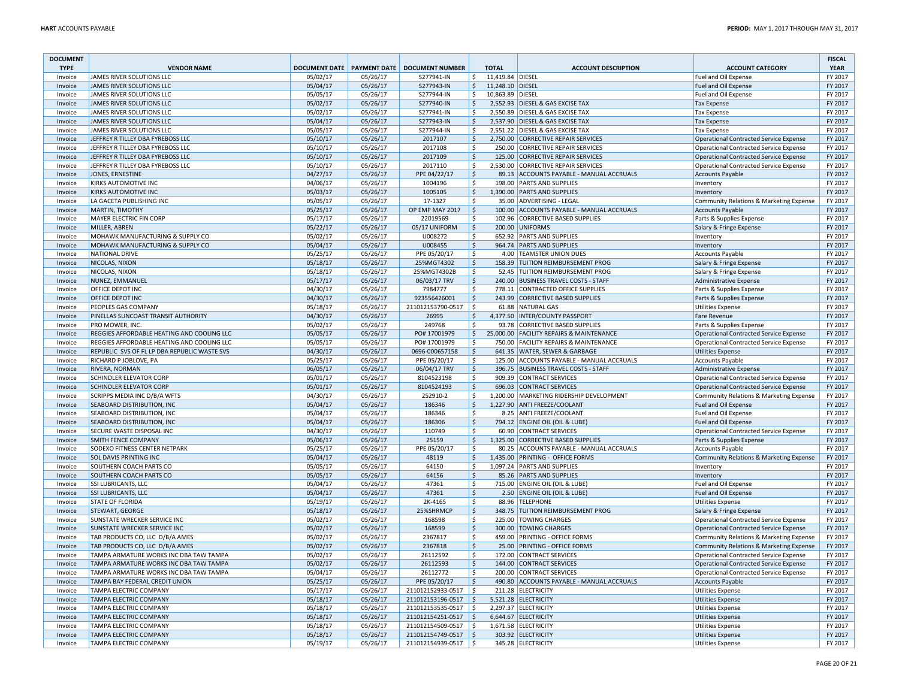| DOCUMENT TYPE | VENDOR NAME | DOCUMENT DATE | PAYMENT DATE | DOCUMENT NUMBER | TOTAL | ACCOUNT DESCRIPTION | ACCOUNT CATEGORY | FISCAL YEAR |
|---|---|---|---|---|---|---|---|---|
| Invoice | JAMES RIVER SOLUTIONS LLC | 05/02/17 | 05/26/17 | S277941-IN | $ 11,419.84 | DIESEL | Fuel and Oil Expense | FY 2017 |
| Invoice | JAMES RIVER SOLUTIONS LLC | 05/04/17 | 05/26/17 | S277943-IN | $ 11,248.10 | DIESEL | Fuel and Oil Expense | FY 2017 |
| Invoice | JAMES RIVER SOLUTIONS LLC | 05/05/17 | 05/26/17 | S277944-IN | $ 10,863.89 | DIESEL | Fuel and Oil Expense | FY 2017 |
| Invoice | JAMES RIVER SOLUTIONS LLC | 05/02/17 | 05/26/17 | S277940-IN | $ 2,552.93 | DIESEL & GAS EXCISE TAX | Tax Expense | FY 2017 |
| Invoice | JAMES RIVER SOLUTIONS LLC | 05/02/17 | 05/26/17 | S277941-IN | $ 2,550.89 | DIESEL & GAS EXCISE TAX | Tax Expense | FY 2017 |
| Invoice | JAMES RIVER SOLUTIONS LLC | 05/04/17 | 05/26/17 | S277943-IN | $ 2,537.90 | DIESEL & GAS EXCISE TAX | Tax Expense | FY 2017 |
| Invoice | JAMES RIVER SOLUTIONS LLC | 05/05/17 | 05/26/17 | S277944-IN | $ 2,551.22 | DIESEL & GAS EXCISE TAX | Tax Expense | FY 2017 |
| Invoice | JEFFREY R TILLEY DBA FYREBOSS LLC | 05/10/17 | 05/26/17 | 2017107 | $ 2,750.00 | CORRECTIVE REPAIR SERVICES | Operational Contracted Service Expense | FY 2017 |
| Invoice | JEFFREY R TILLEY DBA FYREBOSS LLC | 05/10/17 | 05/26/17 | 2017108 | $ 250.00 | CORRECTIVE REPAIR SERVICES | Operational Contracted Service Expense | FY 2017 |
| Invoice | JEFFREY R TILLEY DBA FYREBOSS LLC | 05/10/17 | 05/26/17 | 2017109 | $ 125.00 | CORRECTIVE REPAIR SERVICES | Operational Contracted Service Expense | FY 2017 |
| Invoice | JEFFREY R TILLEY DBA FYREBOSS LLC | 05/10/17 | 05/26/17 | 2017110 | $ 2,530.00 | CORRECTIVE REPAIR SERVICES | Operational Contracted Service Expense | FY 2017 |
| Invoice | JONES, ERNESTINE | 04/27/17 | 05/26/17 | PPE 04/22/17 | $ 89.13 | ACCOUNTS PAYABLE - MANUAL ACCRUALS | Accounts Payable | FY 2017 |
| Invoice | KIRKS AUTOMOTIVE INC | 04/06/17 | 05/26/17 | 1004196 | $ 198.00 | PARTS AND SUPPLIES | Inventory | FY 2017 |
| Invoice | KIRKS AUTOMOTIVE INC | 05/03/17 | 05/26/17 | 1005105 | $ 1,390.00 | PARTS AND SUPPLIES | Inventory | FY 2017 |
| Invoice | LA GACETA PUBLISHING INC | 05/05/17 | 05/26/17 | 17-1327 | $ 35.00 | ADVERTISING - LEGAL | Community Relations & Marketing Expense | FY 2017 |
| Invoice | MARTIN, TIMOTHY | 05/25/17 | 05/26/17 | OP EMP MAY 2017 | $ 100.00 | ACCOUNTS PAYABLE - MANUAL ACCRUALS | Accounts Payable | FY 2017 |
| Invoice | MAYER ELECTRIC FIN CORP | 05/17/17 | 05/26/17 | 22019569 | $ 102.96 | CORRECTIVE BASED SUPPLIES | Parts & Supplies Expense | FY 2017 |
| Invoice | MILLER, ABREN | 05/22/17 | 05/26/17 | 05/17 UNIFORM | $ 200.00 | UNIFORMS | Salary & Fringe Expense | FY 2017 |
| Invoice | MOHAWK MANUFACTURING & SUPPLY CO | 05/02/17 | 05/26/17 | U008272 | $ 652.92 | PARTS AND SUPPLIES | Inventory | FY 2017 |
| Invoice | MOHAWK MANUFACTURING & SUPPLY CO | 05/04/17 | 05/26/17 | U008455 | $ 964.74 | PARTS AND SUPPLIES | Inventory | FY 2017 |
| Invoice | NATIONAL DRIVE | 05/25/17 | 05/26/17 | PPE 05/20/17 | $ 4.00 | TEAMSTER UNION DUES | Accounts Payable | FY 2017 |
| Invoice | NICOLAS, NIXON | 05/18/17 | 05/26/17 | 25%MGT4302 | $ 158.39 | TUITION REIMBURSEMENT PROG | Salary & Fringe Expense | FY 2017 |
| Invoice | NICOLAS, NIXON | 05/18/17 | 05/26/17 | 25%MGT4302B | $ 52.45 | TUITION REIMBURSEMENT PROG | Salary & Fringe Expense | FY 2017 |
| Invoice | NUNEZ, EMMANUEL | 05/17/17 | 05/26/17 | 06/03/17 TRV | $ 240.00 | BUSINESS TRAVEL COSTS - STAFF | Administrative Expense | FY 2017 |
| Invoice | OFFICE DEPOT INC | 04/30/17 | 05/26/17 | 7984777 | $ 778.11 | CONTRACTED OFFICE SUPPLIES | Parts & Supplies Expense | FY 2017 |
| Invoice | OFFICE DEPOT INC | 04/30/17 | 05/26/17 | 923556426001 | $ 243.99 | CORRECTIVE BASED SUPPLIES | Parts & Supplies Expense | FY 2017 |
| Invoice | PEOPLES GAS COMPANY | 05/18/17 | 05/26/17 | 211012153790-0517 | $ 61.88 | NATURAL GAS | Utilities Expense | FY 2017 |
| Invoice | PINELLAS SUNCOAST TRANSIT AUTHORITY | 04/30/17 | 05/26/17 | 26995 | $ 4,377.50 | INTER/COUNTY PASSPORT | Fare Revenue | FY 2017 |
| Invoice | PRO MOWER, INC. | 05/02/17 | 05/26/17 | 249768 | $ 93.78 | CORRECTIVE BASED SUPPLIES | Parts & Supplies Expense | FY 2017 |
| Invoice | REGGIES AFFORDABLE HEATING AND COOLING LLC | 05/05/17 | 05/26/17 | PO# 17001979 | $ 25,000.00 | FACILITY REPAIRS & MAINTENANCE | Operational Contracted Service Expense | FY 2017 |
| Invoice | REGGIES AFFORDABLE HEATING AND COOLING LLC | 05/05/17 | 05/26/17 | PO# 17001979 | $ 750.00 | FACILITY REPAIRS & MAINTENANCE | Operational Contracted Service Expense | FY 2017 |
| Invoice | REPUBLIC SVS OF FL LP DBA REPUBLIC WASTE SVS | 04/30/17 | 05/26/17 | 0696-000657158 | $ 641.35 | WATER, SEWER & GARBAGE | Utilities Expense | FY 2017 |
| Invoice | RICHARD P JOBLOVE, PA | 05/25/17 | 05/26/17 | PPE 05/20/17 | $ 125.00 | ACCOUNTS PAYABLE - MANUAL ACCRUALS | Accounts Payable | FY 2017 |
| Invoice | RIVERA, NORMAN | 06/05/17 | 05/26/17 | 06/04/17 TRV | $ 396.75 | BUSINESS TRAVEL COSTS - STAFF | Administrative Expense | FY 2017 |
| Invoice | SCHINDLER ELEVATOR CORP | 05/01/17 | 05/26/17 | 8104523198 | $ 909.39 | CONTRACT SERVICES | Operational Contracted Service Expense | FY 2017 |
| Invoice | SCHINDLER ELEVATOR CORP | 05/01/17 | 05/26/17 | 8104524193 | $ 696.03 | CONTRACT SERVICES | Operational Contracted Service Expense | FY 2017 |
| Invoice | SCRIPPS MEDIA INC D/B/A WFTS | 04/30/17 | 05/26/17 | 252910-2 | $ 1,200.00 | MARKETING RIDERSHIP DEVELOPMENT | Community Relations & Marketing Expense | FY 2017 |
| Invoice | SEABOARD DISTRIBUTION, INC | 05/04/17 | 05/26/17 | 186346 | $ 1,227.90 | ANTI FREEZE/COOLANT | Fuel and Oil Expense | FY 2017 |
| Invoice | SEABOARD DISTRIBUTION, INC | 05/04/17 | 05/26/17 | 186346 | $ 8.25 | ANTI FREEZE/COOLANT | Fuel and Oil Expense | FY 2017 |
| Invoice | SEABOARD DISTRIBUTION, INC | 05/04/17 | 05/26/17 | 186306 | $ 794.12 | ENGINE OIL (OIL & LUBE) | Fuel and Oil Expense | FY 2017 |
| Invoice | SECURE WASTE DISPOSAL INC | 04/30/17 | 05/26/17 | 110749 | $ 60.90 | CONTRACT SERVICES | Operational Contracted Service Expense | FY 2017 |
| Invoice | SMITH FENCE COMPANY | 05/06/17 | 05/26/17 | 25159 | $ 1,325.00 | CORRECTIVE BASED SUPPLIES | Parts & Supplies Expense | FY 2017 |
| Invoice | SODEXO FITNESS CENTER NETPARK | 05/25/17 | 05/26/17 | PPE 05/20/17 | $ 80.25 | ACCOUNTS PAYABLE - MANUAL ACCRUALS | Accounts Payable | FY 2017 |
| Invoice | SOL DAVIS PRINTING INC | 05/04/17 | 05/26/17 | 48119 | $ 1,435.00 | PRINTING - OFFICE FORMS | Community Relations & Marketing Expense | FY 2017 |
| Invoice | SOUTHERN COACH PARTS CO | 05/05/17 | 05/26/17 | 64150 | $ 1,097.24 | PARTS AND SUPPLIES | Inventory | FY 2017 |
| Invoice | SOUTHERN COACH PARTS CO | 05/05/17 | 05/26/17 | 64156 | $ 85.26 | PARTS AND SUPPLIES | Inventory | FY 2017 |
| Invoice | SSI LUBRICANTS, LLC | 05/04/17 | 05/26/17 | 47361 | $ 715.00 | ENGINE OIL (OIL & LUBE) | Fuel and Oil Expense | FY 2017 |
| Invoice | SSI LUBRICANTS, LLC | 05/04/17 | 05/26/17 | 47361 | $ 2.50 | ENGINE OIL (OIL & LUBE) | Fuel and Oil Expense | FY 2017 |
| Invoice | STATE OF FLORIDA | 05/19/17 | 05/26/17 | 2K-4165 | $ 88.96 | TELEPHONE | Utilities Expense | FY 2017 |
| Invoice | STEWART, GEORGE | 05/18/17 | 05/26/17 | 25%SHRMCP | $ 348.75 | TUITION REIMBURSEMENT PROG | Salary & Fringe Expense | FY 2017 |
| Invoice | SUNSTATE WRECKER SERVICE INC | 05/02/17 | 05/26/17 | 168598 | $ 225.00 | TOWING CHARGES | Operational Contracted Service Expense | FY 2017 |
| Invoice | SUNSTATE WRECKER SERVICE INC | 05/02/17 | 05/26/17 | 168599 | $ 300.00 | TOWING CHARGES | Operational Contracted Service Expense | FY 2017 |
| Invoice | TAB PRODUCTS CO, LLC D/B/A AMES | 05/02/17 | 05/26/17 | 2367817 | $ 459.00 | PRINTING - OFFICE FORMS | Community Relations & Marketing Expense | FY 2017 |
| Invoice | TAB PRODUCTS CO, LLC D/B/A AMES | 05/02/17 | 05/26/17 | 2367818 | $ 25.00 | PRINTING - OFFICE FORMS | Community Relations & Marketing Expense | FY 2017 |
| Invoice | TAMPA ARMATURE WORKS INC DBA TAW TAMPA | 05/02/17 | 05/26/17 | 26112592 | $ 172.00 | CONTRACT SERVICES | Operational Contracted Service Expense | FY 2017 |
| Invoice | TAMPA ARMATURE WORKS INC DBA TAW TAMPA | 05/02/17 | 05/26/17 | 26112593 | $ 144.00 | CONTRACT SERVICES | Operational Contracted Service Expense | FY 2017 |
| Invoice | TAMPA ARMATURE WORKS INC DBA TAW TAMPA | 05/04/17 | 05/26/17 | 26112772 | $ 200.00 | CONTRACT SERVICES | Operational Contracted Service Expense | FY 2017 |
| Invoice | TAMPA BAY FEDERAL CREDIT UNION | 05/25/17 | 05/26/17 | PPE 05/20/17 | $ 490.80 | ACCOUNTS PAYABLE - MANUAL ACCRUALS | Accounts Payable | FY 2017 |
| Invoice | TAMPA ELECTRIC COMPANY | 05/17/17 | 05/26/17 | 211012152933-0517 | $ 211.28 | ELECTRICITY | Utilities Expense | FY 2017 |
| Invoice | TAMPA ELECTRIC COMPANY | 05/18/17 | 05/26/17 | 211012153196-0517 | $ 5,521.28 | ELECTRICITY | Utilities Expense | FY 2017 |
| Invoice | TAMPA ELECTRIC COMPANY | 05/18/17 | 05/26/17 | 211012153535-0517 | $ 2,297.37 | ELECTRICITY | Utilities Expense | FY 2017 |
| Invoice | TAMPA ELECTRIC COMPANY | 05/18/17 | 05/26/17 | 211012154251-0517 | $ 6,644.67 | ELECTRICITY | Utilities Expense | FY 2017 |
| Invoice | TAMPA ELECTRIC COMPANY | 05/18/17 | 05/26/17 | 211012154509-0517 | $ 1,671.58 | ELECTRICITY | Utilities Expense | FY 2017 |
| Invoice | TAMPA ELECTRIC COMPANY | 05/18/17 | 05/26/17 | 211012154749-0517 | $ 303.92 | ELECTRICITY | Utilities Expense | FY 2017 |
| Invoice | TAMPA ELECTRIC COMPANY | 05/19/17 | 05/26/17 | 211012154939-0517 | $ 345.28 | ELECTRICITY | Utilities Expense | FY 2017 |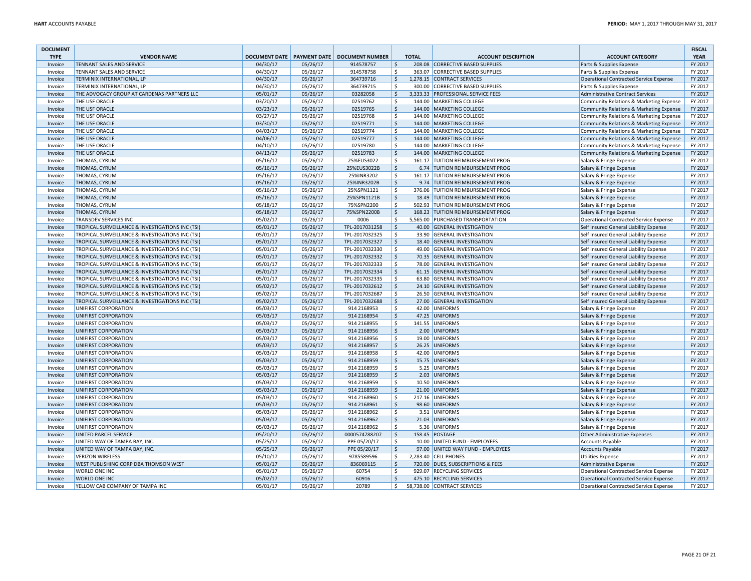| DOCUMENT TYPE | VENDOR NAME | DOCUMENT DATE | PAYMENT DATE | DOCUMENT NUMBER | TOTAL | ACCOUNT DESCRIPTION | ACCOUNT CATEGORY | FISCAL YEAR |
|---|---|---|---|---|---|---|---|---|
| Invoice | TENNANT SALES AND SERVICE | 04/30/17 | 05/26/17 | 914578757 | $ 208.08 | CORRECTIVE BASED SUPPLIES | Parts & Supplies Expense | FY 2017 |
| Invoice | TENNANT SALES AND SERVICE | 04/30/17 | 05/26/17 | 914578758 | $ 363.07 | CORRECTIVE BASED SUPPLIES | Parts & Supplies Expense | FY 2017 |
| Invoice | TERMINIX INTERNATIONAL, LP | 04/30/17 | 05/26/17 | 364739716 | $ 1,278.15 | CONTRACT SERVICES | Operational Contracted Service Expense | FY 2017 |
| Invoice | TERMINIX INTERNATIONAL, LP | 04/30/17 | 05/26/17 | 364739715 | $ 300.00 | CORRECTIVE BASED SUPPLIES | Parts & Supplies Expense | FY 2017 |
| Invoice | THE ADVOCACY GROUP AT CARDENAS PARTNERS LLC | 05/01/17 | 05/26/17 | 03282058 | $ 3,333.33 | PROFESSIONAL SERVICE FEES | Administrative Contract Services | FY 2017 |
| Invoice | THE USF ORACLE | 03/20/17 | 05/26/17 | 02519762 | $ 144.00 | MARKETING COLLEGE | Community Relations & Marketing Expense | FY 2017 |
| Invoice | THE USF ORACLE | 03/23/17 | 05/26/17 | 02519765 | $ 144.00 | MARKETING COLLEGE | Community Relations & Marketing Expense | FY 2017 |
| Invoice | THE USF ORACLE | 03/27/17 | 05/26/17 | 02519768 | $ 144.00 | MARKETING COLLEGE | Community Relations & Marketing Expense | FY 2017 |
| Invoice | THE USF ORACLE | 03/30/17 | 05/26/17 | 02519771 | $ 144.00 | MARKETING COLLEGE | Community Relations & Marketing Expense | FY 2017 |
| Invoice | THE USF ORACLE | 04/03/17 | 05/26/17 | 02519774 | $ 144.00 | MARKETING COLLEGE | Community Relations & Marketing Expense | FY 2017 |
| Invoice | THE USF ORACLE | 04/06/17 | 05/26/17 | 02519777 | $ 144.00 | MARKETING COLLEGE | Community Relations & Marketing Expense | FY 2017 |
| Invoice | THE USF ORACLE | 04/10/17 | 05/26/17 | 02519780 | $ 144.00 | MARKETING COLLEGE | Community Relations & Marketing Expense | FY 2017 |
| Invoice | THE USF ORACLE | 04/13/17 | 05/26/17 | 02519783 | $ 144.00 | MARKETING COLLEGE | Community Relations & Marketing Expense | FY 2017 |
| Invoice | THOMAS, CYRUM | 05/16/17 | 05/26/17 | 25%EUS3022 | $ 161.17 | TUITION REIMBURSEMENT PROG | Salary & Fringe Expense | FY 2017 |
| Invoice | THOMAS, CYRUM | 05/16/17 | 05/26/17 | 25%EUS3022B | $ 6.74 | TUITION REIMBURSEMENT PROG | Salary & Fringe Expense | FY 2017 |
| Invoice | THOMAS, CYRUM | 05/16/17 | 05/26/17 | 25%INR3202 | $ 161.17 | TUITION REIMBURSEMENT PROG | Salary & Fringe Expense | FY 2017 |
| Invoice | THOMAS, CYRUM | 05/16/17 | 05/26/17 | 25%INR3202B | $ 9.74 | TUITION REIMBURSEMENT PROG | Salary & Fringe Expense | FY 2017 |
| Invoice | THOMAS, CYRUM | 05/16/17 | 05/26/17 | 25%SPN1121 | $ 376.06 | TUITION REIMBURSEMENT PROG | Salary & Fringe Expense | FY 2017 |
| Invoice | THOMAS, CYRUM | 05/16/17 | 05/26/17 | 25%SPN1121B | $ 18.49 | TUITION REIMBURSEMENT PROG | Salary & Fringe Expense | FY 2017 |
| Invoice | THOMAS, CYRUM | 05/18/17 | 05/26/17 | 75%SPN2200 | $ 502.93 | TUITION REIMBURSEMENT PROG | Salary & Fringe Expense | FY 2017 |
| Invoice | THOMAS, CYRUM | 05/18/17 | 05/26/17 | 75%SPN2200B | $ 168.23 | TUITION REIMBURSEMENT PROG | Salary & Fringe Expense | FY 2017 |
| Invoice | TRANSDEV SERVICES INC | 05/02/17 | 05/26/17 | 0006 | $ 5,565.00 | PURCHASED TRANSPORTATION | Operational Contracted Service Expense | FY 2017 |
| Invoice | TROPICAL SURVEILLANCE & INVESTIGATIONS INC (TSI) | 05/01/17 | 05/26/17 | TPL-2017031258 | $ 40.00 | GENERAL INVESTIGATION | Self Insured General Liability Expense | FY 2017 |
| Invoice | TROPICAL SURVEILLANCE & INVESTIGATIONS INC (TSI) | 05/01/17 | 05/26/17 | TPL-2017032325 | $ 33.90 | GENERAL INVESTIGATION | Self Insured General Liability Expense | FY 2017 |
| Invoice | TROPICAL SURVEILLANCE & INVESTIGATIONS INC (TSI) | 05/01/17 | 05/26/17 | TPL-2017032327 | $ 18.40 | GENERAL INVESTIGATION | Self Insured General Liability Expense | FY 2017 |
| Invoice | TROPICAL SURVEILLANCE & INVESTIGATIONS INC (TSI) | 05/01/17 | 05/26/17 | TPL-2017032330 | $ 49.00 | GENERAL INVESTIGATION | Self Insured General Liability Expense | FY 2017 |
| Invoice | TROPICAL SURVEILLANCE & INVESTIGATIONS INC (TSI) | 05/01/17 | 05/26/17 | TPL-2017032332 | $ 70.35 | GENERAL INVESTIGATION | Self Insured General Liability Expense | FY 2017 |
| Invoice | TROPICAL SURVEILLANCE & INVESTIGATIONS INC (TSI) | 05/01/17 | 05/26/17 | TPL-2017032333 | $ 78.00 | GENERAL INVESTIGATION | Self Insured General Liability Expense | FY 2017 |
| Invoice | TROPICAL SURVEILLANCE & INVESTIGATIONS INC (TSI) | 05/01/17 | 05/26/17 | TPL-2017032334 | $ 61.15 | GENERAL INVESTIGATION | Self Insured General Liability Expense | FY 2017 |
| Invoice | TROPICAL SURVEILLANCE & INVESTIGATIONS INC (TSI) | 05/01/17 | 05/26/17 | TPL-2017032335 | $ 63.80 | GENERAL INVESTIGATION | Self Insured General Liability Expense | FY 2017 |
| Invoice | TROPICAL SURVEILLANCE & INVESTIGATIONS INC (TSI) | 05/02/17 | 05/26/17 | TPL-2017032612 | $ 24.10 | GENERAL INVESTIGATION | Self Insured General Liability Expense | FY 2017 |
| Invoice | TROPICAL SURVEILLANCE & INVESTIGATIONS INC (TSI) | 05/02/17 | 05/26/17 | TPL-2017032687 | $ 26.50 | GENERAL INVESTIGATION | Self Insured General Liability Expense | FY 2017 |
| Invoice | TROPICAL SURVEILLANCE & INVESTIGATIONS INC (TSI) | 05/02/17 | 05/26/17 | TPL-2017032688 | $ 27.00 | GENERAL INVESTIGATION | Self Insured General Liability Expense | FY 2017 |
| Invoice | UNIFIRST CORPORATION | 05/03/17 | 05/26/17 | 914 2168953 | $ 42.00 | UNIFORMS | Salary & Fringe Expense | FY 2017 |
| Invoice | UNIFIRST CORPORATION | 05/03/17 | 05/26/17 | 914 2168954 | $ 47.25 | UNIFORMS | Salary & Fringe Expense | FY 2017 |
| Invoice | UNIFIRST CORPORATION | 05/03/17 | 05/26/17 | 914 2168955 | $ 141.55 | UNIFORMS | Salary & Fringe Expense | FY 2017 |
| Invoice | UNIFIRST CORPORATION | 05/03/17 | 05/26/17 | 914 2168956 | $ 2.00 | UNIFORMS | Salary & Fringe Expense | FY 2017 |
| Invoice | UNIFIRST CORPORATION | 05/03/17 | 05/26/17 | 914 2168956 | $ 19.00 | UNIFORMS | Salary & Fringe Expense | FY 2017 |
| Invoice | UNIFIRST CORPORATION | 05/03/17 | 05/26/17 | 914 2168957 | $ 26.25 | UNIFORMS | Salary & Fringe Expense | FY 2017 |
| Invoice | UNIFIRST CORPORATION | 05/03/17 | 05/26/17 | 914 2168958 | $ 42.00 | UNIFORMS | Salary & Fringe Expense | FY 2017 |
| Invoice | UNIFIRST CORPORATION | 05/03/17 | 05/26/17 | 914 2168959 | $ 15.75 | UNIFORMS | Salary & Fringe Expense | FY 2017 |
| Invoice | UNIFIRST CORPORATION | 05/03/17 | 05/26/17 | 914 2168959 | $ 5.25 | UNIFORMS | Salary & Fringe Expense | FY 2017 |
| Invoice | UNIFIRST CORPORATION | 05/03/17 | 05/26/17 | 914 2168959 | $ 2.03 | UNIFORMS | Salary & Fringe Expense | FY 2017 |
| Invoice | UNIFIRST CORPORATION | 05/03/17 | 05/26/17 | 914 2168959 | $ 10.50 | UNIFORMS | Salary & Fringe Expense | FY 2017 |
| Invoice | UNIFIRST CORPORATION | 05/03/17 | 05/26/17 | 914 2168959 | $ 21.00 | UNIFORMS | Salary & Fringe Expense | FY 2017 |
| Invoice | UNIFIRST CORPORATION | 05/03/17 | 05/26/17 | 914 2168960 | $ 217.16 | UNIFORMS | Salary & Fringe Expense | FY 2017 |
| Invoice | UNIFIRST CORPORATION | 05/03/17 | 05/26/17 | 914 2168961 | $ 98.60 | UNIFORMS | Salary & Fringe Expense | FY 2017 |
| Invoice | UNIFIRST CORPORATION | 05/03/17 | 05/26/17 | 914 2168962 | $ 3.51 | UNIFORMS | Salary & Fringe Expense | FY 2017 |
| Invoice | UNIFIRST CORPORATION | 05/03/17 | 05/26/17 | 914 2168962 | $ 21.03 | UNIFORMS | Salary & Fringe Expense | FY 2017 |
| Invoice | UNIFIRST CORPORATION | 05/03/17 | 05/26/17 | 914 2168962 | $ 5.36 | UNIFORMS | Salary & Fringe Expense | FY 2017 |
| Invoice | UNITED PARCEL SERVICE | 05/20/17 | 05/26/17 | 0000574788207 | $ 158.45 | POSTAGE | Other Administrative Expenses | FY 2017 |
| Invoice | UNITED WAY OF TAMPA BAY, INC. | 05/25/17 | 05/26/17 | PPE 05/20/17 | $ 10.00 | UNITED FUND - EMPLOYEES | Accounts Payable | FY 2017 |
| Invoice | UNITED WAY OF TAMPA BAY, INC. | 05/25/17 | 05/26/17 | PPE 05/20/17 | $ 97.00 | UNITED WAY FUND - EMPLOYEES | Accounts Payable | FY 2017 |
| Invoice | VERIZON WIRELESS | 05/10/17 | 05/26/17 | 9785589596 | $ 2,283.40 | CELL PHONES | Utilities Expense | FY 2017 |
| Invoice | WEST PUBLISHING CORP DBA THOMSON WEST | 05/01/17 | 05/26/17 | 836069115 | $ 720.00 | DUES, SUBSCRIPTIONS & FEES | Administrative Expense | FY 2017 |
| Invoice | WORLD ONE INC | 05/01/17 | 05/26/17 | 60754 | $ 929.07 | RECYCLING SERVICES | Operational Contracted Service Expense | FY 2017 |
| Invoice | WORLD ONE INC | 05/02/17 | 05/26/17 | 60916 | $ 475.10 | RECYCLING SERVICES | Operational Contracted Service Expense | FY 2017 |
| Invoice | YELLOW CAB COMPANY OF TAMPA INC | 05/01/17 | 05/26/17 | 20789 | $ 58,738.00 | CONTRACT SERVICES | Operational Contracted Service Expense | FY 2017 |